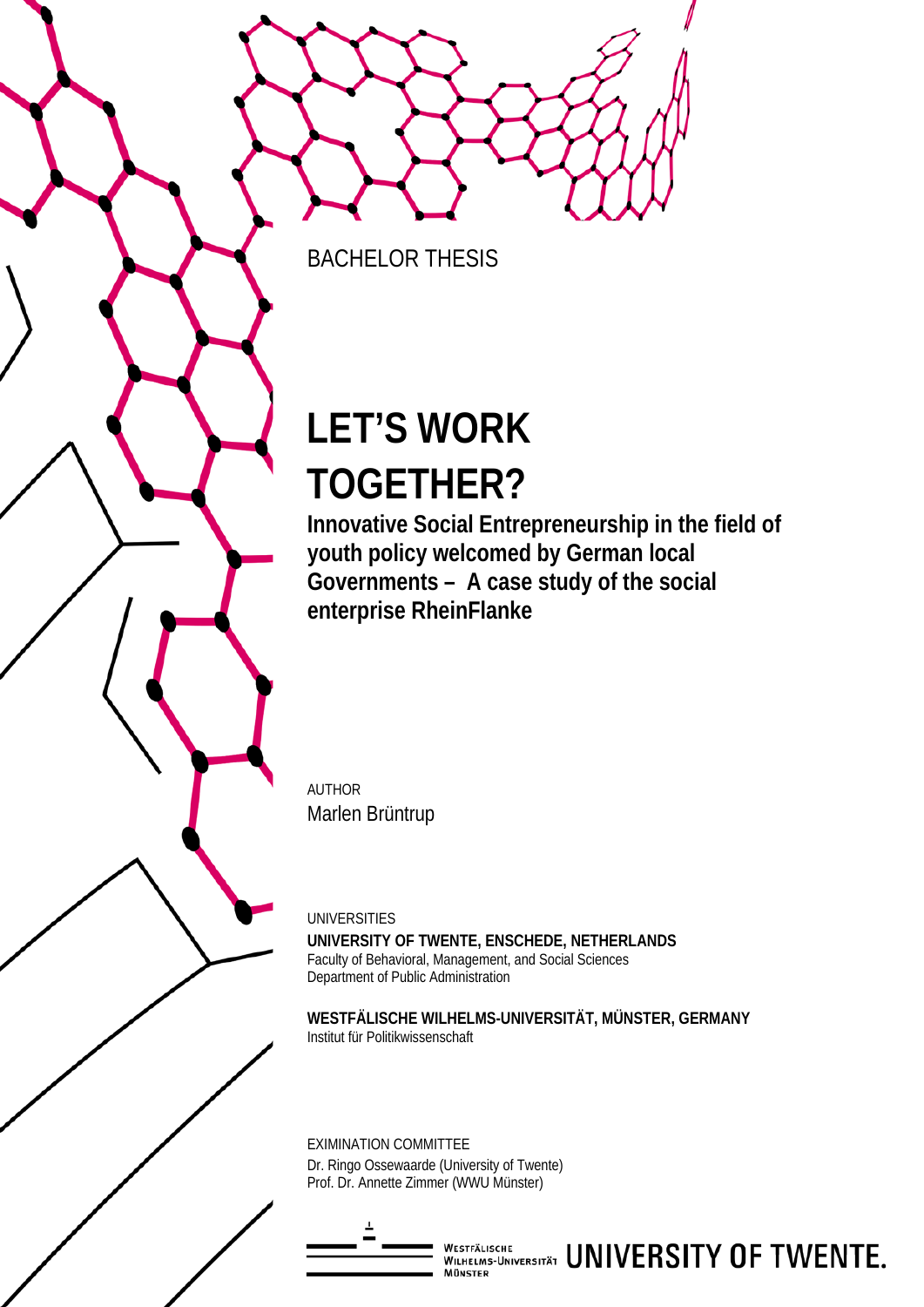BACHELOR THESIS

# LET'S WORK TOGETHER?

## Innovative Social Entrepreneurship in the field of youth policy welcomed by German local Governments – A case study of the social enterprise RheinFlanke

AUTHOR

Marlen Brüntrup

UNIVERSITIES

**UNIVERSITY OF TWENTE, ENSCHEDE, NETHERLANDS**
Faculty of Behavioral, Management, and Social Sciences
Department of Public Administration

**WESTFÄLISCHE WILHELMS-UNIVERSITÄT, MÜNSTER, GERMANY**
Institut für Politikwissenschaft

EXIMINATION COMMITTEE

Dr. Ringo Ossewaarde (University of Twente)
Prof. Dr. Annette Zimmer (WWU Münster)

WESTFÄLISCHE WILHELMS-UNIVERSITÄT MÜNSTER UNIVERSITY OF TWENTE.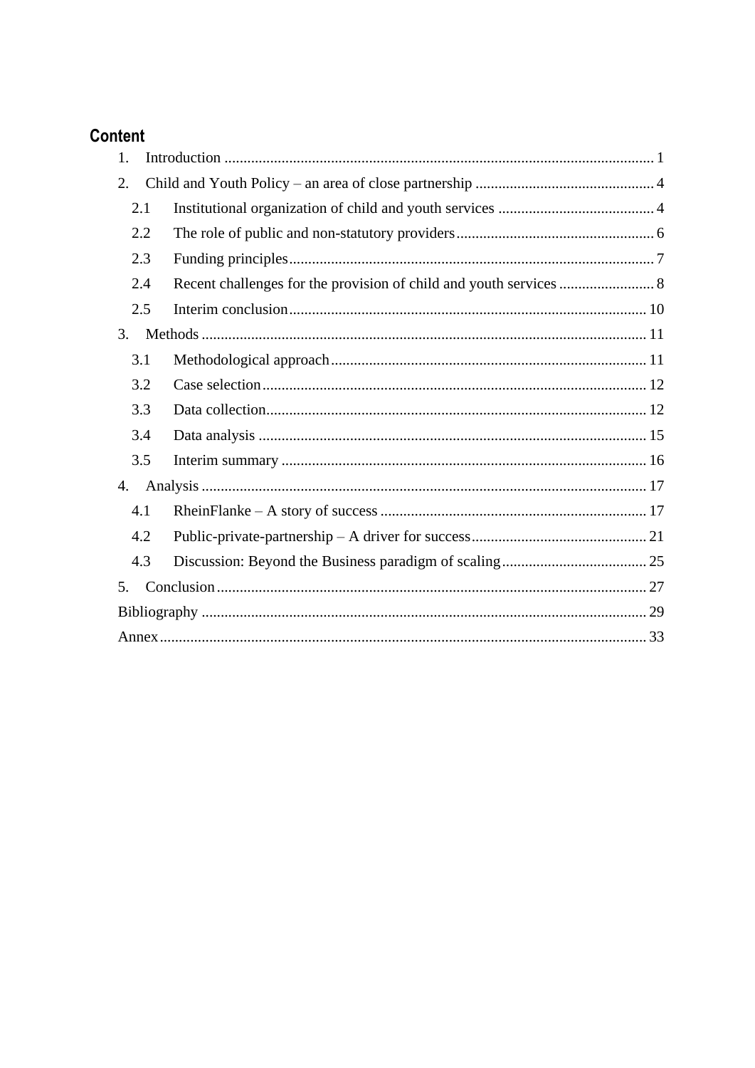## Content

1. Introduction ........................................................................................................... 1
2. Child and Youth Policy – an area of close partnership ............................................ 4
   - 2.1 Institutional organization of child and youth services ........................................ 4
   - 2.2 The role of public and non-statutory providers ................................................... 6
   - 2.3 Funding principles ............................................................................................. 7
   - 2.4 Recent challenges for the provision of child and youth services ......................... 8
   - 2.5 Interim conclusion ............................................................................................ 10
3. Methods ................................................................................................................ 11
   - 3.1 Methodological approach ................................................................................. 11
   - 3.2 Case selection .................................................................................................. 12
   - 3.3 Data collection .................................................................................................. 12
   - 3.4 Data analysis .................................................................................................... 15
   - 3.5 Interim summary .............................................................................................. 16
4. Analysis ................................................................................................................ 17
   - 4.1 RheinFlanke – A story of success ..................................................................... 17
   - 4.2 Public-private-partnership – A driver for success ............................................. 21
   - 4.3 Discussion: Beyond the Business paradigm of scaling ...................................... 25
5. Conclusion ............................................................................................................ 27

Bibliography ............................................................................................................. 29

Annex ........................................................................................................................ 33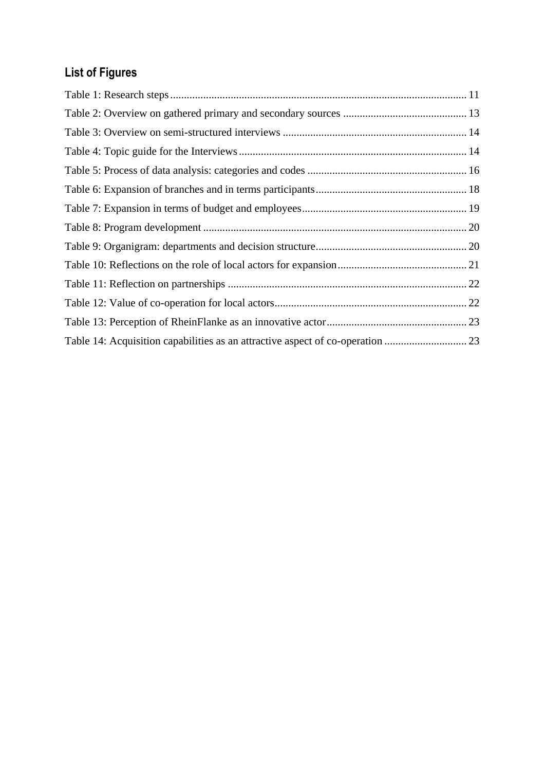## List of Figures

Table 1: Research steps ........................................................................................................... 11

Table 2: Overview on gathered primary and secondary sources ............................................ 13

Table 3: Overview on semi-structured interviews .................................................................. 14

Table 4: Topic guide for the Interviews .................................................................................. 14

Table 5: Process of data analysis: categories and codes .......................................................... 16

Table 6: Expansion of branches and in terms participants ...................................................... 18

Table 7: Expansion in terms of budget and employees ........................................................... 19

Table 8: Program development ............................................................................................... 20

Table 9: Organigram: departments and decision structure ...................................................... 20

Table 10: Reflections on the role of local actors for expansion .............................................. 21

Table 11: Reflection on partnerships ...................................................................................... 22

Table 12: Value of co-operation for local actors ..................................................................... 22

Table 13: Perception of RheinFlanke as an innovative actor .................................................. 23

Table 14: Acquisition capabilities as an attractive aspect of co-operation ............................. 23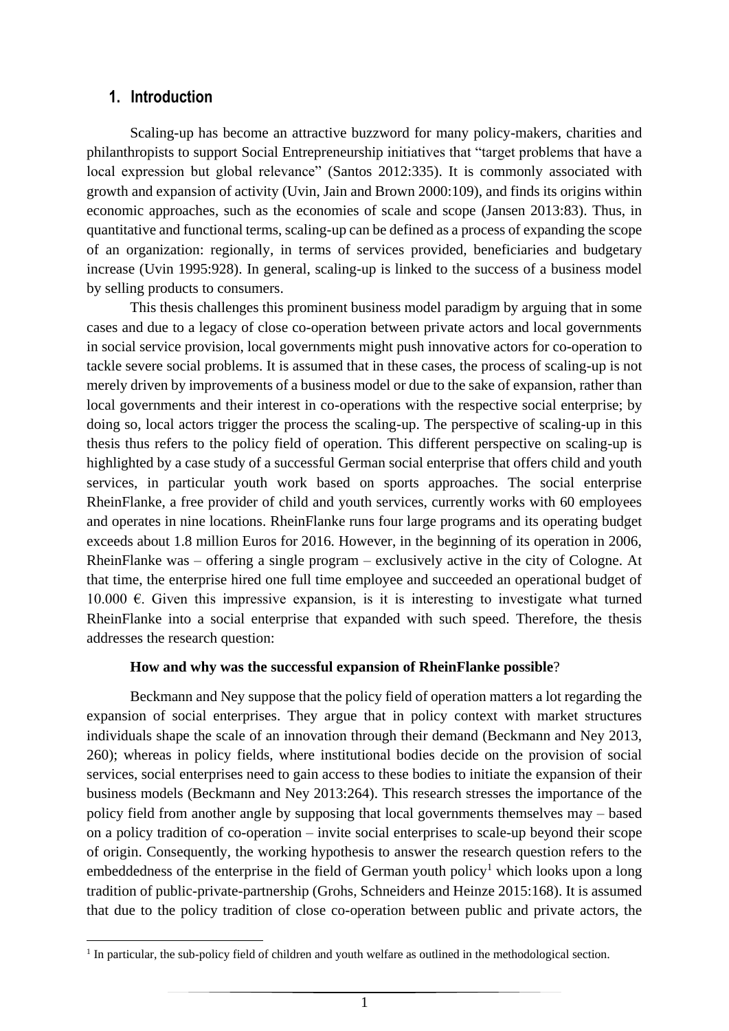# 1. Introduction

Scaling-up has become an attractive buzzword for many policy-makers, charities and philanthropists to support Social Entrepreneurship initiatives that "target problems that have a local expression but global relevance" (Santos 2012:335). It is commonly associated with growth and expansion of activity (Uvin, Jain and Brown 2000:109), and finds its origins within economic approaches, such as the economies of scale and scope (Jansen 2013:83). Thus, in quantitative and functional terms, scaling-up can be defined as a process of expanding the scope of an organization: regionally, in terms of services provided, beneficiaries and budgetary increase (Uvin 1995:928). In general, scaling-up is linked to the success of a business model by selling products to consumers.

This thesis challenges this prominent business model paradigm by arguing that in some cases and due to a legacy of close co-operation between private actors and local governments in social service provision, local governments might push innovative actors for co-operation to tackle severe social problems. It is assumed that in these cases, the process of scaling-up is not merely driven by improvements of a business model or due to the sake of expansion, rather than local governments and their interest in co-operations with the respective social enterprise; by doing so, local actors trigger the process the scaling-up. The perspective of scaling-up in this thesis thus refers to the policy field of operation. This different perspective on scaling-up is highlighted by a case study of a successful German social enterprise that offers child and youth services, in particular youth work based on sports approaches. The social enterprise RheinFlanke, a free provider of child and youth services, currently works with 60 employees and operates in nine locations. RheinFlanke runs four large programs and its operating budget exceeds about 1.8 million Euros for 2016. However, in the beginning of its operation in 2006, RheinFlanke was – offering a single program – exclusively active in the city of Cologne. At that time, the enterprise hired one full time employee and succeeded an operational budget of 10.000 €. Given this impressive expansion, is it is interesting to investigate what turned RheinFlanke into a social enterprise that expanded with such speed. Therefore, the thesis addresses the research question:

**How and why was the successful expansion of RheinFlanke possible**?

Beckmann and Ney suppose that the policy field of operation matters a lot regarding the expansion of social enterprises. They argue that in policy context with market structures individuals shape the scale of an innovation through their demand (Beckmann and Ney 2013, 260); whereas in policy fields, where institutional bodies decide on the provision of social services, social enterprises need to gain access to these bodies to initiate the expansion of their business models (Beckmann and Ney 2013:264). This research stresses the importance of the policy field from another angle by supposing that local governments themselves may – based on a policy tradition of co-operation – invite social enterprises to scale-up beyond their scope of origin. Consequently, the working hypothesis to answer the research question refers to the embeddedness of the enterprise in the field of German youth policy[1] which looks upon a long tradition of public-private-partnership (Grohs, Schneiders and Heinze 2015:168). It is assumed that due to the policy tradition of close co-operation between public and private actors, the

[1] In particular, the sub-policy field of children and youth welfare as outlined in the methodological section.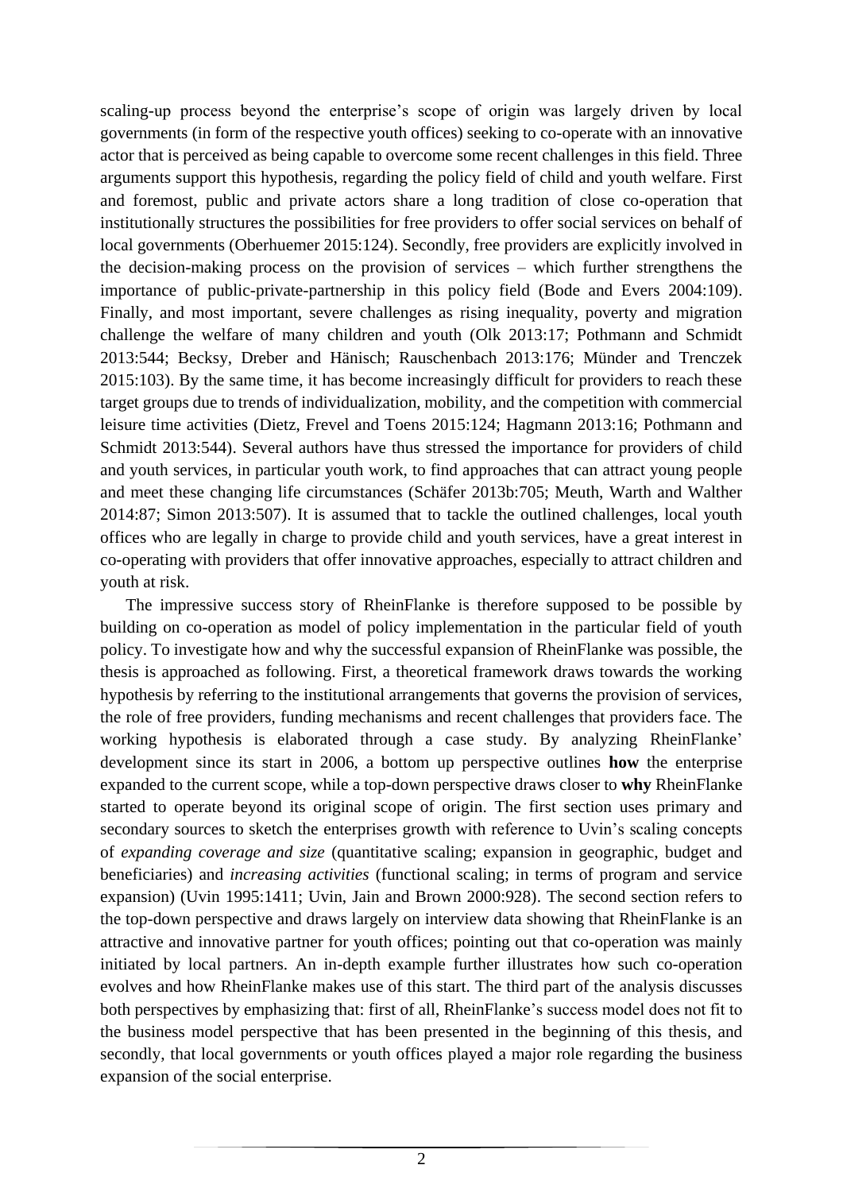scaling-up process beyond the enterprise's scope of origin was largely driven by local governments (in form of the respective youth offices) seeking to co-operate with an innovative actor that is perceived as being capable to overcome some recent challenges in this field. Three arguments support this hypothesis, regarding the policy field of child and youth welfare. First and foremost, public and private actors share a long tradition of close co-operation that institutionally structures the possibilities for free providers to offer social services on behalf of local governments (Oberhuemer 2015:124). Secondly, free providers are explicitly involved in the decision-making process on the provision of services – which further strengthens the importance of public-private-partnership in this policy field (Bode and Evers 2004:109). Finally, and most important, severe challenges as rising inequality, poverty and migration challenge the welfare of many children and youth (Olk 2013:17; Pothmann and Schmidt 2013:544; Becksy, Dreber and Hänisch; Rauschenbach 2013:176; Münder and Trenczek 2015:103). By the same time, it has become increasingly difficult for providers to reach these target groups due to trends of individualization, mobility, and the competition with commercial leisure time activities (Dietz, Frevel and Toens 2015:124; Hagmann 2013:16; Pothmann and Schmidt 2013:544). Several authors have thus stressed the importance for providers of child and youth services, in particular youth work, to find approaches that can attract young people and meet these changing life circumstances (Schäfer 2013b:705; Meuth, Warth and Walther 2014:87; Simon 2013:507). It is assumed that to tackle the outlined challenges, local youth offices who are legally in charge to provide child and youth services, have a great interest in co-operating with providers that offer innovative approaches, especially to attract children and youth at risk.

The impressive success story of RheinFlanke is therefore supposed to be possible by building on co-operation as model of policy implementation in the particular field of youth policy. To investigate how and why the successful expansion of RheinFlanke was possible, the thesis is approached as following. First, a theoretical framework draws towards the working hypothesis by referring to the institutional arrangements that governs the provision of services, the role of free providers, funding mechanisms and recent challenges that providers face. The working hypothesis is elaborated through a case study. By analyzing RheinFlanke' development since its start in 2006, a bottom up perspective outlines **how** the enterprise expanded to the current scope, while a top-down perspective draws closer to **why** RheinFlanke started to operate beyond its original scope of origin. The first section uses primary and secondary sources to sketch the enterprises growth with reference to Uvin's scaling concepts of *expanding coverage and size* (quantitative scaling; expansion in geographic, budget and beneficiaries) and *increasing activities* (functional scaling; in terms of program and service expansion) (Uvin 1995:1411; Uvin, Jain and Brown 2000:928). The second section refers to the top-down perspective and draws largely on interview data showing that RheinFlanke is an attractive and innovative partner for youth offices; pointing out that co-operation was mainly initiated by local partners. An in-depth example further illustrates how such co-operation evolves and how RheinFlanke makes use of this start. The third part of the analysis discusses both perspectives by emphasizing that: first of all, RheinFlanke's success model does not fit to the business model perspective that has been presented in the beginning of this thesis, and secondly, that local governments or youth offices played a major role regarding the business expansion of the social enterprise.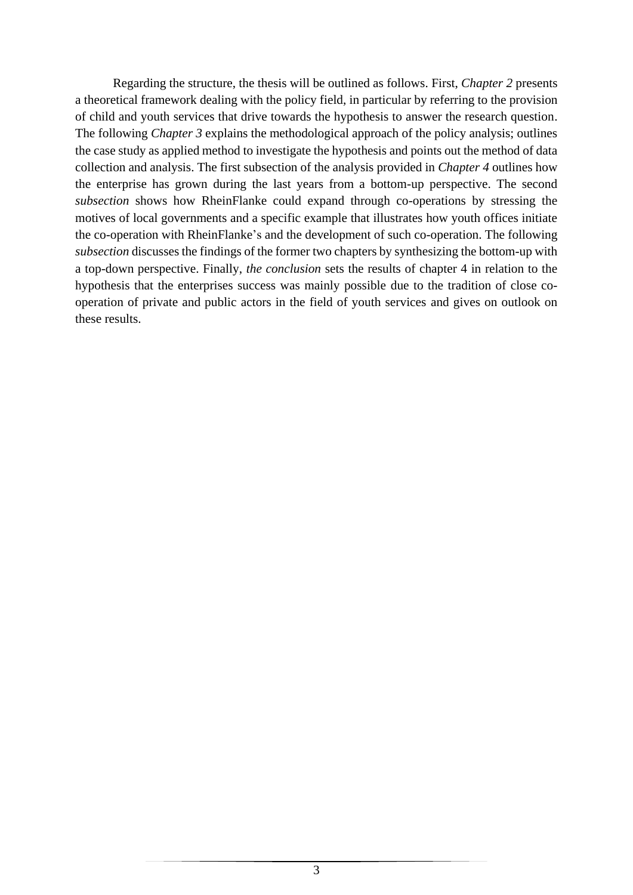Regarding the structure, the thesis will be outlined as follows. First, *Chapter 2* presents a theoretical framework dealing with the policy field, in particular by referring to the provision of child and youth services that drive towards the hypothesis to answer the research question. The following *Chapter 3* explains the methodological approach of the policy analysis; outlines the case study as applied method to investigate the hypothesis and points out the method of data collection and analysis. The first subsection of the analysis provided in *Chapter 4* outlines how the enterprise has grown during the last years from a bottom-up perspective. The second *subsection* shows how RheinFlanke could expand through co-operations by stressing the motives of local governments and a specific example that illustrates how youth offices initiate the co-operation with RheinFlanke's and the development of such co-operation. The following *subsection* discusses the findings of the former two chapters by synthesizing the bottom-up with a top-down perspective. Finally, *the conclusion* sets the results of chapter 4 in relation to the hypothesis that the enterprises success was mainly possible due to the tradition of close co-operation of private and public actors in the field of youth services and gives on outlook on these results.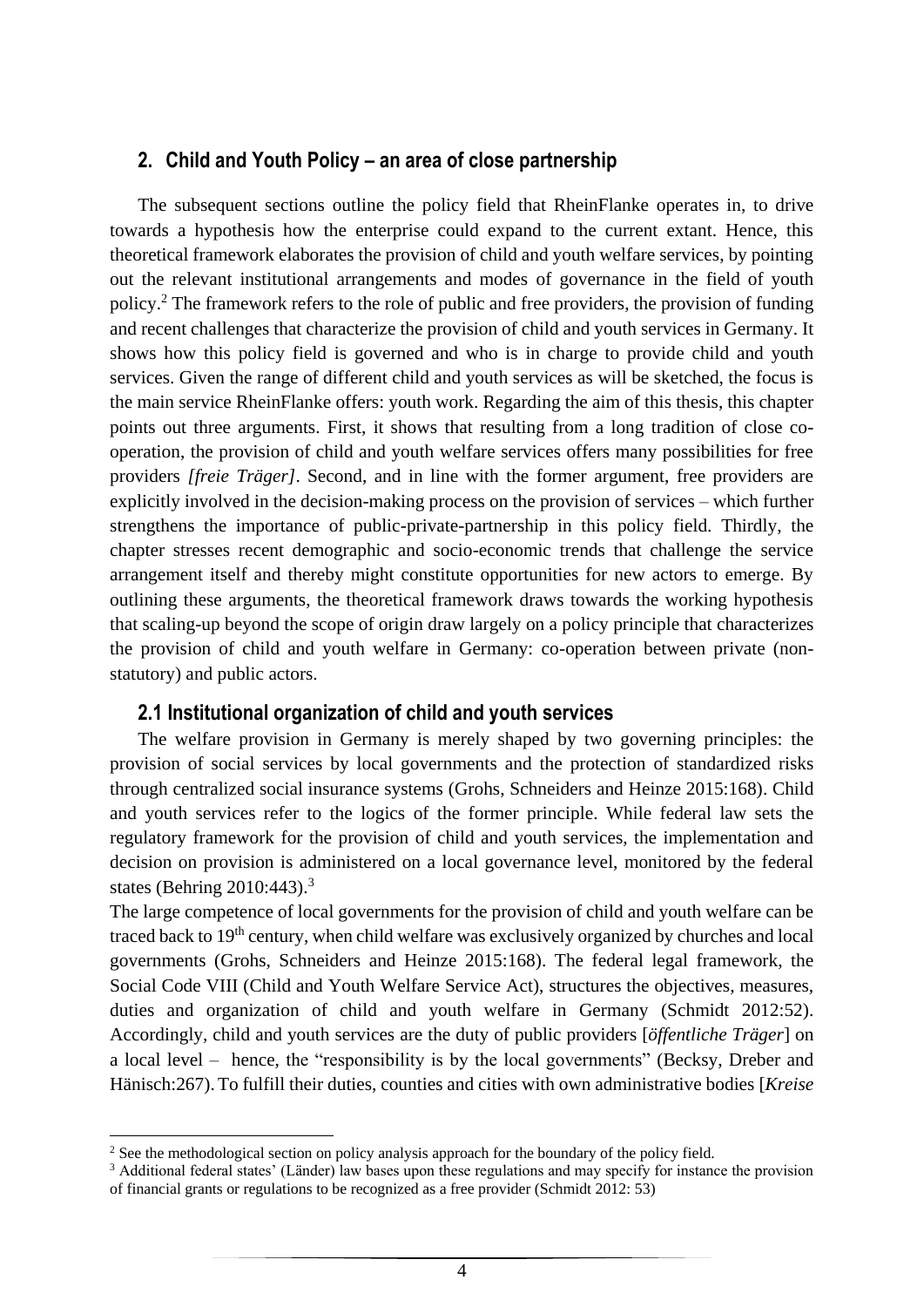## 2. Child and Youth Policy – an area of close partnership

The subsequent sections outline the policy field that RheinFlanke operates in, to drive towards a hypothesis how the enterprise could expand to the current extant. Hence, this theoretical framework elaborates the provision of child and youth welfare services, by pointing out the relevant institutional arrangements and modes of governance in the field of youth policy.[2] The framework refers to the role of public and free providers, the provision of funding and recent challenges that characterize the provision of child and youth services in Germany. It shows how this policy field is governed and who is in charge to provide child and youth services. Given the range of different child and youth services as will be sketched, the focus is the main service RheinFlanke offers: youth work. Regarding the aim of this thesis, this chapter points out three arguments. First, it shows that resulting from a long tradition of close co-operation, the provision of child and youth welfare services offers many possibilities for free providers *[freie Träger]*. Second, and in line with the former argument, free providers are explicitly involved in the decision-making process on the provision of services – which further strengthens the importance of public-private-partnership in this policy field. Thirdly, the chapter stresses recent demographic and socio-economic trends that challenge the service arrangement itself and thereby might constitute opportunities for new actors to emerge. By outlining these arguments, the theoretical framework draws towards the working hypothesis that scaling-up beyond the scope of origin draw largely on a policy principle that characterizes the provision of child and youth welfare in Germany: co-operation between private (non-statutory) and public actors.

### 2.1 Institutional organization of child and youth services

The welfare provision in Germany is merely shaped by two governing principles: the provision of social services by local governments and the protection of standardized risks through centralized social insurance systems (Grohs, Schneiders and Heinze 2015:168). Child and youth services refer to the logics of the former principle. While federal law sets the regulatory framework for the provision of child and youth services, the implementation and decision on provision is administered on a local governance level, monitored by the federal states (Behring 2010:443).[3]

The large competence of local governments for the provision of child and youth welfare can be traced back to 19th century, when child welfare was exclusively organized by churches and local governments (Grohs, Schneiders and Heinze 2015:168). The federal legal framework, the Social Code VIII (Child and Youth Welfare Service Act), structures the objectives, measures, duties and organization of child and youth welfare in Germany (Schmidt 2012:52). Accordingly, child and youth services are the duty of public providers [*öffentliche Träger*] on a local level – hence, the "responsibility is by the local governments" (Becksy, Dreber and Hänisch:267). To fulfill their duties, counties and cities with own administrative bodies [*Kreise*

[2] See the methodological section on policy analysis approach for the boundary of the policy field.

[3] Additional federal states' (Länder) law bases upon these regulations and may specify for instance the provision of financial grants or regulations to be recognized as a free provider (Schmidt 2012: 53)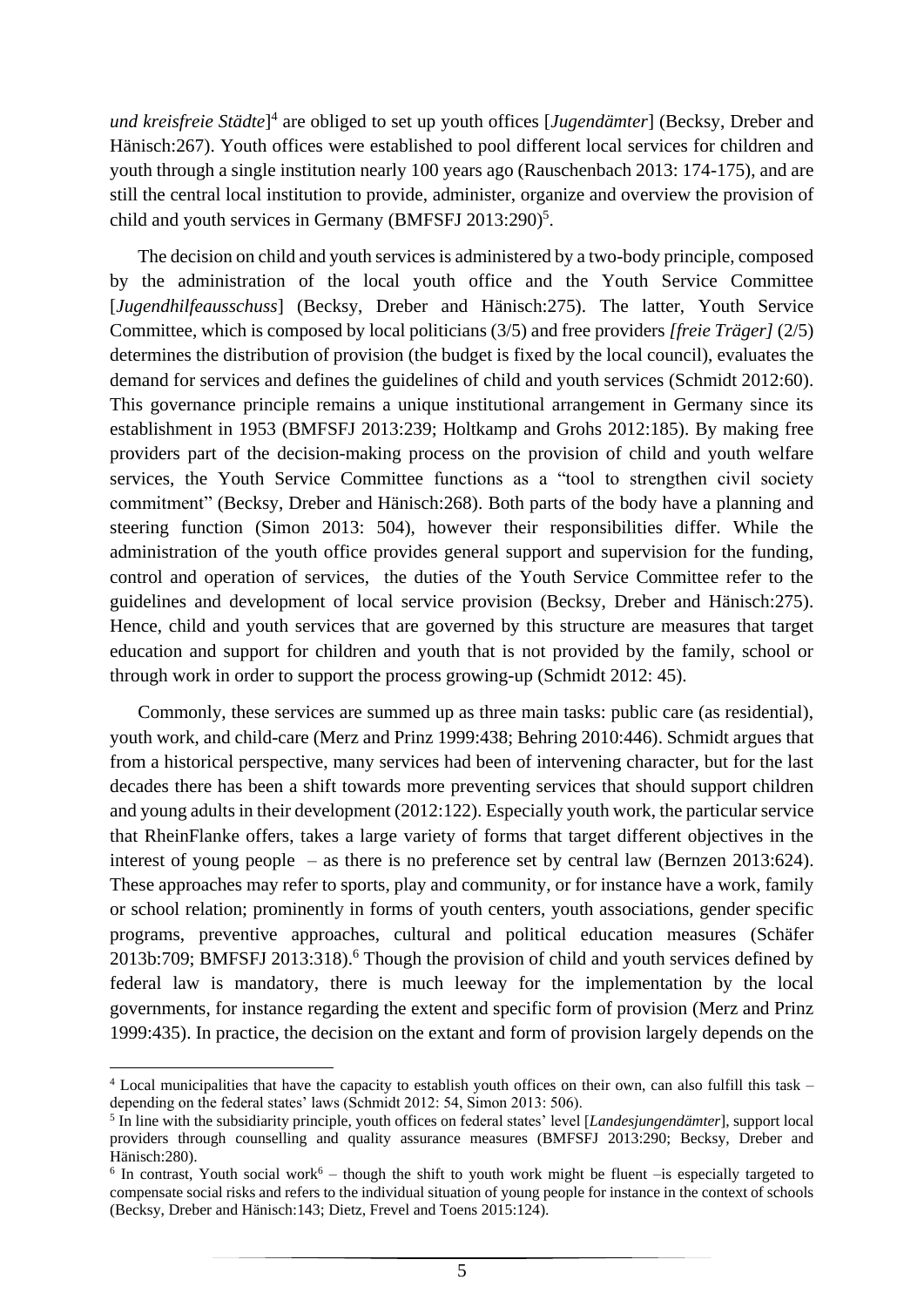*und kreisfreie Städte*][4] are obliged to set up youth offices [*Jugendämter*] (Becksy, Dreber and Hänisch:267). Youth offices were established to pool different local services for children and youth through a single institution nearly 100 years ago (Rauschenbach 2013: 174-175), and are still the central local institution to provide, administer, organize and overview the provision of child and youth services in Germany (BMFSFJ 2013:290)[5].

The decision on child and youth services is administered by a two-body principle, composed by the administration of the local youth office and the Youth Service Committee [*Jugendhilfeausschuss*] (Becksy, Dreber and Hänisch:275). The latter, Youth Service Committee, which is composed by local politicians (3/5) and free providers *[freie Träger]* (2/5) determines the distribution of provision (the budget is fixed by the local council), evaluates the demand for services and defines the guidelines of child and youth services (Schmidt 2012:60). This governance principle remains a unique institutional arrangement in Germany since its establishment in 1953 (BMFSFJ 2013:239; Holtkamp and Grohs 2012:185). By making free providers part of the decision-making process on the provision of child and youth welfare services, the Youth Service Committee functions as a "tool to strengthen civil society commitment" (Becksy, Dreber and Hänisch:268). Both parts of the body have a planning and steering function (Simon 2013: 504), however their responsibilities differ. While the administration of the youth office provides general support and supervision for the funding, control and operation of services, the duties of the Youth Service Committee refer to the guidelines and development of local service provision (Becksy, Dreber and Hänisch:275). Hence, child and youth services that are governed by this structure are measures that target education and support for children and youth that is not provided by the family, school or through work in order to support the process growing-up (Schmidt 2012: 45).

Commonly, these services are summed up as three main tasks: public care (as residential), youth work, and child-care (Merz and Prinz 1999:438; Behring 2010:446). Schmidt argues that from a historical perspective, many services had been of intervening character, but for the last decades there has been a shift towards more preventing services that should support children and young adults in their development (2012:122). Especially youth work, the particular service that RheinFlanke offers, takes a large variety of forms that target different objectives in the interest of young people – as there is no preference set by central law (Bernzen 2013:624). These approaches may refer to sports, play and community, or for instance have a work, family or school relation; prominently in forms of youth centers, youth associations, gender specific programs, preventive approaches, cultural and political education measures (Schäfer 2013b:709; BMFSFJ 2013:318).[6] Though the provision of child and youth services defined by federal law is mandatory, there is much leeway for the implementation by the local governments, for instance regarding the extent and specific form of provision (Merz and Prinz 1999:435). In practice, the decision on the extant and form of provision largely depends on the

---

[4] Local municipalities that have the capacity to establish youth offices on their own, can also fulfill this task – depending on the federal states' laws (Schmidt 2012: 54, Simon 2013: 506).

[5] In line with the subsidiarity principle, youth offices on federal states' level [*Landesjungendämter*], support local providers through counselling and quality assurance measures (BMFSFJ 2013:290; Becksy, Dreber and Hänisch:280).

[6] In contrast, Youth social work[6] – though the shift to youth work might be fluent –is especially targeted to compensate social risks and refers to the individual situation of young people for instance in the context of schools (Becksy, Dreber and Hänisch:143; Dietz, Frevel and Toens 2015:124).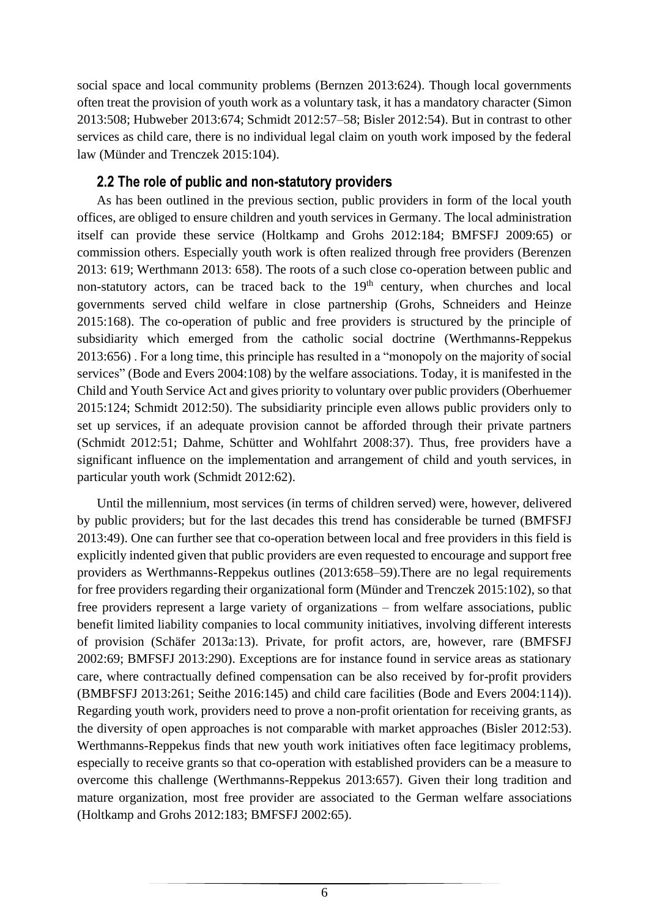social space and local community problems (Bernzen 2013:624). Though local governments often treat the provision of youth work as a voluntary task, it has a mandatory character (Simon 2013:508; Hubweber 2013:674; Schmidt 2012:57–58; Bisler 2012:54). But in contrast to other services as child care, there is no individual legal claim on youth work imposed by the federal law (Münder and Trenczek 2015:104).

## 2.2 The role of public and non-statutory providers

As has been outlined in the previous section, public providers in form of the local youth offices, are obliged to ensure children and youth services in Germany. The local administration itself can provide these service (Holtkamp and Grohs 2012:184; BMFSFJ 2009:65) or commission others. Especially youth work is often realized through free providers (Berenzen 2013: 619; Werthmann 2013: 658). The roots of a such close co-operation between public and non-statutory actors, can be traced back to the 19th century, when churches and local governments served child welfare in close partnership (Grohs, Schneiders and Heinze 2015:168). The co-operation of public and free providers is structured by the principle of subsidiarity which emerged from the catholic social doctrine (Werthmanns-Reppekus 2013:656) . For a long time, this principle has resulted in a "monopoly on the majority of social services" (Bode and Evers 2004:108) by the welfare associations. Today, it is manifested in the Child and Youth Service Act and gives priority to voluntary over public providers (Oberhuemer 2015:124; Schmidt 2012:50). The subsidiarity principle even allows public providers only to set up services, if an adequate provision cannot be afforded through their private partners (Schmidt 2012:51; Dahme, Schütter and Wohlfahrt 2008:37). Thus, free providers have a significant influence on the implementation and arrangement of child and youth services, in particular youth work (Schmidt 2012:62).

Until the millennium, most services (in terms of children served) were, however, delivered by public providers; but for the last decades this trend has considerable be turned (BMFSFJ 2013:49). One can further see that co-operation between local and free providers in this field is explicitly indented given that public providers are even requested to encourage and support free providers as Werthmanns-Reppekus outlines (2013:658–59).There are no legal requirements for free providers regarding their organizational form (Münder and Trenczek 2015:102), so that free providers represent a large variety of organizations – from welfare associations, public benefit limited liability companies to local community initiatives, involving different interests of provision (Schäfer 2013a:13). Private, for profit actors, are, however, rare (BMFSFJ 2002:69; BMFSFJ 2013:290). Exceptions are for instance found in service areas as stationary care, where contractually defined compensation can be also received by for-profit providers (BMBFSFJ 2013:261; Seithe 2016:145) and child care facilities (Bode and Evers 2004:114)). Regarding youth work, providers need to prove a non-profit orientation for receiving grants, as the diversity of open approaches is not comparable with market approaches (Bisler 2012:53). Werthmanns-Reppekus finds that new youth work initiatives often face legitimacy problems, especially to receive grants so that co-operation with established providers can be a measure to overcome this challenge (Werthmanns-Reppekus 2013:657). Given their long tradition and mature organization, most free provider are associated to the German welfare associations (Holtkamp and Grohs 2012:183; BMFSFJ 2002:65).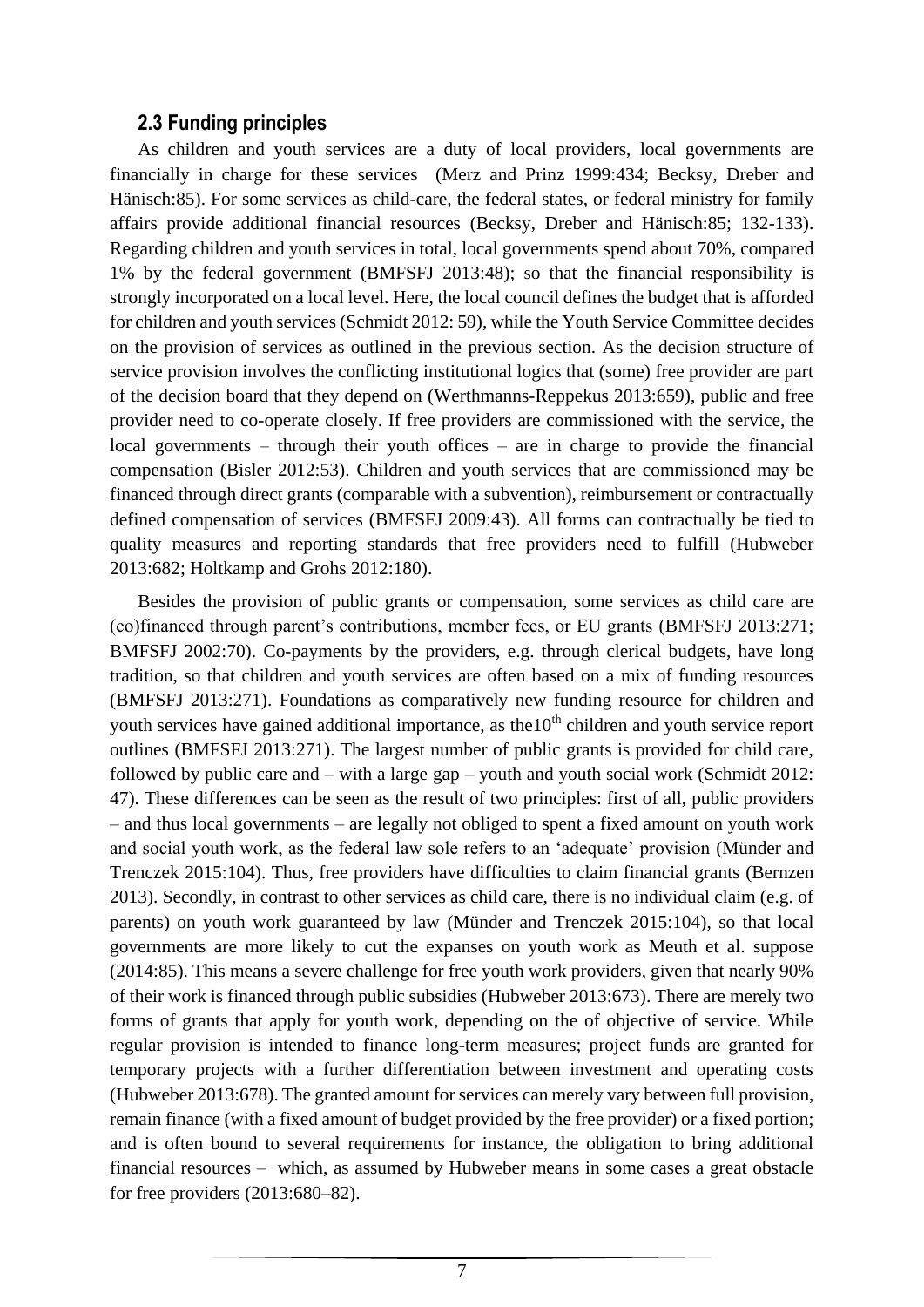### 2.3 Funding principles

As children and youth services are a duty of local providers, local governments are financially in charge for these services (Merz and Prinz 1999:434; Becksy, Dreber and Hänisch:85). For some services as child-care, the federal states, or federal ministry for family affairs provide additional financial resources (Becksy, Dreber and Hänisch:85; 132-133). Regarding children and youth services in total, local governments spend about 70%, compared 1% by the federal government (BMFSFJ 2013:48); so that the financial responsibility is strongly incorporated on a local level. Here, the local council defines the budget that is afforded for children and youth services (Schmidt 2012: 59), while the Youth Service Committee decides on the provision of services as outlined in the previous section. As the decision structure of service provision involves the conflicting institutional logics that (some) free provider are part of the decision board that they depend on (Werthmanns-Reppekus 2013:659), public and free provider need to co-operate closely. If free providers are commissioned with the service, the local governments – through their youth offices – are in charge to provide the financial compensation (Bisler 2012:53). Children and youth services that are commissioned may be financed through direct grants (comparable with a subvention), reimbursement or contractually defined compensation of services (BMFSFJ 2009:43). All forms can contractually be tied to quality measures and reporting standards that free providers need to fulfill (Hubweber 2013:682; Holtkamp and Grohs 2012:180).

Besides the provision of public grants or compensation, some services as child care are (co)financed through parent's contributions, member fees, or EU grants (BMFSFJ 2013:271; BMFSFJ 2002:70). Co-payments by the providers, e.g. through clerical budgets, have long tradition, so that children and youth services are often based on a mix of funding resources (BMFSFJ 2013:271). Foundations as comparatively new funding resource for children and youth services have gained additional importance, as the10th children and youth service report outlines (BMFSFJ 2013:271). The largest number of public grants is provided for child care, followed by public care and – with a large gap – youth and youth social work (Schmidt 2012: 47). These differences can be seen as the result of two principles: first of all, public providers – and thus local governments – are legally not obliged to spent a fixed amount on youth work and social youth work, as the federal law sole refers to an 'adequate' provision (Münder and Trenczek 2015:104). Thus, free providers have difficulties to claim financial grants (Bernzen 2013). Secondly, in contrast to other services as child care, there is no individual claim (e.g. of parents) on youth work guaranteed by law (Münder and Trenczek 2015:104), so that local governments are more likely to cut the expanses on youth work as Meuth et al. suppose (2014:85). This means a severe challenge for free youth work providers, given that nearly 90% of their work is financed through public subsidies (Hubweber 2013:673). There are merely two forms of grants that apply for youth work, depending on the of objective of service. While regular provision is intended to finance long-term measures; project funds are granted for temporary projects with a further differentiation between investment and operating costs (Hubweber 2013:678). The granted amount for services can merely vary between full provision, remain finance (with a fixed amount of budget provided by the free provider) or a fixed portion; and is often bound to several requirements for instance, the obligation to bring additional financial resources – which, as assumed by Hubweber means in some cases a great obstacle for free providers (2013:680–82).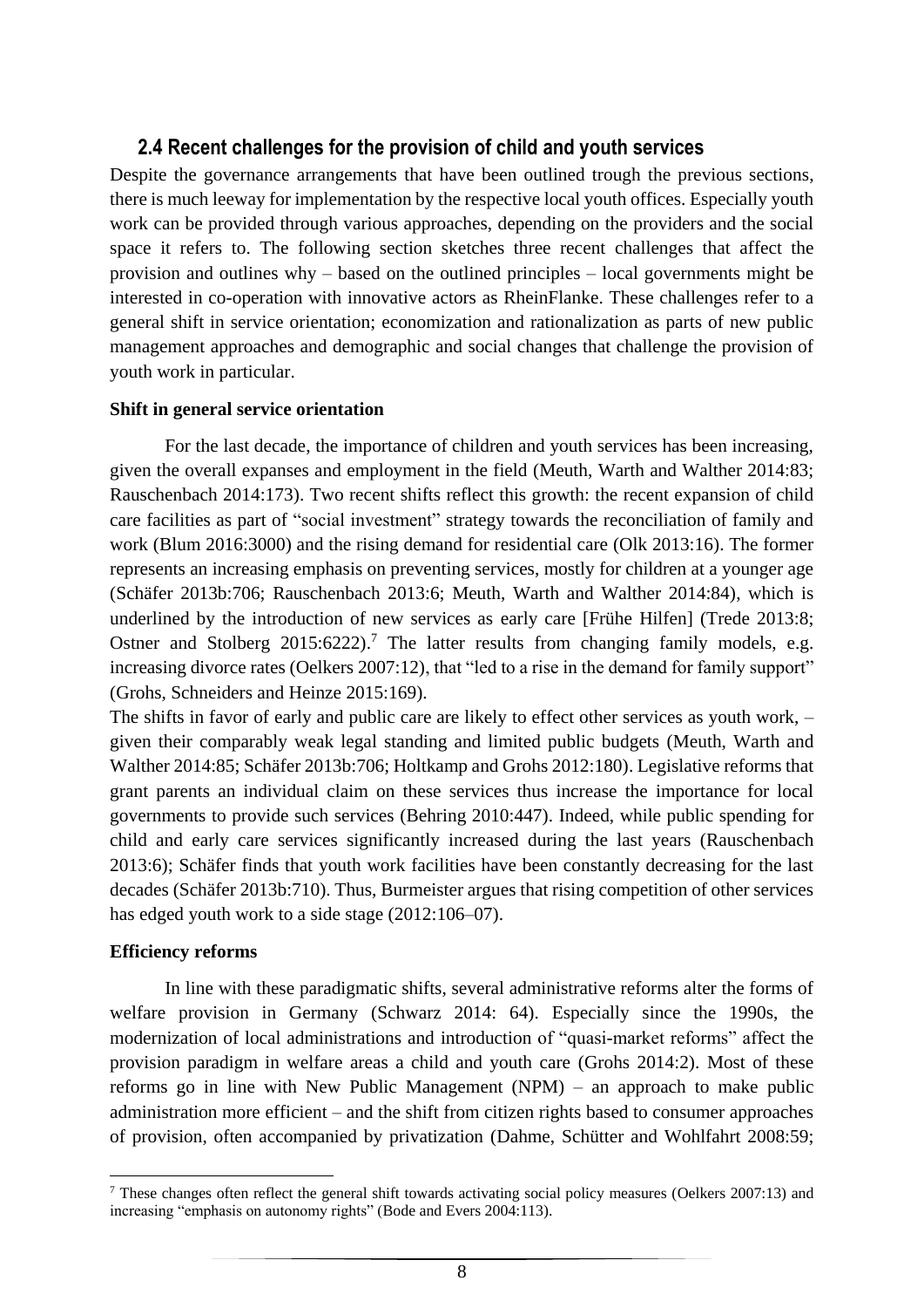## 2.4 Recent challenges for the provision of child and youth services

Despite the governance arrangements that have been outlined trough the previous sections, there is much leeway for implementation by the respective local youth offices. Especially youth work can be provided through various approaches, depending on the providers and the social space it refers to. The following section sketches three recent challenges that affect the provision and outlines why – based on the outlined principles – local governments might be interested in co-operation with innovative actors as RheinFlanke. These challenges refer to a general shift in service orientation; economization and rationalization as parts of new public management approaches and demographic and social changes that challenge the provision of youth work in particular.

**Shift in general service orientation**

For the last decade, the importance of children and youth services has been increasing, given the overall expanses and employment in the field (Meuth, Warth and Walther 2014:83; Rauschenbach 2014:173). Two recent shifts reflect this growth: the recent expansion of child care facilities as part of "social investment" strategy towards the reconciliation of family and work (Blum 2016:3000) and the rising demand for residential care (Olk 2013:16). The former represents an increasing emphasis on preventing services, mostly for children at a younger age (Schäfer 2013b:706; Rauschenbach 2013:6; Meuth, Warth and Walther 2014:84), which is underlined by the introduction of new services as early care [Frühe Hilfen] (Trede 2013:8; Ostner and Stolberg 2015:6222).[7] The latter results from changing family models, e.g. increasing divorce rates (Oelkers 2007:12), that "led to a rise in the demand for family support" (Grohs, Schneiders and Heinze 2015:169).

The shifts in favor of early and public care are likely to effect other services as youth work, – given their comparably weak legal standing and limited public budgets (Meuth, Warth and Walther 2014:85; Schäfer 2013b:706; Holtkamp and Grohs 2012:180). Legislative reforms that grant parents an individual claim on these services thus increase the importance for local governments to provide such services (Behring 2010:447). Indeed, while public spending for child and early care services significantly increased during the last years (Rauschenbach 2013:6); Schäfer finds that youth work facilities have been constantly decreasing for the last decades (Schäfer 2013b:710). Thus, Burmeister argues that rising competition of other services has edged youth work to a side stage (2012:106–07).

**Efficiency reforms**

In line with these paradigmatic shifts, several administrative reforms alter the forms of welfare provision in Germany (Schwarz 2014: 64). Especially since the 1990s, the modernization of local administrations and introduction of "quasi-market reforms" affect the provision paradigm in welfare areas a child and youth care (Grohs 2014:2). Most of these reforms go in line with New Public Management (NPM) – an approach to make public administration more efficient – and the shift from citizen rights based to consumer approaches of provision, often accompanied by privatization (Dahme, Schütter and Wohlfahrt 2008:59;

[7] These changes often reflect the general shift towards activating social policy measures (Oelkers 2007:13) and increasing "emphasis on autonomy rights" (Bode and Evers 2004:113).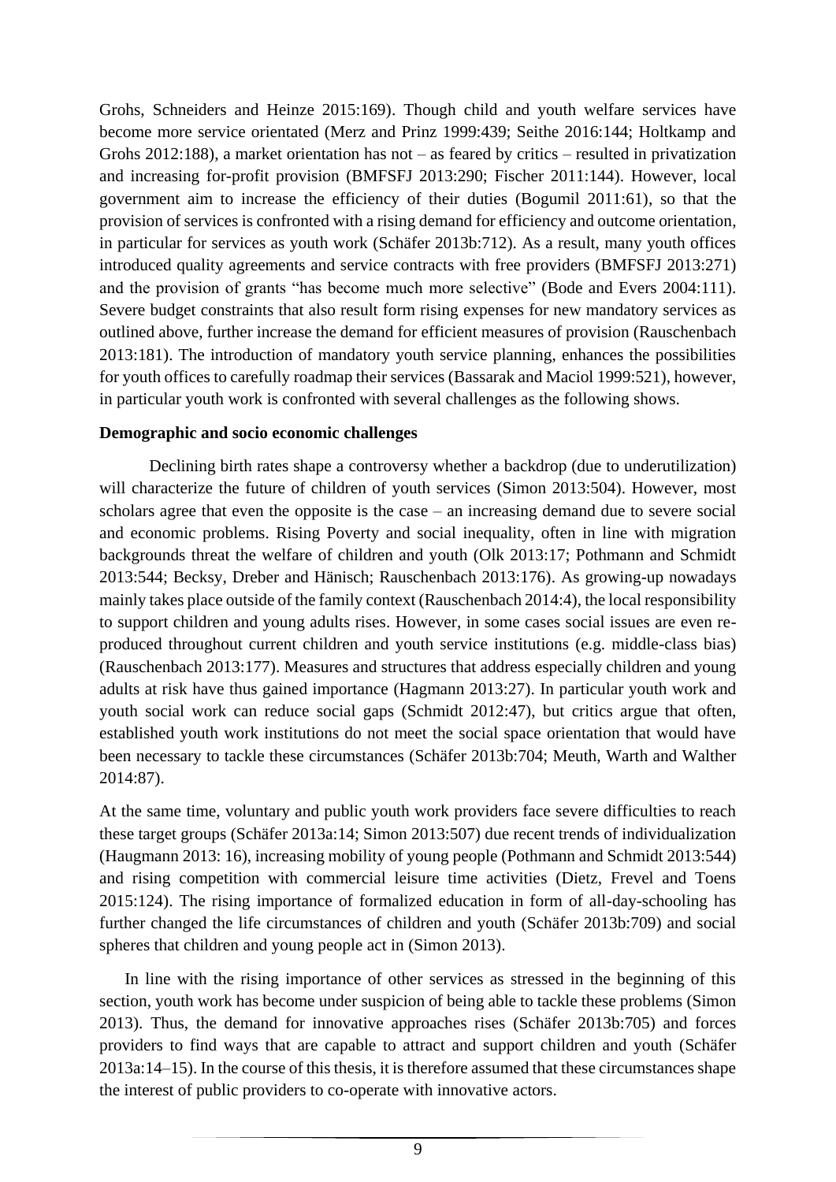Grohs, Schneiders and Heinze 2015:169). Though child and youth welfare services have become more service orientated (Merz and Prinz 1999:439; Seithe 2016:144; Holtkamp and Grohs 2012:188), a market orientation has not – as feared by critics – resulted in privatization and increasing for-profit provision (BMFSFJ 2013:290; Fischer 2011:144). However, local government aim to increase the efficiency of their duties (Bogumil 2011:61), so that the provision of services is confronted with a rising demand for efficiency and outcome orientation, in particular for services as youth work (Schäfer 2013b:712). As a result, many youth offices introduced quality agreements and service contracts with free providers (BMFSFJ 2013:271) and the provision of grants "has become much more selective" (Bode and Evers 2004:111). Severe budget constraints that also result form rising expenses for new mandatory services as outlined above, further increase the demand for efficient measures of provision (Rauschenbach 2013:181). The introduction of mandatory youth service planning, enhances the possibilities for youth offices to carefully roadmap their services (Bassarak and Maciol 1999:521), however, in particular youth work is confronted with several challenges as the following shows.

**Demographic and socio economic challenges**

Declining birth rates shape a controversy whether a backdrop (due to underutilization) will characterize the future of children of youth services (Simon 2013:504). However, most scholars agree that even the opposite is the case – an increasing demand due to severe social and economic problems. Rising Poverty and social inequality, often in line with migration backgrounds threat the welfare of children and youth (Olk 2013:17; Pothmann and Schmidt 2013:544; Becksy, Dreber and Hänisch; Rauschenbach 2013:176). As growing-up nowadays mainly takes place outside of the family context (Rauschenbach 2014:4), the local responsibility to support children and young adults rises. However, in some cases social issues are even re-produced throughout current children and youth service institutions (e.g. middle-class bias) (Rauschenbach 2013:177). Measures and structures that address especially children and young adults at risk have thus gained importance (Hagmann 2013:27). In particular youth work and youth social work can reduce social gaps (Schmidt 2012:47), but critics argue that often, established youth work institutions do not meet the social space orientation that would have been necessary to tackle these circumstances (Schäfer 2013b:704; Meuth, Warth and Walther 2014:87).

At the same time, voluntary and public youth work providers face severe difficulties to reach these target groups (Schäfer 2013a:14; Simon 2013:507) due recent trends of individualization (Haugmann 2013: 16), increasing mobility of young people (Pothmann and Schmidt 2013:544) and rising competition with commercial leisure time activities (Dietz, Frevel and Toens 2015:124). The rising importance of formalized education in form of all-day-schooling has further changed the life circumstances of children and youth (Schäfer 2013b:709) and social spheres that children and young people act in (Simon 2013).

In line with the rising importance of other services as stressed in the beginning of this section, youth work has become under suspicion of being able to tackle these problems (Simon 2013). Thus, the demand for innovative approaches rises (Schäfer 2013b:705) and forces providers to find ways that are capable to attract and support children and youth (Schäfer 2013a:14–15). In the course of this thesis, it is therefore assumed that these circumstances shape the interest of public providers to co-operate with innovative actors.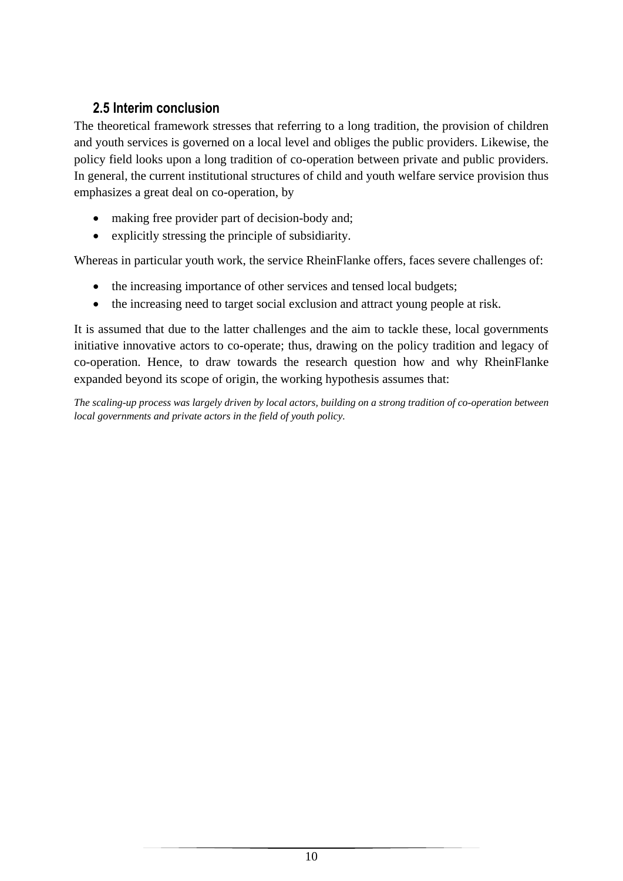## 2.5 Interim conclusion

The theoretical framework stresses that referring to a long tradition, the provision of children and youth services is governed on a local level and obliges the public providers. Likewise, the policy field looks upon a long tradition of co-operation between private and public providers. In general, the current institutional structures of child and youth welfare service provision thus emphasizes a great deal on co-operation, by

- making free provider part of decision-body and;
- explicitly stressing the principle of subsidiarity.

Whereas in particular youth work, the service RheinFlanke offers, faces severe challenges of:

- the increasing importance of other services and tensed local budgets;
- the increasing need to target social exclusion and attract young people at risk.

It is assumed that due to the latter challenges and the aim to tackle these, local governments initiative innovative actors to co-operate; thus, drawing on the policy tradition and legacy of co-operation. Hence, to draw towards the research question how and why RheinFlanke expanded beyond its scope of origin, the working hypothesis assumes that:

*The scaling-up process was largely driven by local actors, building on a strong tradition of co-operation between local governments and private actors in the field of youth policy.*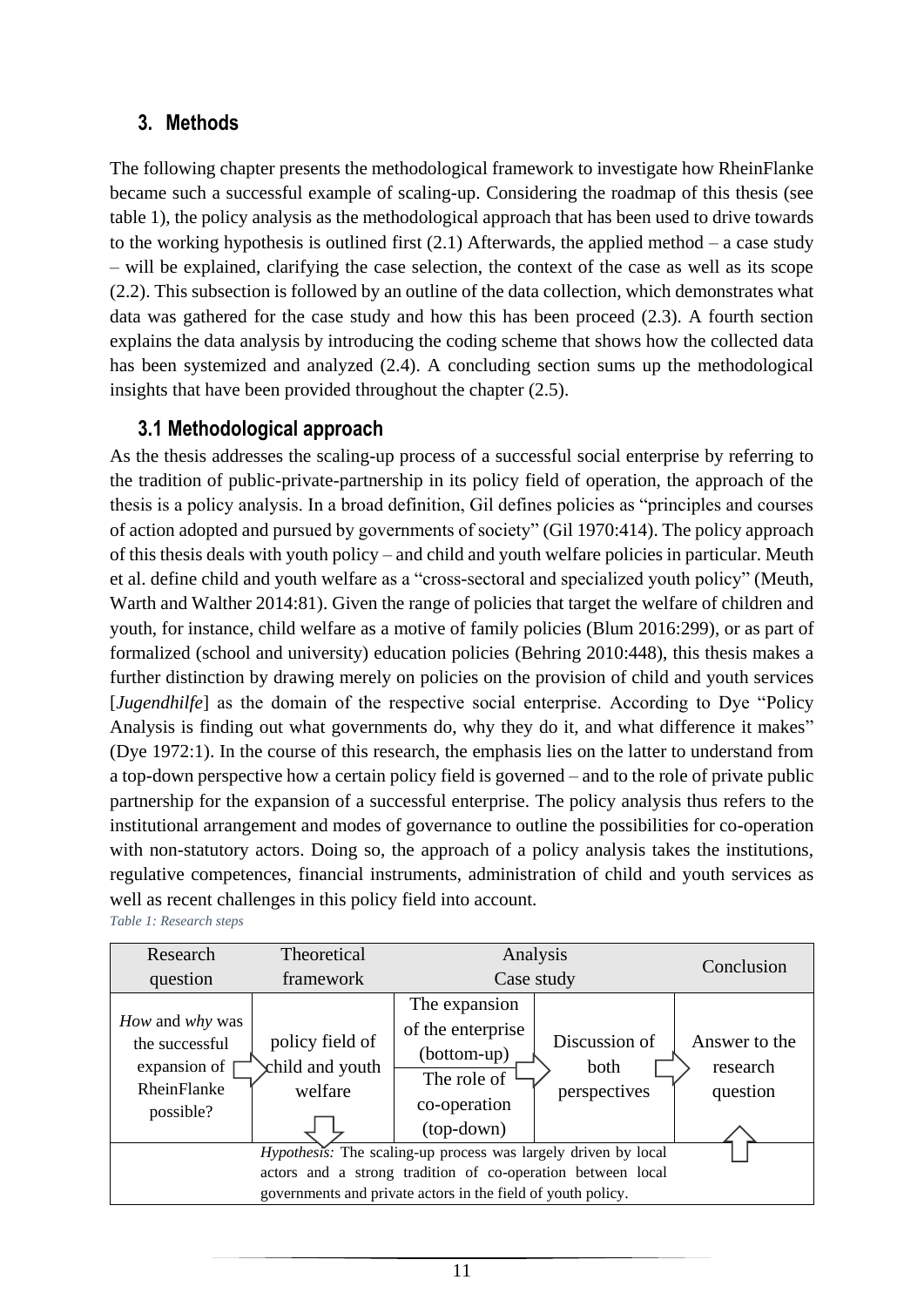## 3. Methods

The following chapter presents the methodological framework to investigate how RheinFlanke became such a successful example of scaling-up. Considering the roadmap of this thesis (see table 1), the policy analysis as the methodological approach that has been used to drive towards to the working hypothesis is outlined first (2.1) Afterwards, the applied method – a case study – will be explained, clarifying the case selection, the context of the case as well as its scope (2.2). This subsection is followed by an outline of the data collection, which demonstrates what data was gathered for the case study and how this has been proceed (2.3). A fourth section explains the data analysis by introducing the coding scheme that shows how the collected data has been systemized and analyzed (2.4). A concluding section sums up the methodological insights that have been provided throughout the chapter (2.5).

### 3.1 Methodological approach

As the thesis addresses the scaling-up process of a successful social enterprise by referring to the tradition of public-private-partnership in its policy field of operation, the approach of the thesis is a policy analysis. In a broad definition, Gil defines policies as "principles and courses of action adopted and pursued by governments of society" (Gil 1970:414). The policy approach of this thesis deals with youth policy – and child and youth welfare policies in particular. Meuth et al. define child and youth welfare as a "cross-sectoral and specialized youth policy" (Meuth, Warth and Walther 2014:81). Given the range of policies that target the welfare of children and youth, for instance, child welfare as a motive of family policies (Blum 2016:299), or as part of formalized (school and university) education policies (Behring 2010:448), this thesis makes a further distinction by drawing merely on policies on the provision of child and youth services [*Jugendhilfe*] as the domain of the respective social enterprise. According to Dye "Policy Analysis is finding out what governments do, why they do it, and what difference it makes" (Dye 1972:1). In the course of this research, the emphasis lies on the latter to understand from a top-down perspective how a certain policy field is governed – and to the role of private public partnership for the expansion of a successful enterprise. The policy analysis thus refers to the institutional arrangement and modes of governance to outline the possibilities for co-operation with non-statutory actors. Doing so, the approach of a policy analysis takes the institutions, regulative competences, financial instruments, administration of child and youth services as well as recent challenges in this policy field into account.

*Table 1: Research steps*

| Research question | Theoretical framework | Analysis Case study | | Conclusion |
|---|---|---|---|---|
| *How* and *why* was the successful expansion of RheinFlanke possible? ⇨ | policy field of child and youth welfare ⇩ | The expansion of the enterprise (bottom-up) / The role of co-operation (top-down) ⇨ | Discussion of both perspectives ⇨ | Answer to the research question ⇧ |
| | *Hypothesis:* The scaling-up process was largely driven by local actors and a strong tradition of co-operation between local governments and private actors in the field of youth policy. | | | |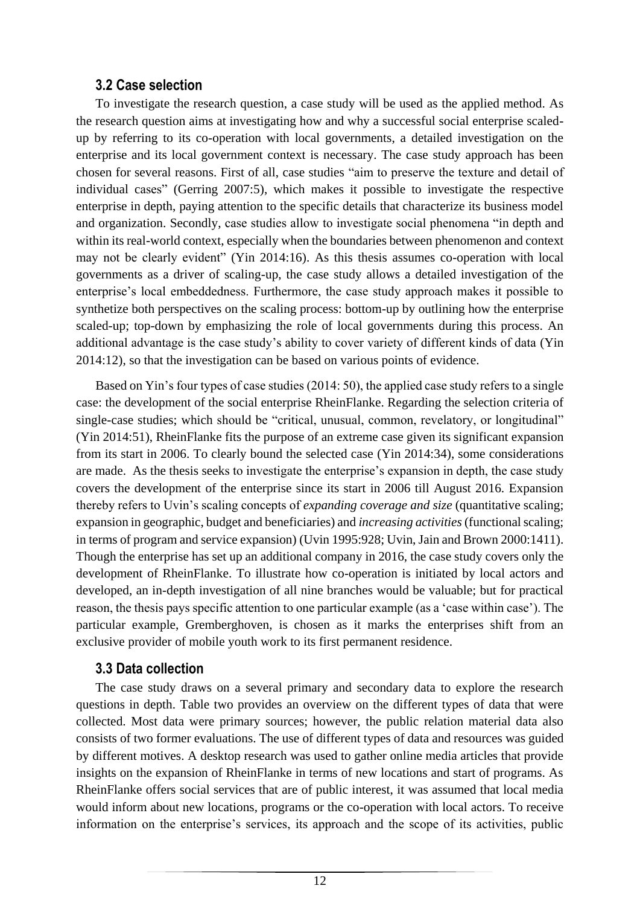### 3.2 Case selection

To investigate the research question, a case study will be used as the applied method. As the research question aims at investigating how and why a successful social enterprise scaled-up by referring to its co-operation with local governments, a detailed investigation on the enterprise and its local government context is necessary. The case study approach has been chosen for several reasons. First of all, case studies "aim to preserve the texture and detail of individual cases" (Gerring 2007:5), which makes it possible to investigate the respective enterprise in depth, paying attention to the specific details that characterize its business model and organization. Secondly, case studies allow to investigate social phenomena "in depth and within its real-world context, especially when the boundaries between phenomenon and context may not be clearly evident" (Yin 2014:16). As this thesis assumes co-operation with local governments as a driver of scaling-up, the case study allows a detailed investigation of the enterprise's local embeddedness. Furthermore, the case study approach makes it possible to synthetize both perspectives on the scaling process: bottom-up by outlining how the enterprise scaled-up; top-down by emphasizing the role of local governments during this process. An additional advantage is the case study's ability to cover variety of different kinds of data (Yin 2014:12), so that the investigation can be based on various points of evidence.

Based on Yin's four types of case studies (2014: 50), the applied case study refers to a single case: the development of the social enterprise RheinFlanke. Regarding the selection criteria of single-case studies; which should be "critical, unusual, common, revelatory, or longitudinal" (Yin 2014:51), RheinFlanke fits the purpose of an extreme case given its significant expansion from its start in 2006. To clearly bound the selected case (Yin 2014:34), some considerations are made. As the thesis seeks to investigate the enterprise's expansion in depth, the case study covers the development of the enterprise since its start in 2006 till August 2016. Expansion thereby refers to Uvin's scaling concepts of *expanding coverage and size* (quantitative scaling; expansion in geographic, budget and beneficiaries) and *increasing activities* (functional scaling; in terms of program and service expansion) (Uvin 1995:928; Uvin, Jain and Brown 2000:1411). Though the enterprise has set up an additional company in 2016, the case study covers only the development of RheinFlanke. To illustrate how co-operation is initiated by local actors and developed, an in-depth investigation of all nine branches would be valuable; but for practical reason, the thesis pays specific attention to one particular example (as a 'case within case'). The particular example, Gremberghoven, is chosen as it marks the enterprises shift from an exclusive provider of mobile youth work to its first permanent residence.

### 3.3 Data collection

The case study draws on a several primary and secondary data to explore the research questions in depth. Table two provides an overview on the different types of data that were collected. Most data were primary sources; however, the public relation material data also consists of two former evaluations. The use of different types of data and resources was guided by different motives. A desktop research was used to gather online media articles that provide insights on the expansion of RheinFlanke in terms of new locations and start of programs. As RheinFlanke offers social services that are of public interest, it was assumed that local media would inform about new locations, programs or the co-operation with local actors. To receive information on the enterprise's services, its approach and the scope of its activities, public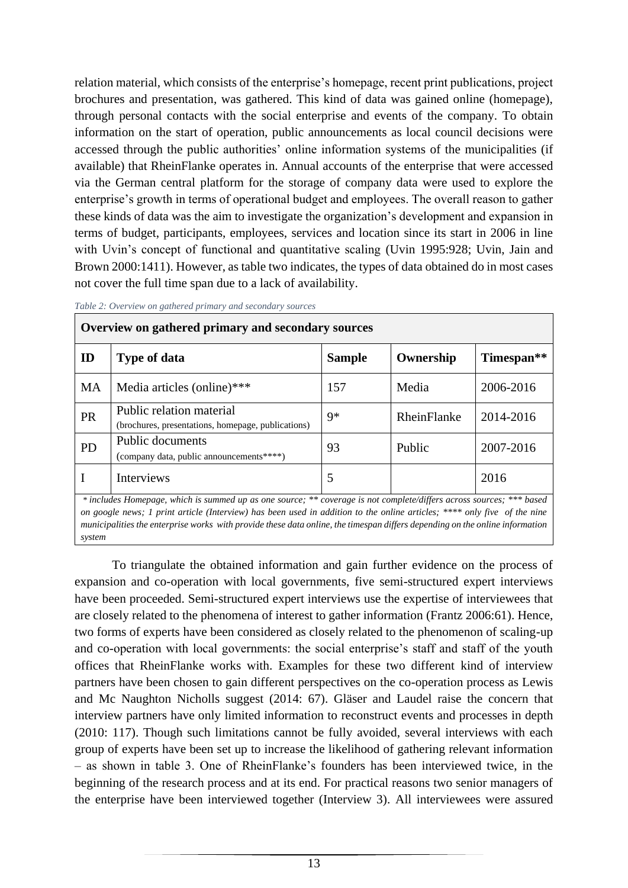relation material, which consists of the enterprise's homepage, recent print publications, project brochures and presentation, was gathered. This kind of data was gained online (homepage), through personal contacts with the social enterprise and events of the company. To obtain information on the start of operation, public announcements as local council decisions were accessed through the public authorities' online information systems of the municipalities (if available) that RheinFlanke operates in. Annual accounts of the enterprise that were accessed via the German central platform for the storage of company data were used to explore the enterprise's growth in terms of operational budget and employees. The overall reason to gather these kinds of data was the aim to investigate the organization's development and expansion in terms of budget, participants, employees, services and location since its start in 2006 in line with Uvin's concept of functional and quantitative scaling (Uvin 1995:928; Uvin, Jain and Brown 2000:1411). However, as table two indicates, the types of data obtained do in most cases not cover the full time span due to a lack of availability.

*Table 2: Overview on gathered primary and secondary sources*

| **Overview on gathered primary and secondary sources** | | | | |
|---|---|---|---|---|
| **ID** | **Type of data** | **Sample** | **Ownership** | **Timespan\*\*** |
| MA | Media articles (online)*** | 157 | Media | 2006-2016 |
| PR | Public relation material (brochures, presentations, homepage, publications) | 9* | RheinFlanke | 2014-2016 |
| PD | Public documents (company data, public announcements****) | 93 | Public | 2007-2016 |
| I | Interviews | 5 | | 2016 |

*\* includes Homepage, which is summed up as one source; \*\* coverage is not complete/differs across sources; \*\*\* based on google news; 1 print article (Interview) has been used in addition to the online articles; \*\*\*\* only five of the nine municipalities the enterprise works with provide these data online, the timespan differs depending on the online information system*

To triangulate the obtained information and gain further evidence on the process of expansion and co-operation with local governments, five semi-structured expert interviews have been proceeded. Semi-structured expert interviews use the expertise of interviewees that are closely related to the phenomena of interest to gather information (Frantz 2006:61). Hence, two forms of experts have been considered as closely related to the phenomenon of scaling-up and co-operation with local governments: the social enterprise's staff and staff of the youth offices that RheinFlanke works with. Examples for these two different kind of interview partners have been chosen to gain different perspectives on the co-operation process as Lewis and Mc Naughton Nicholls suggest (2014: 67). Gläser and Laudel raise the concern that interview partners have only limited information to reconstruct events and processes in depth (2010: 117). Though such limitations cannot be fully avoided, several interviews with each group of experts have been set up to increase the likelihood of gathering relevant information – as shown in table 3. One of RheinFlanke's founders has been interviewed twice, in the beginning of the research process and at its end. For practical reasons two senior managers of the enterprise have been interviewed together (Interview 3). All interviewees were assured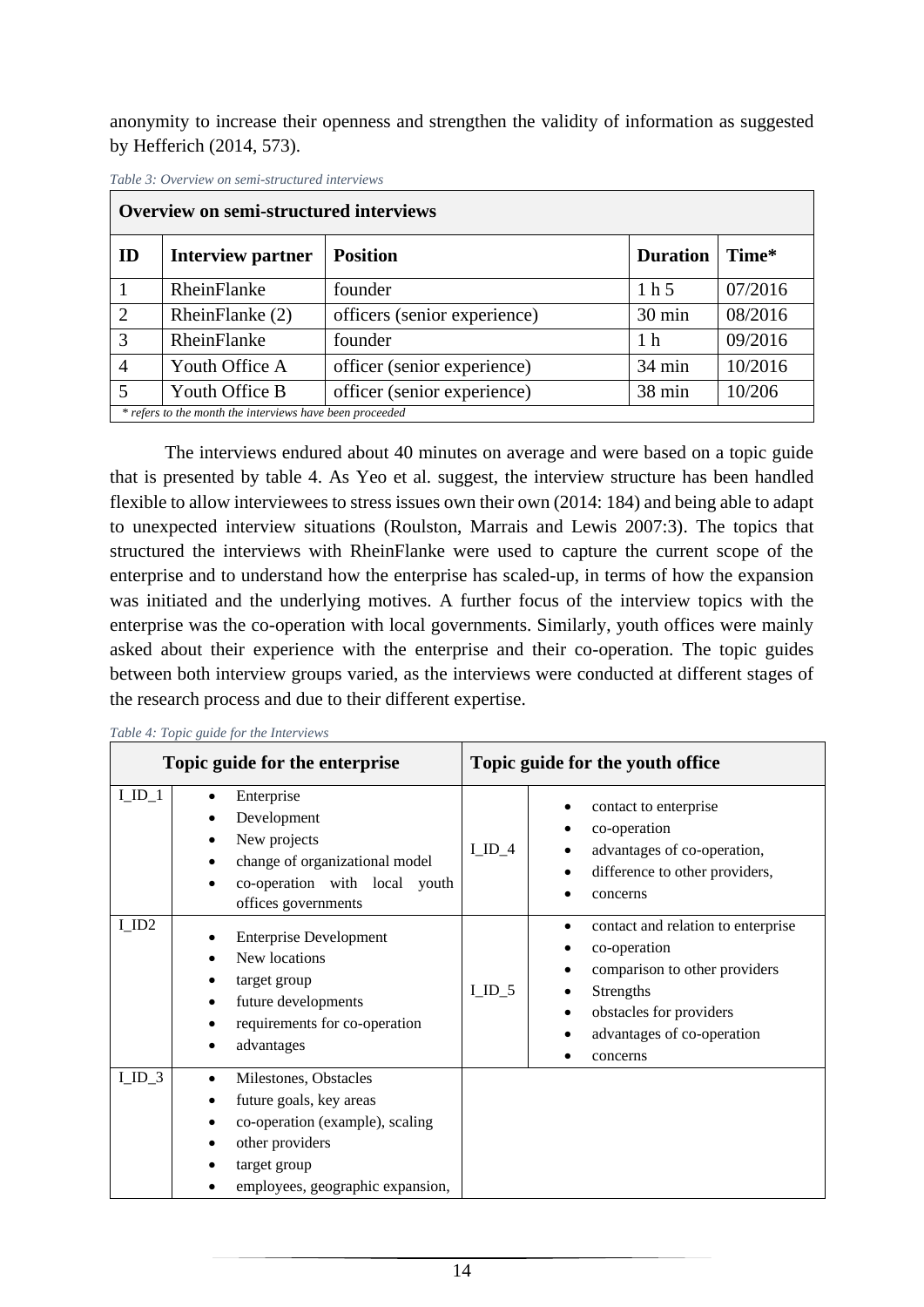anonymity to increase their openness and strengthen the validity of information as suggested by Hefferich (2014, 573).

*Table 3: Overview on semi-structured interviews*

| **Overview on semi-structured interviews** | | | | |
|---|---|---|---|---|
| **ID** | **Interview partner** | **Position** | **Duration** | **Time*** |
| 1 | RheinFlanke | founder | 1 h 5 | 07/2016 |
| 2 | RheinFlanke (2) | officers (senior experience) | 30 min | 08/2016 |
| 3 | RheinFlanke | founder | 1 h | 09/2016 |
| 4 | Youth Office A | officer (senior experience) | 34 min | 10/2016 |
| 5 | Youth Office B | officer (senior experience) | 38 min | 10/206 |

*\* refers to the month the interviews have been proceeded*

The interviews endured about 40 minutes on average and were based on a topic guide that is presented by table 4. As Yeo et al. suggest, the interview structure has been handled flexible to allow interviewees to stress issues own their own (2014: 184) and being able to adapt to unexpected interview situations (Roulston, Marrais and Lewis 2007:3). The topics that structured the interviews with RheinFlanke were used to capture the current scope of the enterprise and to understand how the enterprise has scaled-up, in terms of how the expansion was initiated and the underlying motives. A further focus of the interview topics with the enterprise was the co-operation with local governments. Similarly, youth offices were mainly asked about their experience with the enterprise and their co-operation. The topic guides between both interview groups varied, as the interviews were conducted at different stages of the research process and due to their different expertise.

*Table 4: Topic guide for the Interviews*

| **Topic guide for the enterprise** | | **Topic guide for the youth office** | |
|---|---|---|---|
| I_ID_1 | • Enterprise<br>• Development<br>• New projects<br>• change of organizational model<br>• co-operation with local youth offices governments | I_ID_4 | • contact to enterprise<br>• co-operation<br>• advantages of co-operation,<br>• difference to other providers,<br>• concerns |
| I_ID2 | • Enterprise Development<br>• New locations<br>• target group<br>• future developments<br>• requirements for co-operation<br>• advantages | I_ID_5 | • contact and relation to enterprise<br>• co-operation<br>• comparison to other providers<br>• Strengths<br>• obstacles for providers<br>• advantages of co-operation<br>• concerns |
| I_ID_3 | • Milestones, Obstacles<br>• future goals, key areas<br>• co-operation (example), scaling<br>• other providers<br>• target group<br>• employees, geographic expansion, | | |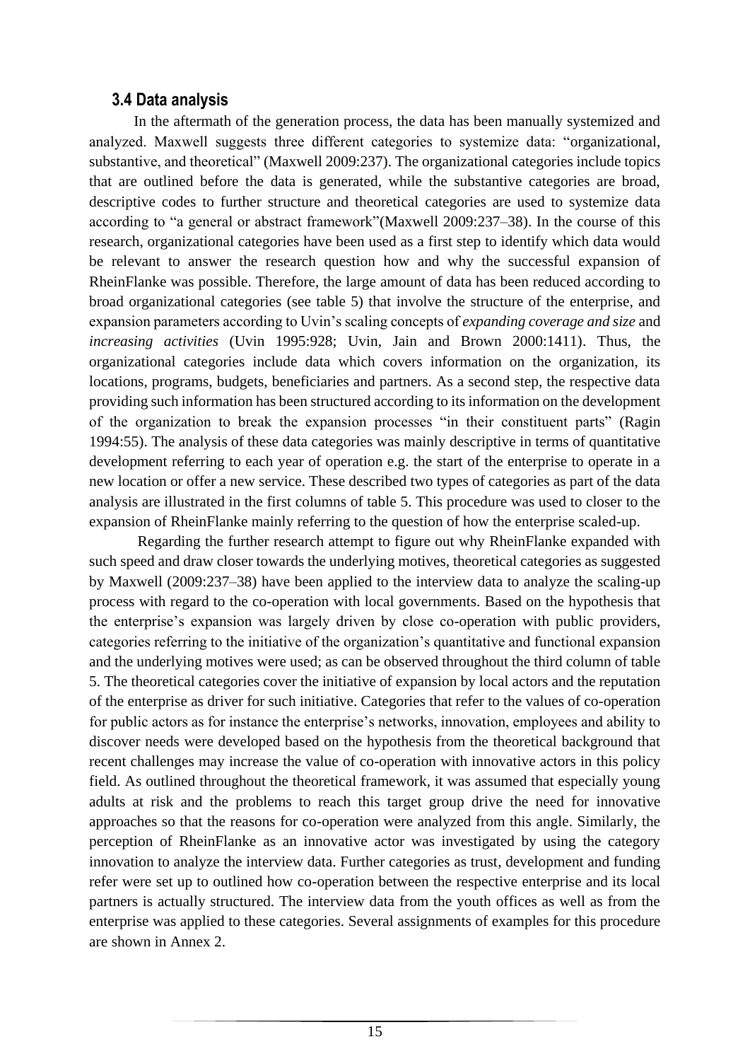### 3.4 Data analysis

In the aftermath of the generation process, the data has been manually systemized and analyzed. Maxwell suggests three different categories to systemize data: "organizational, substantive, and theoretical" (Maxwell 2009:237). The organizational categories include topics that are outlined before the data is generated, while the substantive categories are broad, descriptive codes to further structure and theoretical categories are used to systemize data according to "a general or abstract framework"(Maxwell 2009:237–38). In the course of this research, organizational categories have been used as a first step to identify which data would be relevant to answer the research question how and why the successful expansion of RheinFlanke was possible. Therefore, the large amount of data has been reduced according to broad organizational categories (see table 5) that involve the structure of the enterprise, and expansion parameters according to Uvin's scaling concepts of *expanding coverage and size* and *increasing activities* (Uvin 1995:928; Uvin, Jain and Brown 2000:1411). Thus, the organizational categories include data which covers information on the organization, its locations, programs, budgets, beneficiaries and partners. As a second step, the respective data providing such information has been structured according to its information on the development of the organization to break the expansion processes "in their constituent parts" (Ragin 1994:55). The analysis of these data categories was mainly descriptive in terms of quantitative development referring to each year of operation e.g. the start of the enterprise to operate in a new location or offer a new service. These described two types of categories as part of the data analysis are illustrated in the first columns of table 5. This procedure was used to closer to the expansion of RheinFlanke mainly referring to the question of how the enterprise scaled-up.

Regarding the further research attempt to figure out why RheinFlanke expanded with such speed and draw closer towards the underlying motives, theoretical categories as suggested by Maxwell (2009:237–38) have been applied to the interview data to analyze the scaling-up process with regard to the co-operation with local governments. Based on the hypothesis that the enterprise's expansion was largely driven by close co-operation with public providers, categories referring to the initiative of the organization's quantitative and functional expansion and the underlying motives were used; as can be observed throughout the third column of table 5. The theoretical categories cover the initiative of expansion by local actors and the reputation of the enterprise as driver for such initiative. Categories that refer to the values of co-operation for public actors as for instance the enterprise's networks, innovation, employees and ability to discover needs were developed based on the hypothesis from the theoretical background that recent challenges may increase the value of co-operation with innovative actors in this policy field. As outlined throughout the theoretical framework, it was assumed that especially young adults at risk and the problems to reach this target group drive the need for innovative approaches so that the reasons for co-operation were analyzed from this angle. Similarly, the perception of RheinFlanke as an innovative actor was investigated by using the category innovation to analyze the interview data. Further categories as trust, development and funding refer were set up to outlined how co-operation between the respective enterprise and its local partners is actually structured. The interview data from the youth offices as well as from the enterprise was applied to these categories. Several assignments of examples for this procedure are shown in Annex 2.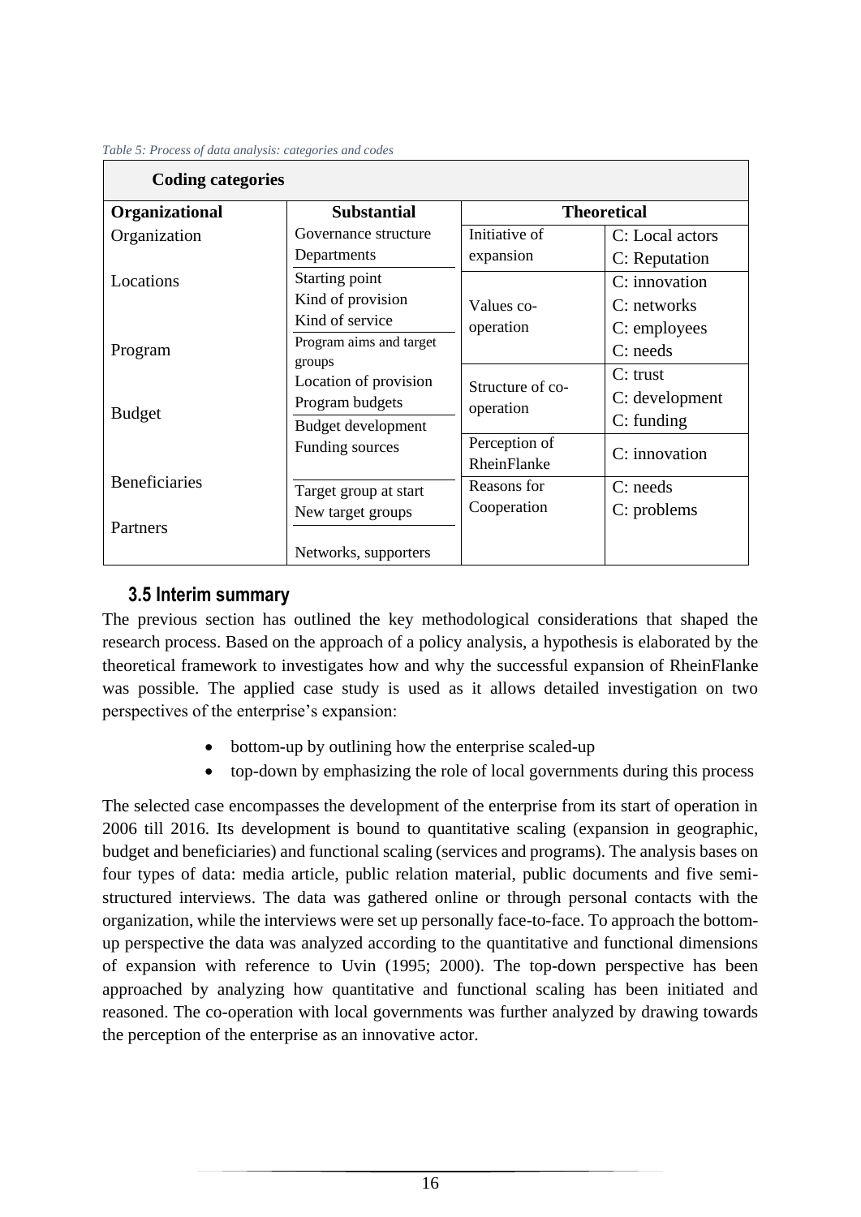*Table 5: Process of data analysis: categories and codes*

| **Coding categories** | | | |
|---|---|---|---|
| **Organizational** | **Substantial** | **Theoretical** | |
| Organization | Governance structure<br>Departments | Initiative of expansion | C: Local actors<br>C: Reputation |
| Locations | Starting point<br>Kind of provision<br>Kind of service | Values co-operation | C: innovation<br>C: networks<br>C: employees<br>C: needs |
| Program | Program aims and target groups<br>Location of provision | | |
| Budget | Program budgets<br>Budget development<br>Funding sources | Structure of co-operation | C: trust<br>C: development<br>C: funding |
| | | Perception of RheinFlanke | C: innovation |
| Beneficiaries | Target group at start<br>New target groups | Reasons for Cooperation | C: needs<br>C: problems |
| Partners | Networks, supporters | | |

## 3.5 Interim summary

The previous section has outlined the key methodological considerations that shaped the research process. Based on the approach of a policy analysis, a hypothesis is elaborated by the theoretical framework to investigates how and why the successful expansion of RheinFlanke was possible. The applied case study is used as it allows detailed investigation on two perspectives of the enterprise's expansion:

- bottom-up by outlining how the enterprise scaled-up
- top-down by emphasizing the role of local governments during this process

The selected case encompasses the development of the enterprise from its start of operation in 2006 till 2016. Its development is bound to quantitative scaling (expansion in geographic, budget and beneficiaries) and functional scaling (services and programs). The analysis bases on four types of data: media article, public relation material, public documents and five semi-structured interviews. The data was gathered online or through personal contacts with the organization, while the interviews were set up personally face-to-face. To approach the bottom-up perspective the data was analyzed according to the quantitative and functional dimensions of expansion with reference to Uvin (1995; 2000). The top-down perspective has been approached by analyzing how quantitative and functional scaling has been initiated and reasoned. The co-operation with local governments was further analyzed by drawing towards the perception of the enterprise as an innovative actor.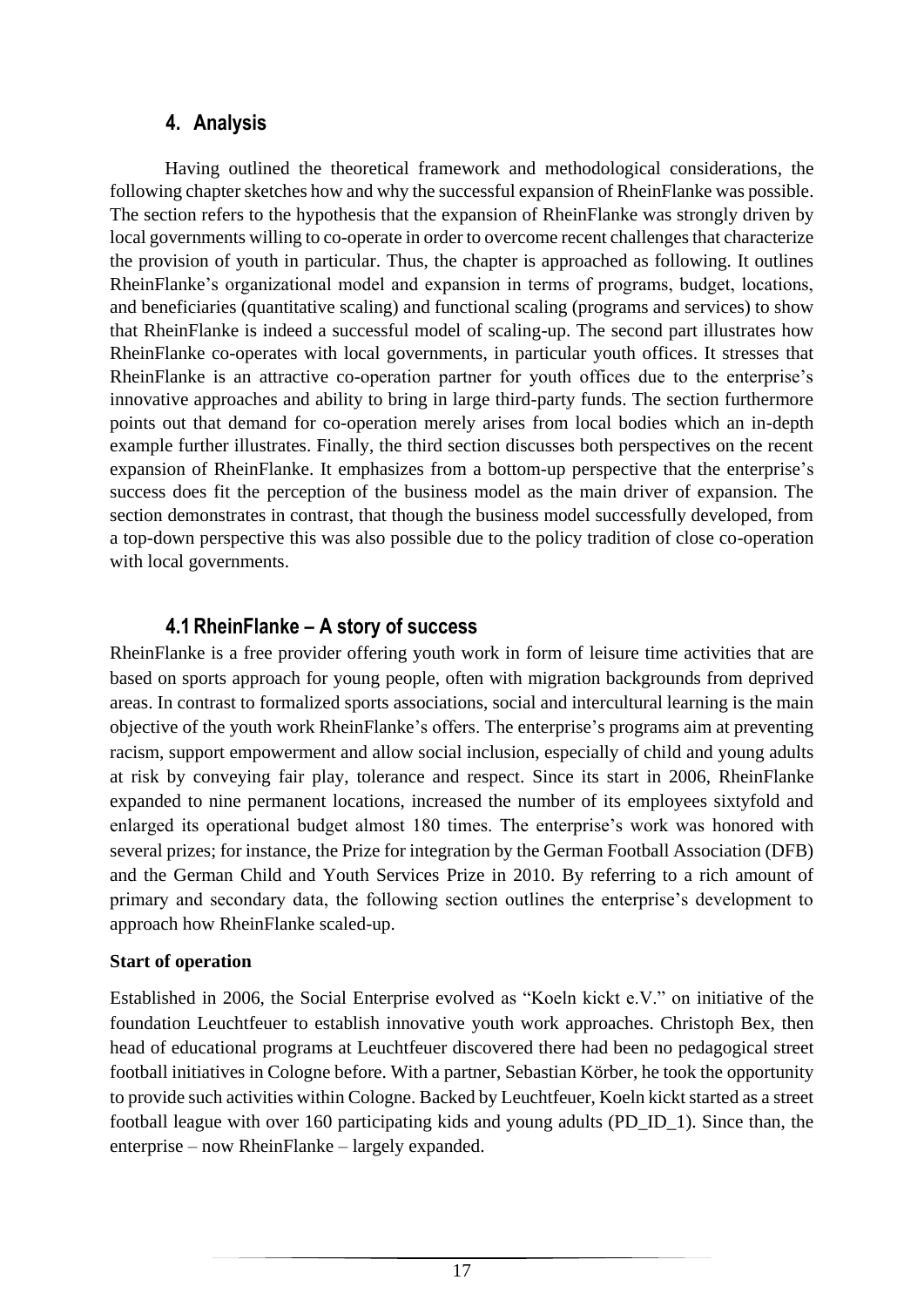## 4. Analysis

Having outlined the theoretical framework and methodological considerations, the following chapter sketches how and why the successful expansion of RheinFlanke was possible. The section refers to the hypothesis that the expansion of RheinFlanke was strongly driven by local governments willing to co-operate in order to overcome recent challenges that characterize the provision of youth in particular. Thus, the chapter is approached as following. It outlines RheinFlanke's organizational model and expansion in terms of programs, budget, locations, and beneficiaries (quantitative scaling) and functional scaling (programs and services) to show that RheinFlanke is indeed a successful model of scaling-up. The second part illustrates how RheinFlanke co-operates with local governments, in particular youth offices. It stresses that RheinFlanke is an attractive co-operation partner for youth offices due to the enterprise's innovative approaches and ability to bring in large third-party funds. The section furthermore points out that demand for co-operation merely arises from local bodies which an in-depth example further illustrates. Finally, the third section discusses both perspectives on the recent expansion of RheinFlanke. It emphasizes from a bottom-up perspective that the enterprise's success does fit the perception of the business model as the main driver of expansion. The section demonstrates in contrast, that though the business model successfully developed, from a top-down perspective this was also possible due to the policy tradition of close co-operation with local governments.

### 4.1 RheinFlanke – A story of success

RheinFlanke is a free provider offering youth work in form of leisure time activities that are based on sports approach for young people, often with migration backgrounds from deprived areas. In contrast to formalized sports associations, social and intercultural learning is the main objective of the youth work RheinFlanke's offers. The enterprise's programs aim at preventing racism, support empowerment and allow social inclusion, especially of child and young adults at risk by conveying fair play, tolerance and respect. Since its start in 2006, RheinFlanke expanded to nine permanent locations, increased the number of its employees sixtyfold and enlarged its operational budget almost 180 times. The enterprise's work was honored with several prizes; for instance, the Prize for integration by the German Football Association (DFB) and the German Child and Youth Services Prize in 2010. By referring to a rich amount of primary and secondary data, the following section outlines the enterprise's development to approach how RheinFlanke scaled-up.

**Start of operation**

Established in 2006, the Social Enterprise evolved as "Koeln kickt e.V." on initiative of the foundation Leuchtfeuer to establish innovative youth work approaches. Christoph Bex, then head of educational programs at Leuchtfeuer discovered there had been no pedagogical street football initiatives in Cologne before. With a partner, Sebastian Körber, he took the opportunity to provide such activities within Cologne. Backed by Leuchtfeuer, Koeln kickt started as a street football league with over 160 participating kids and young adults (PD_ID_1). Since than, the enterprise – now RheinFlanke – largely expanded.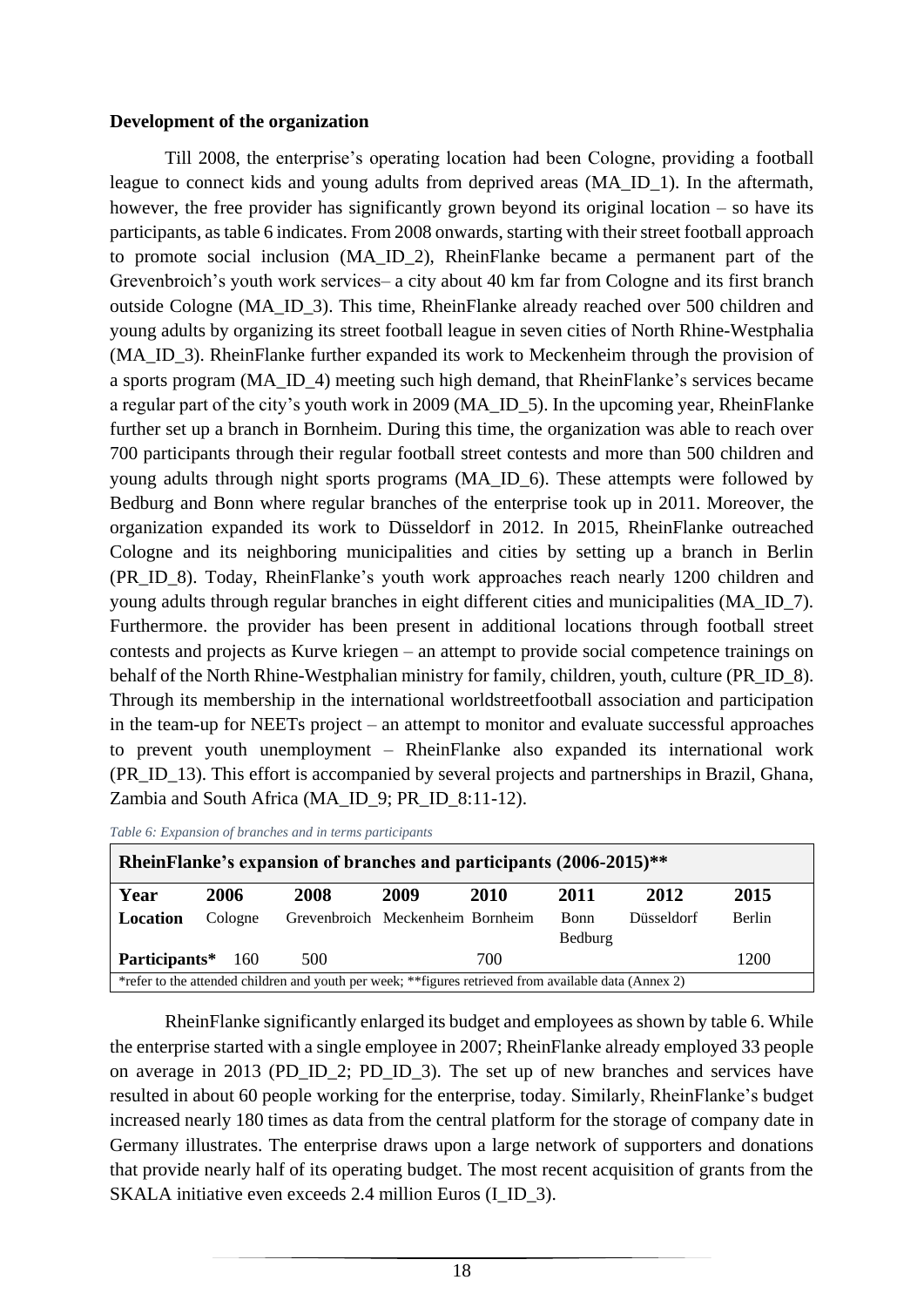**Development of the organization**

Till 2008, the enterprise's operating location had been Cologne, providing a football league to connect kids and young adults from deprived areas (MA_ID_1). In the aftermath, however, the free provider has significantly grown beyond its original location – so have its participants, as table 6 indicates. From 2008 onwards, starting with their street football approach to promote social inclusion (MA_ID_2), RheinFlanke became a permanent part of the Grevenbroich's youth work services– a city about 40 km far from Cologne and its first branch outside Cologne (MA_ID_3). This time, RheinFlanke already reached over 500 children and young adults by organizing its street football league in seven cities of North Rhine-Westphalia (MA_ID_3). RheinFlanke further expanded its work to Meckenheim through the provision of a sports program (MA_ID_4) meeting such high demand, that RheinFlanke's services became a regular part of the city's youth work in 2009 (MA_ID_5). In the upcoming year, RheinFlanke further set up a branch in Bornheim. During this time, the organization was able to reach over 700 participants through their regular football street contests and more than 500 children and young adults through night sports programs (MA_ID_6). These attempts were followed by Bedburg and Bonn where regular branches of the enterprise took up in 2011. Moreover, the organization expanded its work to Düsseldorf in 2012. In 2015, RheinFlanke outreached Cologne and its neighboring municipalities and cities by setting up a branch in Berlin (PR_ID_8). Today, RheinFlanke's youth work approaches reach nearly 1200 children and young adults through regular branches in eight different cities and municipalities (MA_ID_7). Furthermore. the provider has been present in additional locations through football street contests and projects as Kurve kriegen – an attempt to provide social competence trainings on behalf of the North Rhine-Westphalian ministry for family, children, youth, culture (PR_ID_8). Through its membership in the international worldstreetfootball association and participation in the team-up for NEETs project – an attempt to monitor and evaluate successful approaches to prevent youth unemployment – RheinFlanke also expanded its international work (PR_ID_13). This effort is accompanied by several projects and partnerships in Brazil, Ghana, Zambia and South Africa (MA_ID_9; PR_ID_8:11-12).

*Table 6: Expansion of branches and in terms participants*

| **RheinFlanke's expansion of branches and participants (2006-2015)\*\*** | | | | | | | |
|---|---|---|---|---|---|---|---|
| **Year** | **2006** | **2008** | **2009** | **2010** | **2011** | **2012** | **2015** |
| **Location** | Cologne | Grevenbroich | Meckenheim | Bornheim | Bonn Bedburg | Düsseldorf | Berlin |
| **Participants\*** | 160 | 500 | | 700 | | | 1200 |

\*refer to the attended children and youth per week; \*\*figures retrieved from available data (Annex 2)

RheinFlanke significantly enlarged its budget and employees as shown by table 6. While the enterprise started with a single employee in 2007; RheinFlanke already employed 33 people on average in 2013 (PD_ID_2; PD_ID_3). The set up of new branches and services have resulted in about 60 people working for the enterprise, today. Similarly, RheinFlanke's budget increased nearly 180 times as data from the central platform for the storage of company date in Germany illustrates. The enterprise draws upon a large network of supporters and donations that provide nearly half of its operating budget. The most recent acquisition of grants from the SKALA initiative even exceeds 2.4 million Euros (I_ID_3).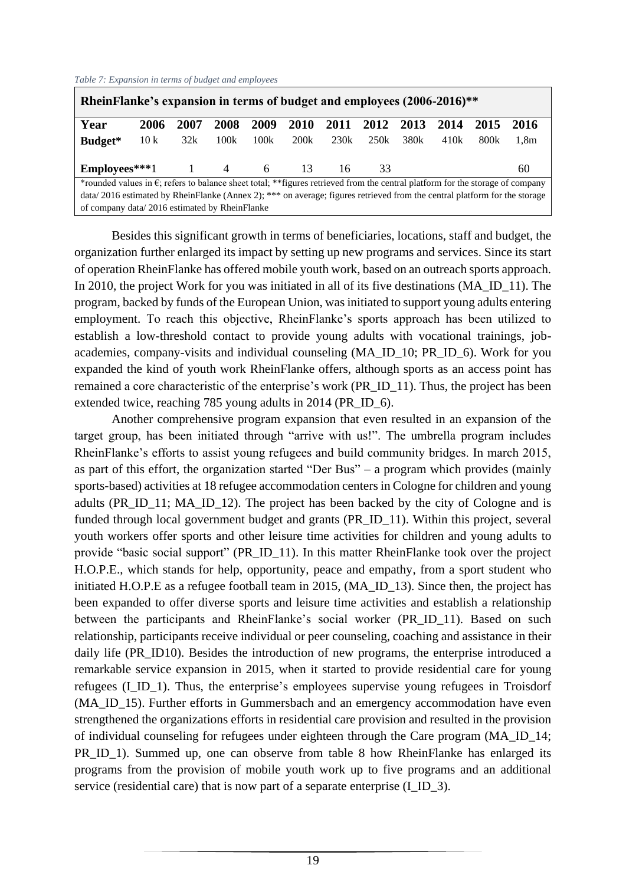*Table 7: Expansion in terms of budget and employees*

| RheinFlanke's expansion in terms of budget and employees (2006-2016)** | | | | | | | | | | | |
|---|---|---|---|---|---|---|---|---|---|---|---|
| **Year** | **2006** | **2007** | **2008** | **2009** | **2010** | **2011** | **2012** | **2013** | **2014** | **2015** | **2016** |
| **Budget*** | 10 k | 32k | 100k | 100k | 200k | 230k | 250k | 380k | 410k | 800k | 1,8m |
| **Employees***** | 1 | 1 | 4 | 6 | 13 | 16 | 33 | | | | 60 |

*rounded values in €; refers to balance sheet total; **figures retrieved from the central platform for the storage of company data/ 2016 estimated by RheinFlanke (Annex 2); *** on average; figures retrieved from the central platform for the storage of company data/ 2016 estimated by RheinFlanke

Besides this significant growth in terms of beneficiaries, locations, staff and budget, the organization further enlarged its impact by setting up new programs and services. Since its start of operation RheinFlanke has offered mobile youth work, based on an outreach sports approach. In 2010, the project Work for you was initiated in all of its five destinations (MA_ID_11). The program, backed by funds of the European Union, was initiated to support young adults entering employment. To reach this objective, RheinFlanke's sports approach has been utilized to establish a low-threshold contact to provide young adults with vocational trainings, job-academies, company-visits and individual counseling (MA_ID_10; PR_ID_6). Work for you expanded the kind of youth work RheinFlanke offers, although sports as an access point has remained a core characteristic of the enterprise's work (PR_ID_11). Thus, the project has been extended twice, reaching 785 young adults in 2014 (PR_ID_6).

Another comprehensive program expansion that even resulted in an expansion of the target group, has been initiated through "arrive with us!". The umbrella program includes RheinFlanke's efforts to assist young refugees and build community bridges. In march 2015, as part of this effort, the organization started "Der Bus" – a program which provides (mainly sports-based) activities at 18 refugee accommodation centers in Cologne for children and young adults (PR_ID_11; MA_ID_12). The project has been backed by the city of Cologne and is funded through local government budget and grants (PR_ID_11). Within this project, several youth workers offer sports and other leisure time activities for children and young adults to provide "basic social support" (PR_ID_11). In this matter RheinFlanke took over the project H.O.P.E., which stands for help, opportunity, peace and empathy, from a sport student who initiated H.O.P.E as a refugee football team in 2015, (MA_ID_13). Since then, the project has been expanded to offer diverse sports and leisure time activities and establish a relationship between the participants and RheinFlanke's social worker (PR_ID_11). Based on such relationship, participants receive individual or peer counseling, coaching and assistance in their daily life (PR_ID10). Besides the introduction of new programs, the enterprise introduced a remarkable service expansion in 2015, when it started to provide residential care for young refugees (I_ID_1). Thus, the enterprise's employees supervise young refugees in Troisdorf (MA_ID_15). Further efforts in Gummersbach and an emergency accommodation have even strengthened the organizations efforts in residential care provision and resulted in the provision of individual counseling for refugees under eighteen through the Care program (MA_ID_14; PR_ID_1). Summed up, one can observe from table 8 how RheinFlanke has enlarged its programs from the provision of mobile youth work up to five programs and an additional service (residential care) that is now part of a separate enterprise (I_ID_3).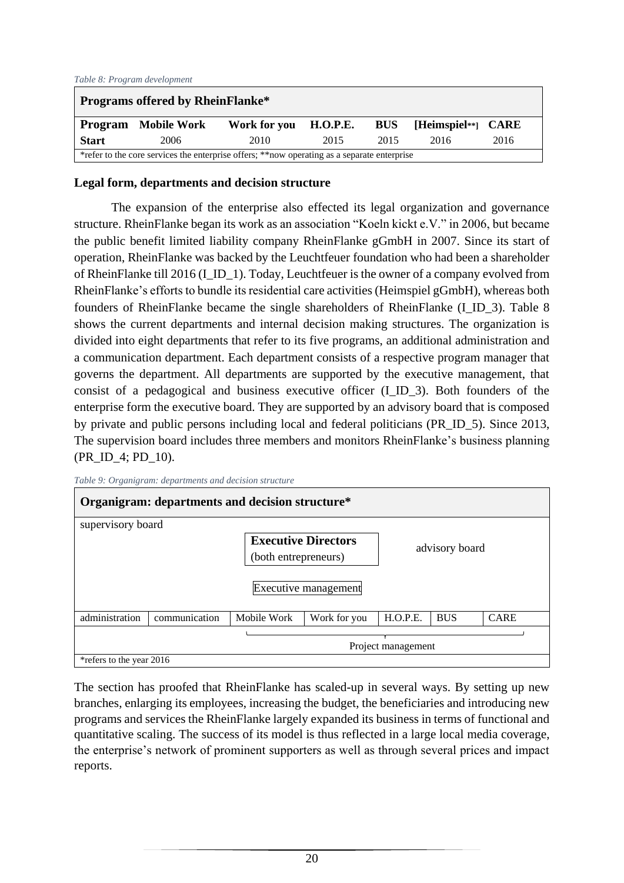*Table 8: Program development*

| Programs offered by RheinFlanke* | | | | | | |
|---|---|---|---|---|---|---|
| **Program** | **Mobile Work** | **Work for you** | **H.O.P.E.** | **BUS** | **[Heimspiel**]** | **CARE** |
| **Start** | 2006 | 2010 | 2015 | 2015 | 2016 | 2016 |

*refer to the core services the enterprise offers; **now operating as a separate enterprise

**Legal form, departments and decision structure**

The expansion of the enterprise also effected its legal organization and governance structure. RheinFlanke began its work as an association "Koeln kickt e.V." in 2006, but became the public benefit limited liability company RheinFlanke gGmbH in 2007. Since its start of operation, RheinFlanke was backed by the Leuchtfeuer foundation who had been a shareholder of RheinFlanke till 2016 (I_ID_1). Today, Leuchtfeuer is the owner of a company evolved from RheinFlanke's efforts to bundle its residential care activities (Heimspiel gGmbH), whereas both founders of RheinFlanke became the single shareholders of RheinFlanke (I_ID_3). Table 8 shows the current departments and internal decision making structures. The organization is divided into eight departments that refer to its five programs, an additional administration and a communication department. Each department consists of a respective program manager that governs the department. All departments are supported by the executive management, that consist of a pedagogical and business executive officer (I_ID_3). Both founders of the enterprise form the executive board. They are supported by an advisory board that is composed by private and public persons including local and federal politicians (PR_ID_5). Since 2013, The supervision board includes three members and monitors RheinFlanke's business planning (PR_ID_4; PD_10).

*Table 9: Organigram: departments and decision structure*

| Organigram: departments and decision structure* | | | | | | |
|---|---|---|---|---|---|---|
| supervisory board | | **Executive Directors** (both entrepreneurs) | | advisory board | | |
| | | Executive management | | | | |
| administration | communication | Mobile Work | Work for you | H.O.P.E. | BUS | CARE |
| | | Project management | | | | |

*refers to the year 2016

The section has proofed that RheinFlanke has scaled-up in several ways. By setting up new branches, enlarging its employees, increasing the budget, the beneficiaries and introducing new programs and services the RheinFlanke largely expanded its business in terms of functional and quantitative scaling. The success of its model is thus reflected in a large local media coverage, the enterprise's network of prominent supporters as well as through several prices and impact reports.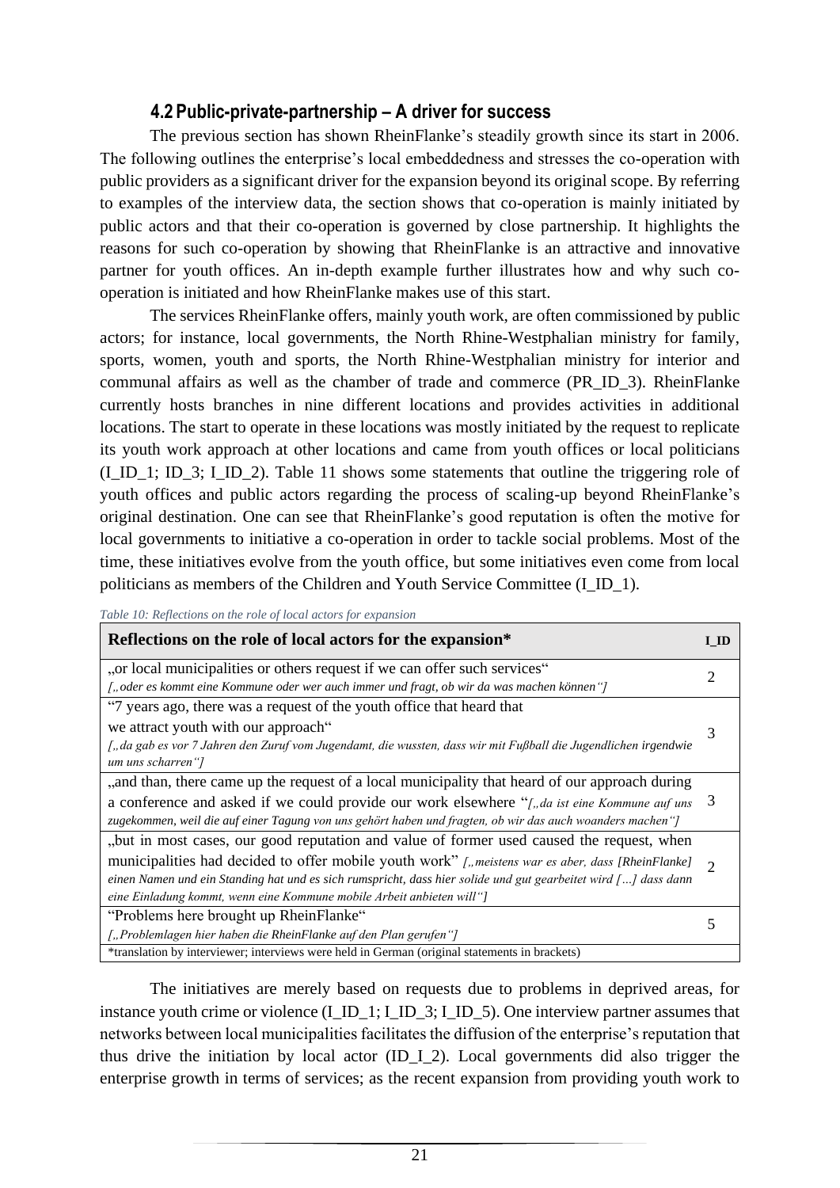### 4.2 Public-private-partnership – A driver for success

The previous section has shown RheinFlanke's steadily growth since its start in 2006. The following outlines the enterprise's local embeddedness and stresses the co-operation with public providers as a significant driver for the expansion beyond its original scope. By referring to examples of the interview data, the section shows that co-operation is mainly initiated by public actors and that their co-operation is governed by close partnership. It highlights the reasons for such co-operation by showing that RheinFlanke is an attractive and innovative partner for youth offices. An in-depth example further illustrates how and why such co-operation is initiated and how RheinFlanke makes use of this start.

The services RheinFlanke offers, mainly youth work, are often commissioned by public actors; for instance, local governments, the North Rhine-Westphalian ministry for family, sports, women, youth and sports, the North Rhine-Westphalian ministry for interior and communal affairs as well as the chamber of trade and commerce (PR_ID_3). RheinFlanke currently hosts branches in nine different locations and provides activities in additional locations. The start to operate in these locations was mostly initiated by the request to replicate its youth work approach at other locations and came from youth offices or local politicians (I_ID_1; ID_3; I_ID_2). Table 11 shows some statements that outline the triggering role of youth offices and public actors regarding the process of scaling-up beyond RheinFlanke's original destination. One can see that RheinFlanke's good reputation is often the motive for local governments to initiative a co-operation in order to tackle social problems. Most of the time, these initiatives evolve from the youth office, but some initiatives even come from local politicians as members of the Children and Youth Service Committee (I_ID_1).

*Table 10: Reflections on the role of local actors for expansion*

| Reflections on the role of local actors for the expansion* | I_ID |
|---|---|
| „or local municipalities or others request if we can offer such services"<br>*[„oder es kommt eine Kommune oder wer auch immer und fragt, ob wir da was machen können"]* | 2 |
| "7 years ago, there was a request of the youth office that heard that we attract youth with our approach"<br>*[„da gab es vor 7 Jahren den Zuruf vom Jugendamt, die wussten, dass wir mit Fußball die Jugendlichen irgendwie um uns scharren"]* | 3 |
| „and than, there came up the request of a local municipality that heard of our approach during a conference and asked if we could provide our work elsewhere "*[„da ist eine Kommune auf uns zugekommen, weil die auf einer Tagung von uns gehört haben und fragten, ob wir das auch woanders machen"]* | 3 |
| „but in most cases, our good reputation and value of former used caused the request, when municipalities had decided to offer mobile youth work" *[„meistens war es aber, dass [RheinFlanke] einen Namen und ein Standing hat und es sich rumspricht, dass hier solide und gut gearbeitet wird […] dass dann eine Einladung kommt, wenn eine Kommune mobile Arbeit anbieten will"]* | 2 |
| "Problems here brought up RheinFlanke"<br>*[„Problemlagen hier haben die RheinFlanke auf den Plan gerufen"]* | 5 |
| *translation by interviewer; interviews were held in German (original statements in brackets) | |

The initiatives are merely based on requests due to problems in deprived areas, for instance youth crime or violence (I_ID_1; I_ID_3; I_ID_5). One interview partner assumes that networks between local municipalities facilitates the diffusion of the enterprise's reputation that thus drive the initiation by local actor (ID_I_2). Local governments did also trigger the enterprise growth in terms of services; as the recent expansion from providing youth work to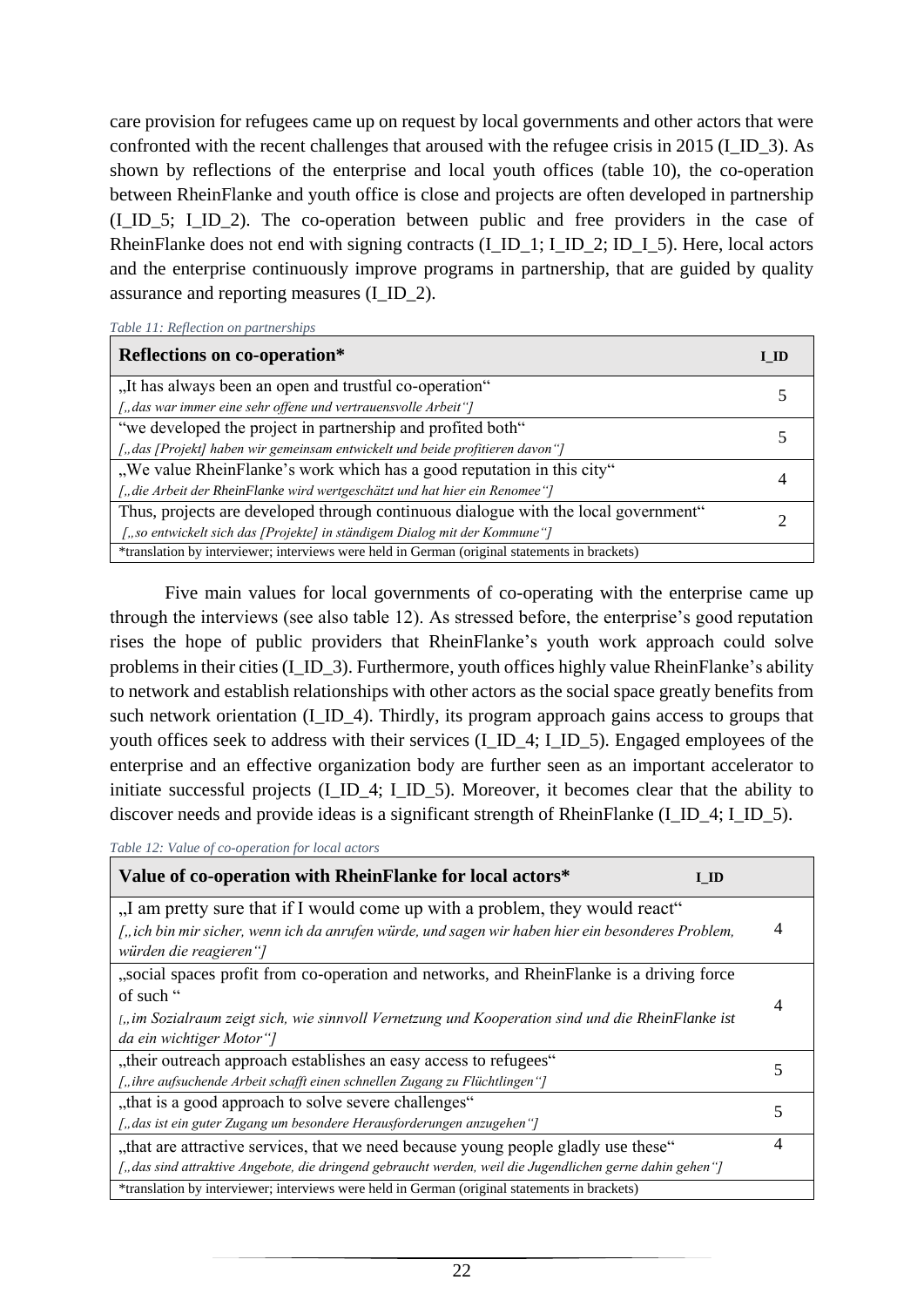care provision for refugees came up on request by local governments and other actors that were confronted with the recent challenges that aroused with the refugee crisis in 2015 (I_ID_3). As shown by reflections of the enterprise and local youth offices (table 10), the co-operation between RheinFlanke and youth office is close and projects are often developed in partnership (I_ID_5; I_ID_2). The co-operation between public and free providers in the case of RheinFlanke does not end with signing contracts (I_ID_1; I_ID_2; ID_I_5). Here, local actors and the enterprise continuously improve programs in partnership, that are guided by quality assurance and reporting measures (I_ID_2).

*Table 11: Reflection on partnerships*

| **Reflections on co-operation*** | **I_ID** |
|---|---|
| „It has always been an open and trustful co-operation“ *[„das war immer eine sehr offene und vertrauensvolle Arbeit“]* | 5 |
| “we developed the project in partnership and profited both“ *[„das [Projekt] haben wir gemeinsam entwickelt und beide profitieren davon“]* | 5 |
| „We value RheinFlanke’s work which has a good reputation in this city“ *[„die Arbeit der RheinFlanke wird wertgeschätzt und hat hier ein Renomee“]* | 4 |
| Thus, projects are developed through continuous dialogue with the local government“ *[„so entwickelt sich das [Projekte] in ständigem Dialog mit der Kommune“]* | 2 |
| *translation by interviewer; interviews were held in German (original statements in brackets) | |

Five main values for local governments of co-operating with the enterprise came up through the interviews (see also table 12). As stressed before, the enterprise’s good reputation rises the hope of public providers that RheinFlanke’s youth work approach could solve problems in their cities (I_ID_3). Furthermore, youth offices highly value RheinFlanke’s ability to network and establish relationships with other actors as the social space greatly benefits from such network orientation (I_ID_4). Thirdly, its program approach gains access to groups that youth offices seek to address with their services (I_ID_4; I_ID_5). Engaged employees of the enterprise and an effective organization body are further seen as an important accelerator to initiate successful projects (I_ID_4; I_ID_5). Moreover, it becomes clear that the ability to discover needs and provide ideas is a significant strength of RheinFlanke (I_ID_4; I_ID_5).

*Table 12: Value of co-operation for local actors*

| **Value of co-operation with RheinFlanke for local actors*** | **I_ID** |
|---|---|
| „I am pretty sure that if I would come up with a problem, they would react“ *[„ich bin mir sicher, wenn ich da anrufen würde, und sagen wir haben hier ein besonderes Problem, würden die reagieren“]* | 4 |
| „social spaces profit from co-operation and networks, and RheinFlanke is a driving force of such “ *[„im Sozialraum zeigt sich, wie sinnvoll Vernetzung und Kooperation sind und die RheinFlanke ist da ein wichtiger Motor“]* | 4 |
| „their outreach approach establishes an easy access to refugees“ *[„ihre aufsuchende Arbeit schafft einen schnellen Zugang zu Flüchtlingen“]* | 5 |
| „that is a good approach to solve severe challenges“ *[„das ist ein guter Zugang um besondere Herausforderungen anzugehen“]* | 5 |
| „that are attractive services, that we need because young people gladly use these“ *[„das sind attraktive Angebote, die dringend gebraucht werden, weil die Jugendlichen gerne dahin gehen“]* | 4 |
| *translation by interviewer; interviews were held in German (original statements in brackets) | |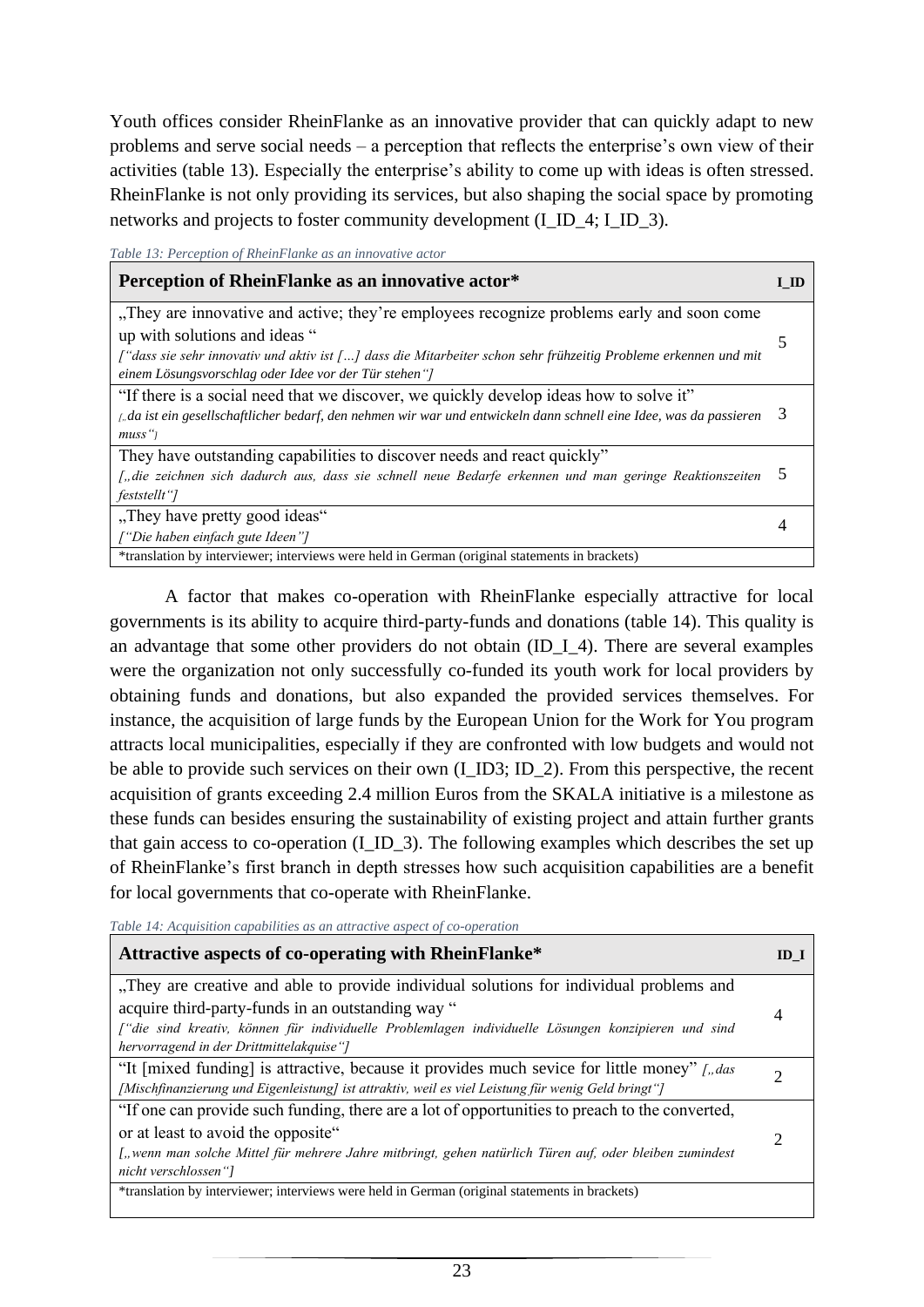Youth offices consider RheinFlanke as an innovative provider that can quickly adapt to new problems and serve social needs – a perception that reflects the enterprise's own view of their activities (table 13). Especially the enterprise's ability to come up with ideas is often stressed. RheinFlanke is not only providing its services, but also shaping the social space by promoting networks and projects to foster community development (I_ID_4; I_ID_3).

*Table 13: Perception of RheinFlanke as an innovative actor*

| **Perception of RheinFlanke as an innovative actor*** | **I_ID** |
|---|---|
| „They are innovative and active; they're employees recognize problems early and soon come up with solutions and ideas " *["dass sie sehr innovativ und aktiv ist […] dass die Mitarbeiter schon sehr frühzeitig Probleme erkennen und mit einem Lösungsvorschlag oder Idee vor der Tür stehen"]* | 5 |
| "If there is a social need that we discover, we quickly develop ideas how to solve it" *[„da ist ein gesellschaftlicher bedarf, den nehmen wir war und entwickeln dann schnell eine Idee, was da passieren muss"]* | 3 |
| They have outstanding capabilities to discover needs and react quickly" *[„die zeichnen sich dadurch aus, dass sie schnell neue Bedarfe erkennen und man geringe Reaktionszeiten feststellt"]* | 5 |
| „They have pretty good ideas" *["Die haben einfach gute Ideen"]* | 4 |
| *translation by interviewer; interviews were held in German (original statements in brackets) | |

A factor that makes co-operation with RheinFlanke especially attractive for local governments is its ability to acquire third-party-funds and donations (table 14). This quality is an advantage that some other providers do not obtain (ID_I_4). There are several examples were the organization not only successfully co-funded its youth work for local providers by obtaining funds and donations, but also expanded the provided services themselves. For instance, the acquisition of large funds by the European Union for the Work for You program attracts local municipalities, especially if they are confronted with low budgets and would not be able to provide such services on their own (I_ID3; ID_2). From this perspective, the recent acquisition of grants exceeding 2.4 million Euros from the SKALA initiative is a milestone as these funds can besides ensuring the sustainability of existing project and attain further grants that gain access to co-operation (I_ID_3). The following examples which describes the set up of RheinFlanke's first branch in depth stresses how such acquisition capabilities are a benefit for local governments that co-operate with RheinFlanke.

*Table 14: Acquisition capabilities as an attractive aspect of co-operation*

| **Attractive aspects of co-operating with RheinFlanke*** | **ID_I** |
|---|---|
| „They are creative and able to provide individual solutions for individual problems and acquire third-party-funds in an outstanding way " *["die sind kreativ, können für individuelle Problemlagen individuelle Lösungen konzipieren und sind hervorragend in der Drittmittelakquise"]* | 4 |
| "It [mixed funding] is attractive, because it provides much sevice for little money" *[„das [Mischfinanzierung und Eigenleistung] ist attraktiv, weil es viel Leistung für wenig Geld bringt"]* | 2 |
| "If one can provide such funding, there are a lot of opportunities to preach to the converted, or at least to avoid the opposite" *[„wenn man solche Mittel für mehrere Jahre mitbringt, gehen natürlich Türen auf, oder bleiben zumindest nicht verschlossen"]* | 2 |
| *translation by interviewer; interviews were held in German (original statements in brackets) | |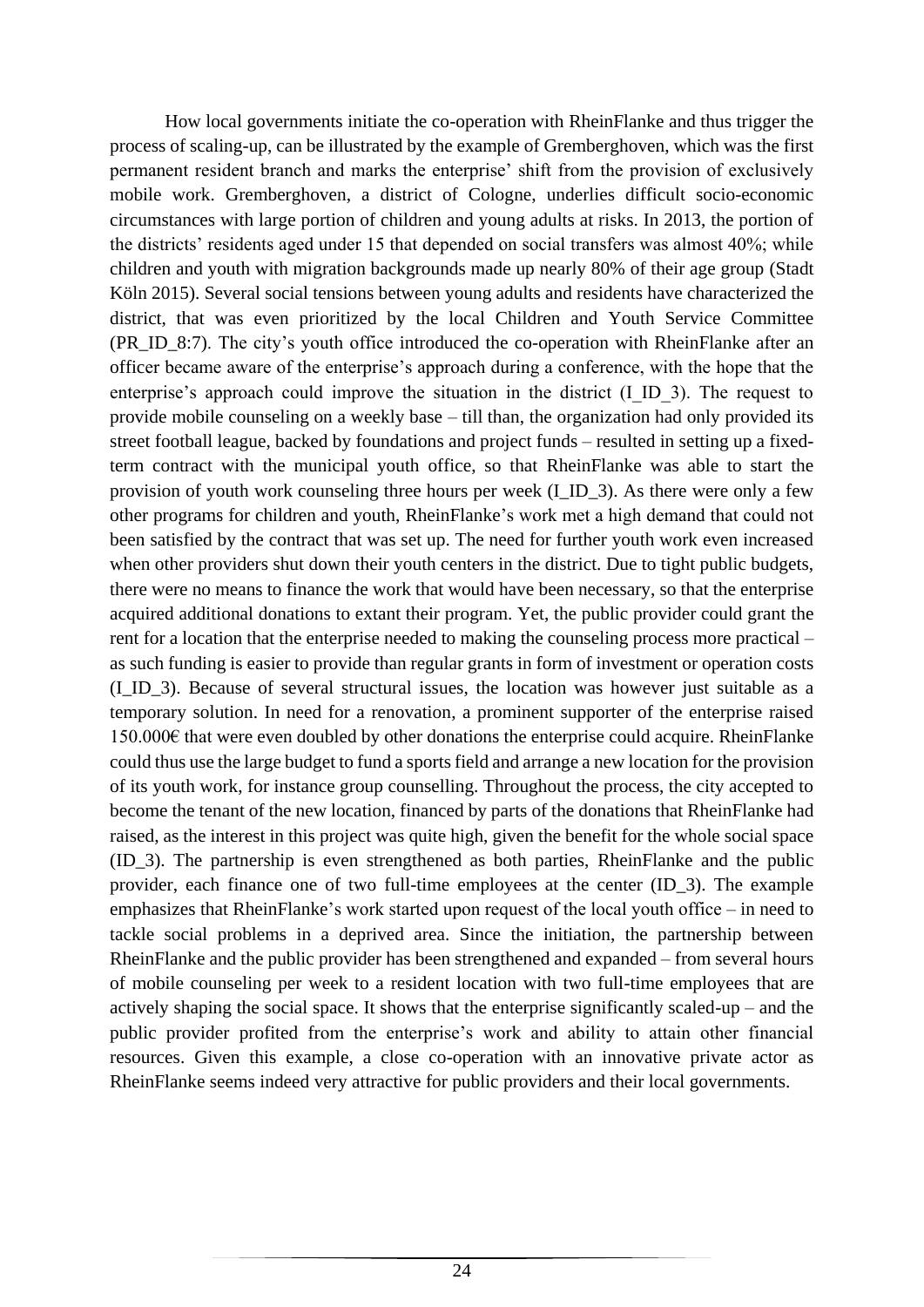How local governments initiate the co-operation with RheinFlanke and thus trigger the process of scaling-up, can be illustrated by the example of Gremberghoven, which was the first permanent resident branch and marks the enterprise' shift from the provision of exclusively mobile work. Gremberghoven, a district of Cologne, underlies difficult socio-economic circumstances with large portion of children and young adults at risks. In 2013, the portion of the districts' residents aged under 15 that depended on social transfers was almost 40%; while children and youth with migration backgrounds made up nearly 80% of their age group (Stadt Köln 2015). Several social tensions between young adults and residents have characterized the district, that was even prioritized by the local Children and Youth Service Committee (PR_ID_8:7). The city's youth office introduced the co-operation with RheinFlanke after an officer became aware of the enterprise's approach during a conference, with the hope that the enterprise's approach could improve the situation in the district (I_ID_3). The request to provide mobile counseling on a weekly base – till than, the organization had only provided its street football league, backed by foundations and project funds – resulted in setting up a fixed-term contract with the municipal youth office, so that RheinFlanke was able to start the provision of youth work counseling three hours per week (I_ID_3). As there were only a few other programs for children and youth, RheinFlanke's work met a high demand that could not been satisfied by the contract that was set up. The need for further youth work even increased when other providers shut down their youth centers in the district. Due to tight public budgets, there were no means to finance the work that would have been necessary, so that the enterprise acquired additional donations to extant their program. Yet, the public provider could grant the rent for a location that the enterprise needed to making the counseling process more practical – as such funding is easier to provide than regular grants in form of investment or operation costs (I_ID_3). Because of several structural issues, the location was however just suitable as a temporary solution. In need for a renovation, a prominent supporter of the enterprise raised 150.000€ that were even doubled by other donations the enterprise could acquire. RheinFlanke could thus use the large budget to fund a sports field and arrange a new location for the provision of its youth work, for instance group counselling. Throughout the process, the city accepted to become the tenant of the new location, financed by parts of the donations that RheinFlanke had raised, as the interest in this project was quite high, given the benefit for the whole social space (ID_3). The partnership is even strengthened as both parties, RheinFlanke and the public provider, each finance one of two full-time employees at the center (ID_3). The example emphasizes that RheinFlanke's work started upon request of the local youth office – in need to tackle social problems in a deprived area. Since the initiation, the partnership between RheinFlanke and the public provider has been strengthened and expanded – from several hours of mobile counseling per week to a resident location with two full-time employees that are actively shaping the social space. It shows that the enterprise significantly scaled-up – and the public provider profited from the enterprise's work and ability to attain other financial resources. Given this example, a close co-operation with an innovative private actor as RheinFlanke seems indeed very attractive for public providers and their local governments.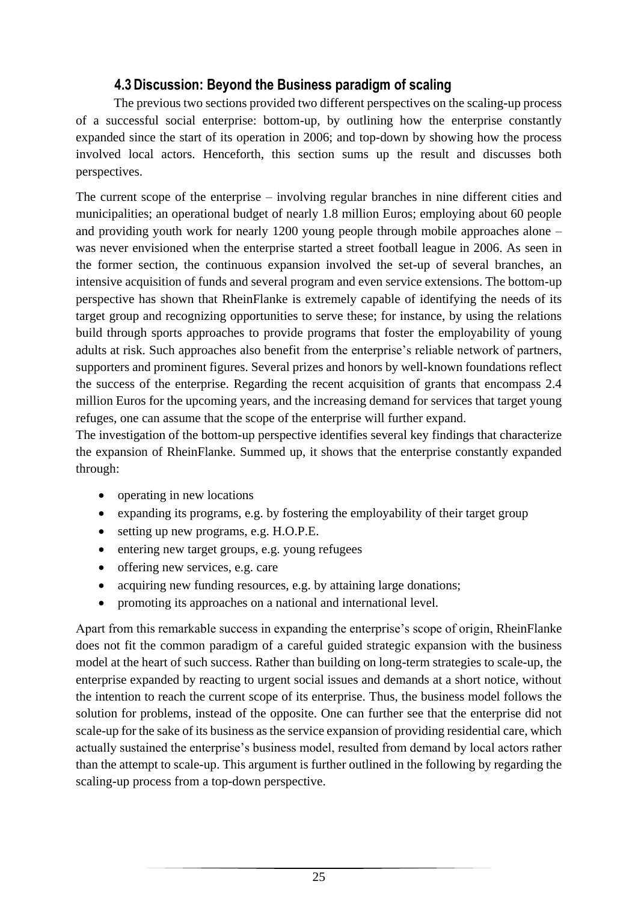### 4.3 Discussion: Beyond the Business paradigm of scaling

The previous two sections provided two different perspectives on the scaling-up process of a successful social enterprise: bottom-up, by outlining how the enterprise constantly expanded since the start of its operation in 2006; and top-down by showing how the process involved local actors. Henceforth, this section sums up the result and discusses both perspectives.

The current scope of the enterprise – involving regular branches in nine different cities and municipalities; an operational budget of nearly 1.8 million Euros; employing about 60 people and providing youth work for nearly 1200 young people through mobile approaches alone – was never envisioned when the enterprise started a street football league in 2006. As seen in the former section, the continuous expansion involved the set-up of several branches, an intensive acquisition of funds and several program and even service extensions. The bottom-up perspective has shown that RheinFlanke is extremely capable of identifying the needs of its target group and recognizing opportunities to serve these; for instance, by using the relations build through sports approaches to provide programs that foster the employability of young adults at risk. Such approaches also benefit from the enterprise's reliable network of partners, supporters and prominent figures. Several prizes and honors by well-known foundations reflect the success of the enterprise. Regarding the recent acquisition of grants that encompass 2.4 million Euros for the upcoming years, and the increasing demand for services that target young refuges, one can assume that the scope of the enterprise will further expand.

The investigation of the bottom-up perspective identifies several key findings that characterize the expansion of RheinFlanke. Summed up, it shows that the enterprise constantly expanded through:

- operating in new locations
- expanding its programs, e.g. by fostering the employability of their target group
- setting up new programs, e.g. H.O.P.E.
- entering new target groups, e.g. young refugees
- offering new services, e.g. care
- acquiring new funding resources, e.g. by attaining large donations;
- promoting its approaches on a national and international level.

Apart from this remarkable success in expanding the enterprise's scope of origin, RheinFlanke does not fit the common paradigm of a careful guided strategic expansion with the business model at the heart of such success. Rather than building on long-term strategies to scale-up, the enterprise expanded by reacting to urgent social issues and demands at a short notice, without the intention to reach the current scope of its enterprise. Thus, the business model follows the solution for problems, instead of the opposite. One can further see that the enterprise did not scale-up for the sake of its business as the service expansion of providing residential care, which actually sustained the enterprise's business model, resulted from demand by local actors rather than the attempt to scale-up. This argument is further outlined in the following by regarding the scaling-up process from a top-down perspective.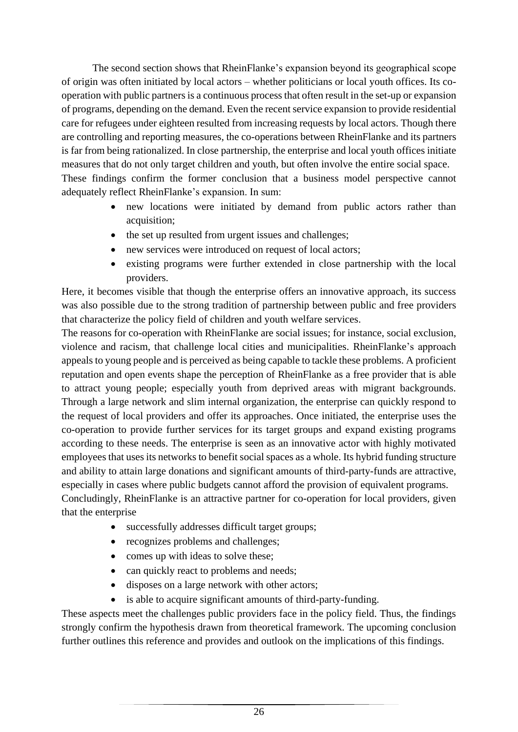The second section shows that RheinFlanke's expansion beyond its geographical scope of origin was often initiated by local actors – whether politicians or local youth offices. Its co-operation with public partners is a continuous process that often result in the set-up or expansion of programs, depending on the demand. Even the recent service expansion to provide residential care for refugees under eighteen resulted from increasing requests by local actors. Though there are controlling and reporting measures, the co-operations between RheinFlanke and its partners is far from being rationalized. In close partnership, the enterprise and local youth offices initiate measures that do not only target children and youth, but often involve the entire social space. These findings confirm the former conclusion that a business model perspective cannot adequately reflect RheinFlanke's expansion. In sum:

- new locations were initiated by demand from public actors rather than acquisition;
- the set up resulted from urgent issues and challenges;
- new services were introduced on request of local actors;
- existing programs were further extended in close partnership with the local providers.

Here, it becomes visible that though the enterprise offers an innovative approach, its success was also possible due to the strong tradition of partnership between public and free providers that characterize the policy field of children and youth welfare services.

The reasons for co-operation with RheinFlanke are social issues; for instance, social exclusion, violence and racism, that challenge local cities and municipalities. RheinFlanke's approach appeals to young people and is perceived as being capable to tackle these problems. A proficient reputation and open events shape the perception of RheinFlanke as a free provider that is able to attract young people; especially youth from deprived areas with migrant backgrounds. Through a large network and slim internal organization, the enterprise can quickly respond to the request of local providers and offer its approaches. Once initiated, the enterprise uses the co-operation to provide further services for its target groups and expand existing programs according to these needs. The enterprise is seen as an innovative actor with highly motivated employees that uses its networks to benefit social spaces as a whole. Its hybrid funding structure and ability to attain large donations and significant amounts of third-party-funds are attractive, especially in cases where public budgets cannot afford the provision of equivalent programs.

Concludingly, RheinFlanke is an attractive partner for co-operation for local providers, given that the enterprise

- successfully addresses difficult target groups;
- recognizes problems and challenges;
- comes up with ideas to solve these;
- can quickly react to problems and needs;
- disposes on a large network with other actors;
- is able to acquire significant amounts of third-party-funding.

These aspects meet the challenges public providers face in the policy field. Thus, the findings strongly confirm the hypothesis drawn from theoretical framework. The upcoming conclusion further outlines this reference and provides and outlook on the implications of this findings.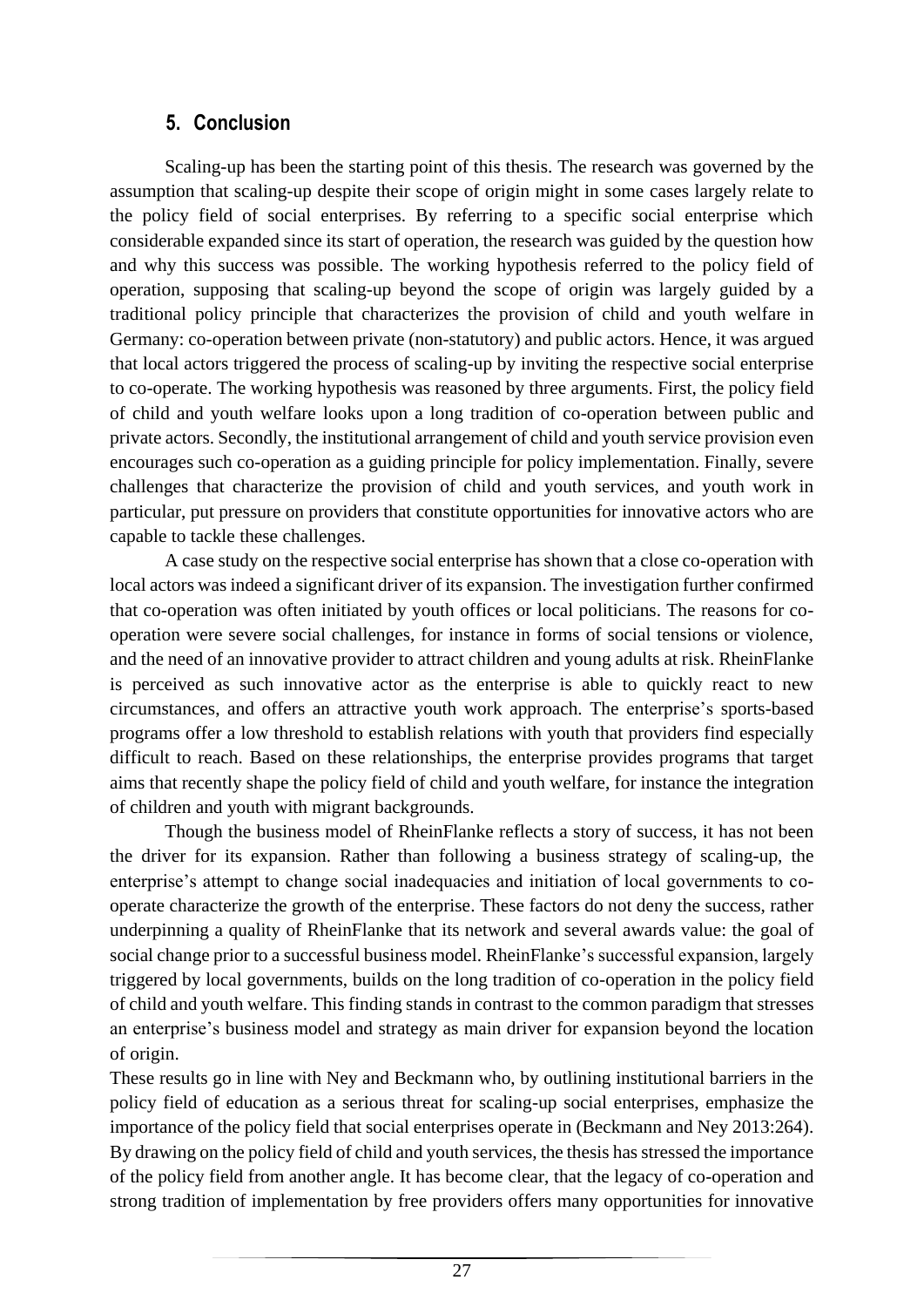## 5. Conclusion

Scaling-up has been the starting point of this thesis. The research was governed by the assumption that scaling-up despite their scope of origin might in some cases largely relate to the policy field of social enterprises. By referring to a specific social enterprise which considerable expanded since its start of operation, the research was guided by the question how and why this success was possible. The working hypothesis referred to the policy field of operation, supposing that scaling-up beyond the scope of origin was largely guided by a traditional policy principle that characterizes the provision of child and youth welfare in Germany: co-operation between private (non-statutory) and public actors. Hence, it was argued that local actors triggered the process of scaling-up by inviting the respective social enterprise to co-operate. The working hypothesis was reasoned by three arguments. First, the policy field of child and youth welfare looks upon a long tradition of co-operation between public and private actors. Secondly, the institutional arrangement of child and youth service provision even encourages such co-operation as a guiding principle for policy implementation. Finally, severe challenges that characterize the provision of child and youth services, and youth work in particular, put pressure on providers that constitute opportunities for innovative actors who are capable to tackle these challenges.

A case study on the respective social enterprise has shown that a close co-operation with local actors was indeed a significant driver of its expansion. The investigation further confirmed that co-operation was often initiated by youth offices or local politicians. The reasons for co-operation were severe social challenges, for instance in forms of social tensions or violence, and the need of an innovative provider to attract children and young adults at risk. RheinFlanke is perceived as such innovative actor as the enterprise is able to quickly react to new circumstances, and offers an attractive youth work approach. The enterprise's sports-based programs offer a low threshold to establish relations with youth that providers find especially difficult to reach. Based on these relationships, the enterprise provides programs that target aims that recently shape the policy field of child and youth welfare, for instance the integration of children and youth with migrant backgrounds.

Though the business model of RheinFlanke reflects a story of success, it has not been the driver for its expansion. Rather than following a business strategy of scaling-up, the enterprise's attempt to change social inadequacies and initiation of local governments to co-operate characterize the growth of the enterprise. These factors do not deny the success, rather underpinning a quality of RheinFlanke that its network and several awards value: the goal of social change prior to a successful business model. RheinFlanke's successful expansion, largely triggered by local governments, builds on the long tradition of co-operation in the policy field of child and youth welfare. This finding stands in contrast to the common paradigm that stresses an enterprise's business model and strategy as main driver for expansion beyond the location of origin.

These results go in line with Ney and Beckmann who, by outlining institutional barriers in the policy field of education as a serious threat for scaling-up social enterprises, emphasize the importance of the policy field that social enterprises operate in (Beckmann and Ney 2013:264). By drawing on the policy field of child and youth services, the thesis has stressed the importance of the policy field from another angle. It has become clear, that the legacy of co-operation and strong tradition of implementation by free providers offers many opportunities for innovative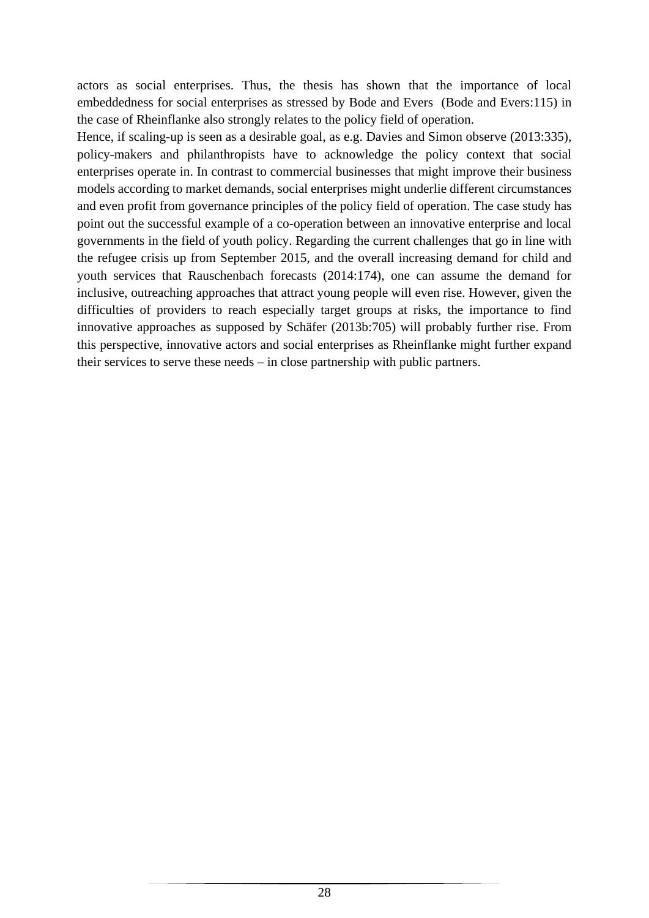actors as social enterprises. Thus, the thesis has shown that the importance of local embeddedness for social enterprises as stressed by Bode and Evers (Bode and Evers:115) in the case of Rheinflanke also strongly relates to the policy field of operation.

Hence, if scaling-up is seen as a desirable goal, as e.g. Davies and Simon observe (2013:335), policy-makers and philanthropists have to acknowledge the policy context that social enterprises operate in. In contrast to commercial businesses that might improve their business models according to market demands, social enterprises might underlie different circumstances and even profit from governance principles of the policy field of operation. The case study has point out the successful example of a co-operation between an innovative enterprise and local governments in the field of youth policy. Regarding the current challenges that go in line with the refugee crisis up from September 2015, and the overall increasing demand for child and youth services that Rauschenbach forecasts (2014:174), one can assume the demand for inclusive, outreaching approaches that attract young people will even rise. However, given the difficulties of providers to reach especially target groups at risks, the importance to find innovative approaches as supposed by Schäfer (2013b:705) will probably further rise. From this perspective, innovative actors and social enterprises as Rheinflanke might further expand their services to serve these needs – in close partnership with public partners.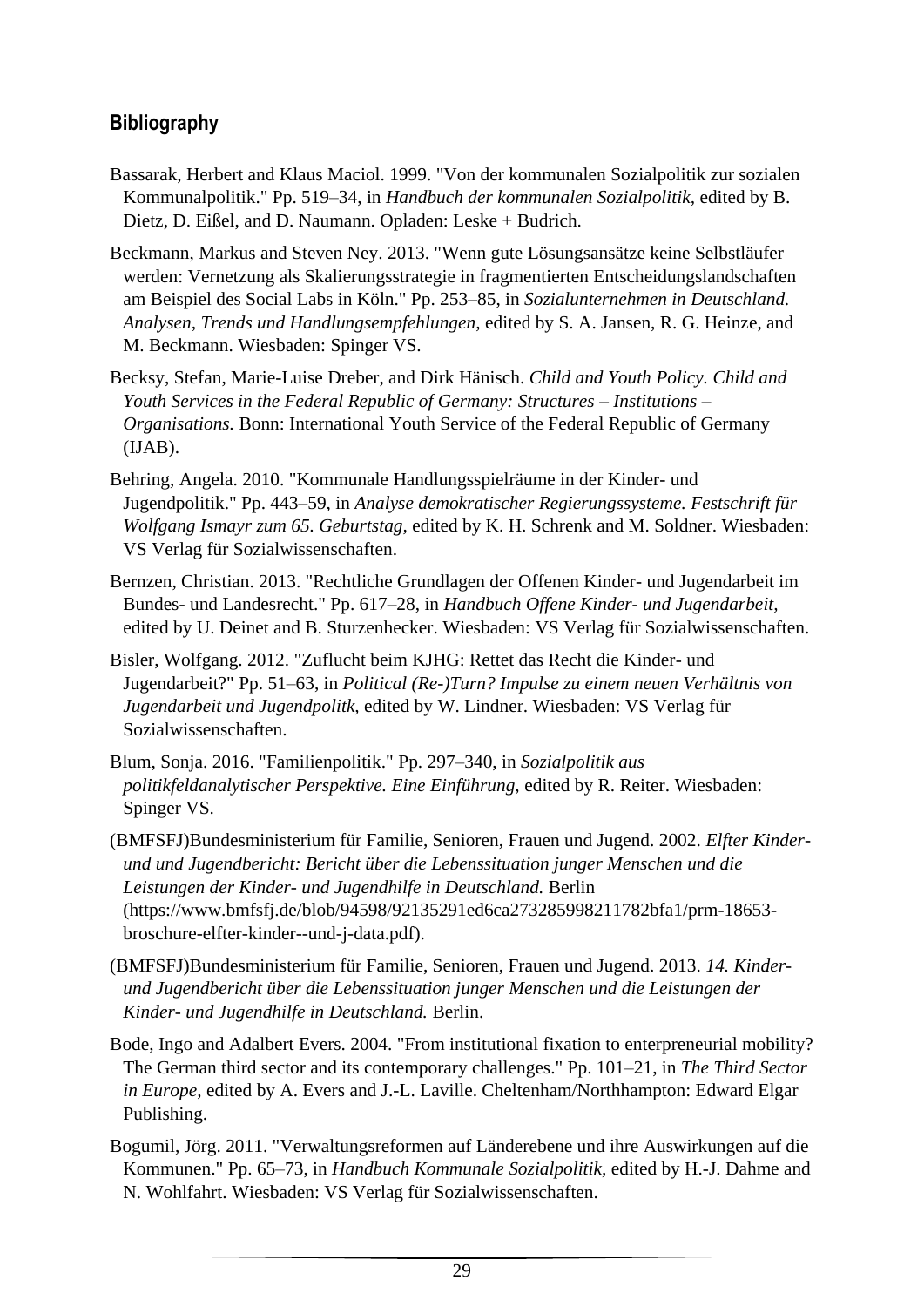## Bibliography

Bassarak, Herbert and Klaus Maciol. 1999. "Von der kommunalen Sozialpolitik zur sozialen Kommunalpolitik." Pp. 519–34, in *Handbuch der kommunalen Sozialpolitik,* edited by B. Dietz, D. Eißel, and D. Naumann. Opladen: Leske + Budrich.

Beckmann, Markus and Steven Ney. 2013. "Wenn gute Lösungsansätze keine Selbstläufer werden: Vernetzung als Skalierungsstrategie in fragmentierten Entscheidungslandschaften am Beispiel des Social Labs in Köln." Pp. 253–85, in *Sozialunternehmen in Deutschland. Analysen, Trends und Handlungsempfehlungen,* edited by S. A. Jansen, R. G. Heinze, and M. Beckmann. Wiesbaden: Spinger VS.

Becksy, Stefan, Marie-Luise Dreber, and Dirk Hänisch. *Child and Youth Policy. Child and Youth Services in the Federal Republic of Germany: Structures – Institutions – Organisations.* Bonn: International Youth Service of the Federal Republic of Germany (IJAB).

Behring, Angela. 2010. "Kommunale Handlungsspielräume in der Kinder- und Jugendpolitik." Pp. 443–59, in *Analyse demokratischer Regierungssysteme. Festschrift für Wolfgang Ismayr zum 65. Geburtstag,* edited by K. H. Schrenk and M. Soldner. Wiesbaden: VS Verlag für Sozialwissenschaften.

Bernzen, Christian. 2013. "Rechtliche Grundlagen der Offenen Kinder- und Jugendarbeit im Bundes- und Landesrecht." Pp. 617–28, in *Handbuch Offene Kinder- und Jugendarbeit,* edited by U. Deinet and B. Sturzenhecker. Wiesbaden: VS Verlag für Sozialwissenschaften.

Bisler, Wolfgang. 2012. "Zuflucht beim KJHG: Rettet das Recht die Kinder- und Jugendarbeit?" Pp. 51–63, in *Political (Re-)Turn? Impulse zu einem neuen Verhältnis von Jugendarbeit und Jugendpolitk,* edited by W. Lindner. Wiesbaden: VS Verlag für Sozialwissenschaften.

Blum, Sonja. 2016. "Familienpolitik." Pp. 297–340, in *Sozialpolitik aus politikfeldanalytischer Perspektive. Eine Einführung,* edited by R. Reiter. Wiesbaden: Springer VS.

(BMFSFJ)Bundesministerium für Familie, Senioren, Frauen und Jugend. 2002. *Elfter Kinder- und und Jugendbericht: Bericht über die Lebenssituation junger Menschen und die Leistungen der Kinder- und Jugendhilfe in Deutschland.* Berlin (https://www.bmfsfj.de/blob/94598/92135291ed6ca273285998211782bfa1/prm-18653-broschure-elfter-kinder--und-j-data.pdf).

(BMFSFJ)Bundesministerium für Familie, Senioren, Frauen und Jugend. 2013. *14. Kinder- und Jugendbericht über die Lebenssituation junger Menschen und die Leistungen der Kinder- und Jugendhilfe in Deutschland.* Berlin.

Bode, Ingo and Adalbert Evers. 2004. "From institutional fixation to enterpreneurial mobility? The German third sector and its contemporary challenges." Pp. 101–21, in *The Third Sector in Europe,* edited by A. Evers and J.-L. Laville. Cheltenham/Northhampton: Edward Elgar Publishing.

Bogumil, Jörg. 2011. "Verwaltungsreformen auf Länderebene und ihre Auswirkungen auf die Kommunen." Pp. 65–73, in *Handbuch Kommunale Sozialpolitik,* edited by H.-J. Dahme and N. Wohlfahrt. Wiesbaden: VS Verlag für Sozialwissenschaften.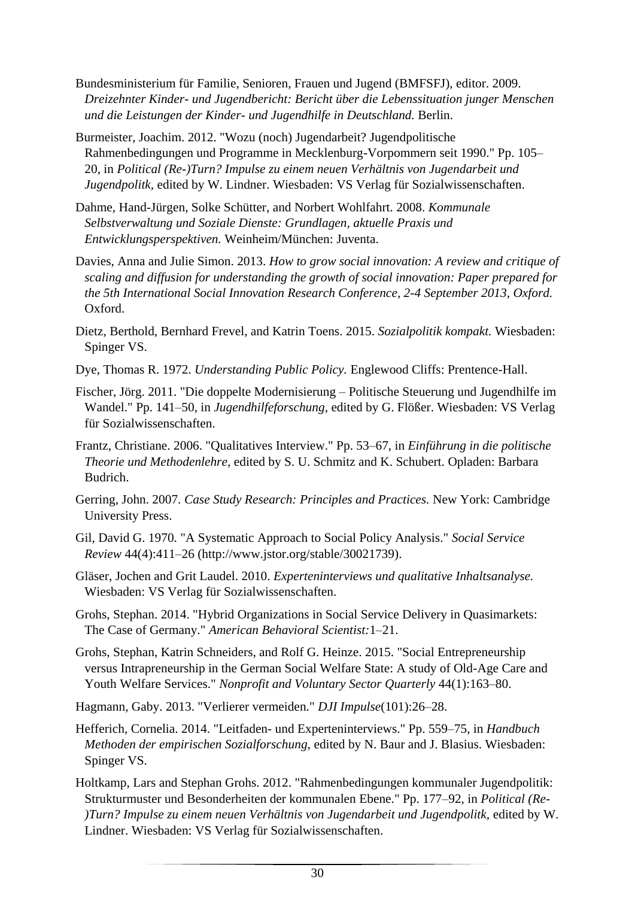Bundesministerium für Familie, Senioren, Frauen und Jugend (BMFSFJ), editor. 2009. *Dreizehnter Kinder- und Jugendbericht: Bericht über die Lebenssituation junger Menschen und die Leistungen der Kinder- und Jugendhilfe in Deutschland.* Berlin.

Burmeister, Joachim. 2012. "Wozu (noch) Jugendarbeit? Jugendpolitische Rahmenbedingungen und Programme in Mecklenburg-Vorpommern seit 1990." Pp. 105–20, in *Political (Re-)Turn? Impulse zu einem neuen Verhältnis von Jugendarbeit und Jugendpolitk*, edited by W. Lindner. Wiesbaden: VS Verlag für Sozialwissenschaften.

Dahme, Hand-Jürgen, Solke Schütter, and Norbert Wohlfahrt. 2008. *Kommunale Selbstverwaltung und Soziale Dienste: Grundlagen, aktuelle Praxis und Entwicklungsperspektiven.* Weinheim/München: Juventa.

Davies, Anna and Julie Simon. 2013. *How to grow social innovation: A review and critique of scaling and diffusion for understanding the growth of social innovation: Paper prepared for the 5th International Social Innovation Research Conference, 2-4 September 2013, Oxford.* Oxford.

Dietz, Berthold, Bernhard Frevel, and Katrin Toens. 2015. *Sozialpolitik kompakt.* Wiesbaden: Spinger VS.

Dye, Thomas R. 1972. *Understanding Public Policy.* Englewood Cliffs: Prentence-Hall.

Fischer, Jörg. 2011. "Die doppelte Modernisierung – Politische Steuerung und Jugendhilfe im Wandel." Pp. 141–50, in *Jugendhilfeforschung*, edited by G. Flößer. Wiesbaden: VS Verlag für Sozialwissenschaften.

Frantz, Christiane. 2006. "Qualitatives Interview." Pp. 53–67, in *Einführung in die politische Theorie und Methodenlehre*, edited by S. U. Schmitz and K. Schubert. Opladen: Barbara Budrich.

Gerring, John. 2007. *Case Study Research: Principles and Practices.* New York: Cambridge University Press.

Gil, David G. 1970. "A Systematic Approach to Social Policy Analysis." *Social Service Review* 44(4):411–26 (http://www.jstor.org/stable/30021739).

Gläser, Jochen and Grit Laudel. 2010. *Experteninterviews und qualitative Inhaltsanalyse.* Wiesbaden: VS Verlag für Sozialwissenschaften.

Grohs, Stephan. 2014. "Hybrid Organizations in Social Service Delivery in Quasimarkets: The Case of Germany." *American Behavioral Scientist:*1–21.

Grohs, Stephan, Katrin Schneiders, and Rolf G. Heinze. 2015. "Social Entrepreneurship versus Intrapreneurship in the German Social Welfare State: A study of Old-Age Care and Youth Welfare Services." *Nonprofit and Voluntary Sector Quarterly* 44(1):163–80.

Hagmann, Gaby. 2013. "Verlierer vermeiden." *DJI Impulse*(101):26–28.

Hefferich, Cornelia. 2014. "Leitfaden- und Experteninterviews." Pp. 559–75, in *Handbuch Methoden der empirischen Sozialforschung*, edited by N. Baur and J. Blasius. Wiesbaden: Spinger VS.

Holtkamp, Lars and Stephan Grohs. 2012. "Rahmenbedingungen kommunaler Jugendpolitik: Strukturmuster und Besonderheiten der kommunalen Ebene." Pp. 177–92, in *Political (Re-)Turn? Impulse zu einem neuen Verhältnis von Jugendarbeit und Jugendpolitk*, edited by W. Lindner. Wiesbaden: VS Verlag für Sozialwissenschaften.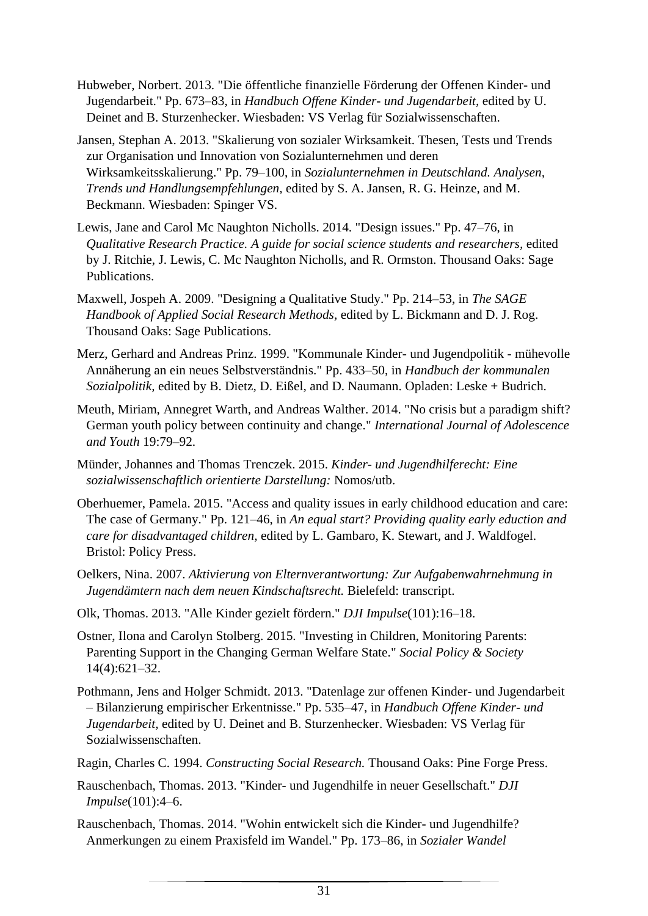Hubweber, Norbert. 2013. "Die öffentliche finanzielle Förderung der Offenen Kinder- und Jugendarbeit." Pp. 673–83, in *Handbuch Offene Kinder- und Jugendarbeit,* edited by U. Deinet and B. Sturzenhecker. Wiesbaden: VS Verlag für Sozialwissenschaften.

Jansen, Stephan A. 2013. "Skalierung von sozialer Wirksamkeit. Thesen, Tests und Trends zur Organisation und Innovation von Sozialunternehmen und deren Wirksamkeitsskalierung." Pp. 79–100, in *Sozialunternehmen in Deutschland. Analysen, Trends und Handlungsempfehlungen,* edited by S. A. Jansen, R. G. Heinze, and M. Beckmann. Wiesbaden: Spinger VS.

Lewis, Jane and Carol Mc Naughton Nicholls. 2014. "Design issues." Pp. 47–76, in *Qualitative Research Practice. A guide for social science students and researchers,* edited by J. Ritchie, J. Lewis, C. Mc Naughton Nicholls, and R. Ormston. Thousand Oaks: Sage Publications.

Maxwell, Jospeh A. 2009. "Designing a Qualitative Study." Pp. 214–53, in *The SAGE Handbook of Applied Social Research Methods,* edited by L. Bickmann and D. J. Rog. Thousand Oaks: Sage Publications.

Merz, Gerhard and Andreas Prinz. 1999. "Kommunale Kinder- und Jugendpolitik - mühevolle Annäherung an ein neues Selbstverständnis." Pp. 433–50, in *Handbuch der kommunalen Sozialpolitik,* edited by B. Dietz, D. Eißel, and D. Naumann. Opladen: Leske + Budrich.

Meuth, Miriam, Annegret Warth, and Andreas Walther. 2014. "No crisis but a paradigm shift? German youth policy between continuity and change." *International Journal of Adolescence and Youth* 19:79–92.

Münder, Johannes and Thomas Trenczek. 2015. *Kinder- und Jugendhilferecht: Eine sozialwissenschaftlich orientierte Darstellung:* Nomos/utb.

Oberhuemer, Pamela. 2015. "Access and quality issues in early childhood education and care: The case of Germany." Pp. 121–46, in *An equal start? Providing quality early eduction and care for disadvantaged children,* edited by L. Gambaro, K. Stewart, and J. Waldfogel. Bristol: Policy Press.

Oelkers, Nina. 2007. *Aktivierung von Elternverantwortung: Zur Aufgabenwahrnehmung in Jugendämtern nach dem neuen Kindschaftsrecht.* Bielefeld: transcript.

Olk, Thomas. 2013. "Alle Kinder gezielt fördern." *DJI Impulse*(101):16–18.

Ostner, Ilona and Carolyn Stolberg. 2015. "Investing in Children, Monitoring Parents: Parenting Support in the Changing German Welfare State." *Social Policy & Society* 14(4):621–32.

Pothmann, Jens and Holger Schmidt. 2013. "Datenlage zur offenen Kinder- und Jugendarbeit – Bilanzierung empirischer Erkentnisse." Pp. 535–47, in *Handbuch Offene Kinder- und Jugendarbeit,* edited by U. Deinet and B. Sturzenhecker. Wiesbaden: VS Verlag für Sozialwissenschaften.

Ragin, Charles C. 1994. *Constructing Social Research.* Thousand Oaks: Pine Forge Press.

Rauschenbach, Thomas. 2013. "Kinder- und Jugendhilfe in neuer Gesellschaft." *DJI Impulse*(101):4–6.

Rauschenbach, Thomas. 2014. "Wohin entwickelt sich die Kinder- und Jugendhilfe? Anmerkungen zu einem Praxisfeld im Wandel." Pp. 173–86, in *Sozialer Wandel*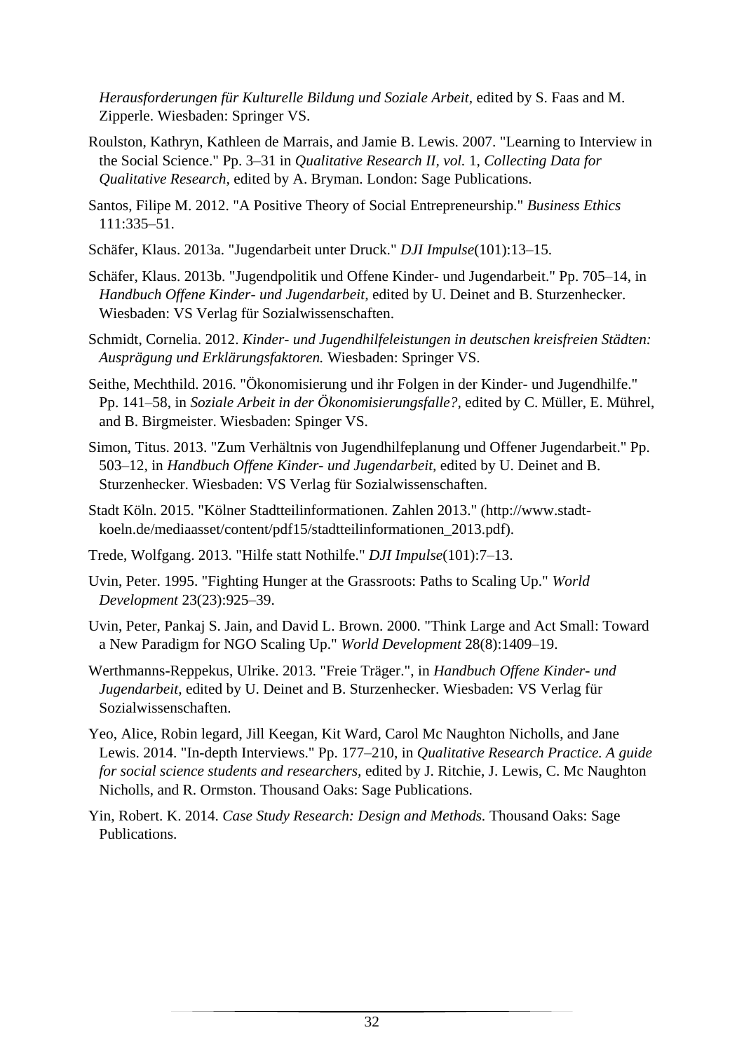*Herausforderungen für Kulturelle Bildung und Soziale Arbeit,* edited by S. Faas and M. Zipperle. Wiesbaden: Springer VS.

Roulston, Kathryn, Kathleen de Marrais, and Jamie B. Lewis. 2007. "Learning to Interview in the Social Science." Pp. 3–31 in *Qualitative Research II, vol.* 1, *Collecting Data for Qualitative Research,* edited by A. Bryman. London: Sage Publications.

Santos, Filipe M. 2012. "A Positive Theory of Social Entrepreneurship." *Business Ethics* 111:335–51.

Schäfer, Klaus. 2013a. "Jugendarbeit unter Druck." *DJI Impulse*(101):13–15.

Schäfer, Klaus. 2013b. "Jugendpolitik und Offene Kinder- und Jugendarbeit." Pp. 705–14, in *Handbuch Offene Kinder- und Jugendarbeit,* edited by U. Deinet and B. Sturzenhecker. Wiesbaden: VS Verlag für Sozialwissenschaften.

Schmidt, Cornelia. 2012. *Kinder- und Jugendhilfeleistungen in deutschen kreisfreien Städten: Ausprägung und Erklärungsfaktoren.* Wiesbaden: Springer VS.

Seithe, Mechthild. 2016. "Ökonomisierung und ihr Folgen in der Kinder- und Jugendhilfe." Pp. 141–58, in *Soziale Arbeit in der Ökonomisierungsfalle?,* edited by C. Müller, E. Mührel, and B. Birgmeister. Wiesbaden: Spinger VS.

Simon, Titus. 2013. "Zum Verhältnis von Jugendhilfeplanung und Offener Jugendarbeit." Pp. 503–12, in *Handbuch Offene Kinder- und Jugendarbeit,* edited by U. Deinet and B. Sturzenhecker. Wiesbaden: VS Verlag für Sozialwissenschaften.

Stadt Köln. 2015. "Kölner Stadtteilinformationen. Zahlen 2013." (http://www.stadt-koeln.de/mediaasset/content/pdf15/stadtteilinformationen_2013.pdf).

Trede, Wolfgang. 2013. "Hilfe statt Nothilfe." *DJI Impulse*(101):7–13.

Uvin, Peter. 1995. "Fighting Hunger at the Grassroots: Paths to Scaling Up." *World Development* 23(23):925–39.

Uvin, Peter, Pankaj S. Jain, and David L. Brown. 2000. "Think Large and Act Small: Toward a New Paradigm for NGO Scaling Up." *World Development* 28(8):1409–19.

Werthmanns-Reppekus, Ulrike. 2013. "Freie Träger.", in *Handbuch Offene Kinder- und Jugendarbeit,* edited by U. Deinet and B. Sturzenhecker. Wiesbaden: VS Verlag für Sozialwissenschaften.

Yeo, Alice, Robin legard, Jill Keegan, Kit Ward, Carol Mc Naughton Nicholls, and Jane Lewis. 2014. "In-depth Interviews." Pp. 177–210, in *Qualitative Research Practice. A guide for social science students and researchers,* edited by J. Ritchie, J. Lewis, C. Mc Naughton Nicholls, and R. Ormston. Thousand Oaks: Sage Publications.

Yin, Robert. K. 2014. *Case Study Research: Design and Methods.* Thousand Oaks: Sage Publications.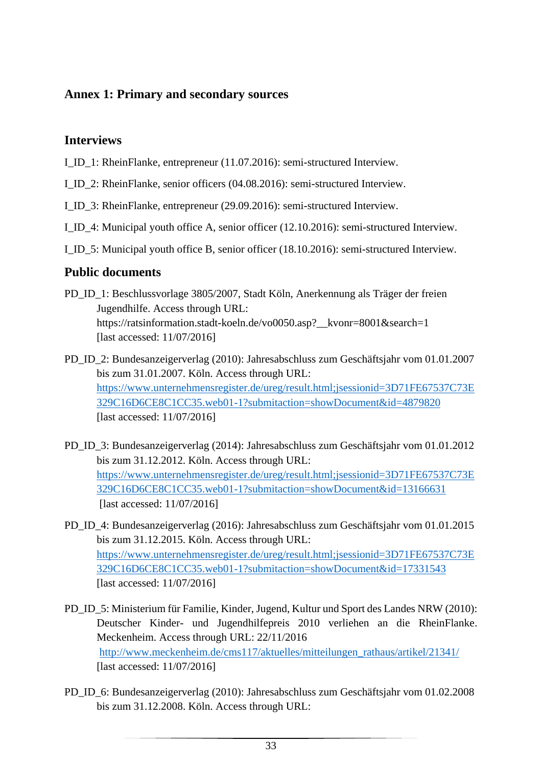## Annex 1: Primary and secondary sources

### Interviews

I_ID_1: RheinFlanke, entrepreneur (11.07.2016): semi-structured Interview.

I_ID_2: RheinFlanke, senior officers (04.08.2016): semi-structured Interview.

I_ID_3: RheinFlanke, entrepreneur (29.09.2016): semi-structured Interview.

I_ID_4: Municipal youth office A, senior officer (12.10.2016): semi-structured Interview.

I_ID_5: Municipal youth office B, senior officer (18.10.2016): semi-structured Interview.

### Public documents

PD_ID_1: Beschlussvorlage 3805/2007, Stadt Köln, Anerkennung als Träger der freien Jugendhilfe. Access through URL: https://ratsinformation.stadt-koeln.de/vo0050.asp?__kvonr=8001&search=1 [last accessed: 11/07/2016]

PD_ID_2: Bundesanzeigerverlag (2010): Jahresabschluss zum Geschäftsjahr vom 01.01.2007 bis zum 31.01.2007. Köln. Access through URL: https://www.unternehmensregister.de/ureg/result.html;jsessionid=3D71FE67537C73E329C16D6CE8C1CC35.web01-1?submitaction=showDocument&id=4879820 [last accessed: 11/07/2016]

PD_ID_3: Bundesanzeigerverlag (2014): Jahresabschluss zum Geschäftsjahr vom 01.01.2012 bis zum 31.12.2012. Köln. Access through URL: https://www.unternehmensregister.de/ureg/result.html;jsessionid=3D71FE67537C73E329C16D6CE8C1CC35.web01-1?submitaction=showDocument&id=13166631 [last accessed: 11/07/2016]

PD_ID_4: Bundesanzeigerverlag (2016): Jahresabschluss zum Geschäftsjahr vom 01.01.2015 bis zum 31.12.2015. Köln. Access through URL: https://www.unternehmensregister.de/ureg/result.html;jsessionid=3D71FE67537C73E329C16D6CE8C1CC35.web01-1?submitaction=showDocument&id=17331543 [last accessed: 11/07/2016]

PD_ID_5: Ministerium für Familie, Kinder, Jugend, Kultur und Sport des Landes NRW (2010): Deutscher Kinder- und Jugendhilfepreis 2010 verliehen an die RheinFlanke. Meckenheim. Access through URL: 22/11/2016 http://www.meckenheim.de/cms117/aktuelles/mitteilungen_rathaus/artikel/21341/ [last accessed: 11/07/2016]

PD_ID_6: Bundesanzeigerverlag (2010): Jahresabschluss zum Geschäftsjahr vom 01.02.2008 bis zum 31.12.2008. Köln. Access through URL: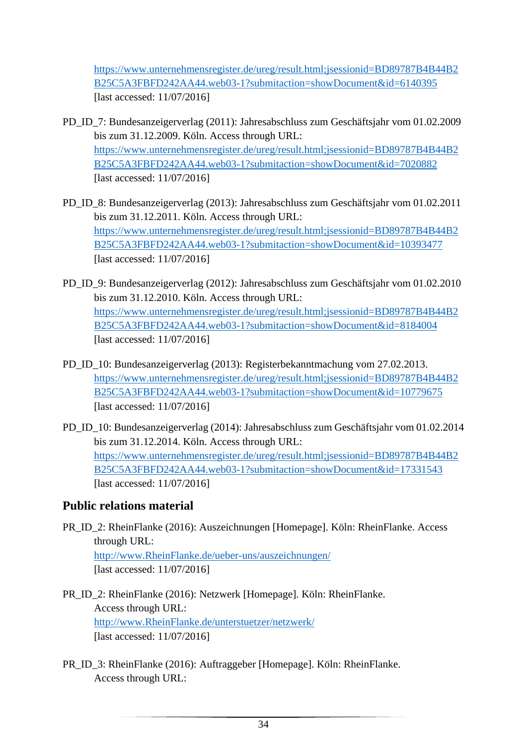https://www.unternehmensregister.de/ureg/result.html;jsessionid=BD89787B4B44B2B25C5A3FBFD242AA44.web03-1?submitaction=showDocument&id=6140395 [last accessed: 11/07/2016]

PD_ID_7: Bundesanzeigerverlag (2011): Jahresabschluss zum Geschäftsjahr vom 01.02.2009 bis zum 31.12.2009. Köln. Access through URL: https://www.unternehmensregister.de/ureg/result.html;jsessionid=BD89787B4B44B2B25C5A3FBFD242AA44.web03-1?submitaction=showDocument&id=7020882 [last accessed: 11/07/2016]

PD_ID_8: Bundesanzeigerverlag (2013): Jahresabschluss zum Geschäftsjahr vom 01.02.2011 bis zum 31.12.2011. Köln. Access through URL: https://www.unternehmensregister.de/ureg/result.html;jsessionid=BD89787B4B44B2B25C5A3FBFD242AA44.web03-1?submitaction=showDocument&id=10393477 [last accessed: 11/07/2016]

PD_ID_9: Bundesanzeigerverlag (2012): Jahresabschluss zum Geschäftsjahr vom 01.02.2010 bis zum 31.12.2010. Köln. Access through URL: https://www.unternehmensregister.de/ureg/result.html;jsessionid=BD89787B4B44B2B25C5A3FBFD242AA44.web03-1?submitaction=showDocument&id=8184004 [last accessed: 11/07/2016]

PD_ID_10: Bundesanzeigerverlag (2013): Registerbekanntmachung vom 27.02.2013. https://www.unternehmensregister.de/ureg/result.html;jsessionid=BD89787B4B44B2B25C5A3FBFD242AA44.web03-1?submitaction=showDocument&id=10779675 [last accessed: 11/07/2016]

PD_ID_10: Bundesanzeigerverlag (2014): Jahresabschluss zum Geschäftsjahr vom 01.02.2014 bis zum 31.12.2014. Köln. Access through URL: https://www.unternehmensregister.de/ureg/result.html;jsessionid=BD89787B4B44B2B25C5A3FBFD242AA44.web03-1?submitaction=showDocument&id=17331543 [last accessed: 11/07/2016]

## Public relations material

PR_ID_2: RheinFlanke (2016): Auszeichnungen [Homepage]. Köln: RheinFlanke. Access through URL: http://www.RheinFlanke.de/ueber-uns/auszeichnungen/ [last accessed: 11/07/2016]

PR_ID_2: RheinFlanke (2016): Netzwerk [Homepage]. Köln: RheinFlanke. Access through URL: http://www.RheinFlanke.de/unterstuetzer/netzwerk/ [last accessed: 11/07/2016]

PR_ID_3: RheinFlanke (2016): Auftraggeber [Homepage]. Köln: RheinFlanke. Access through URL: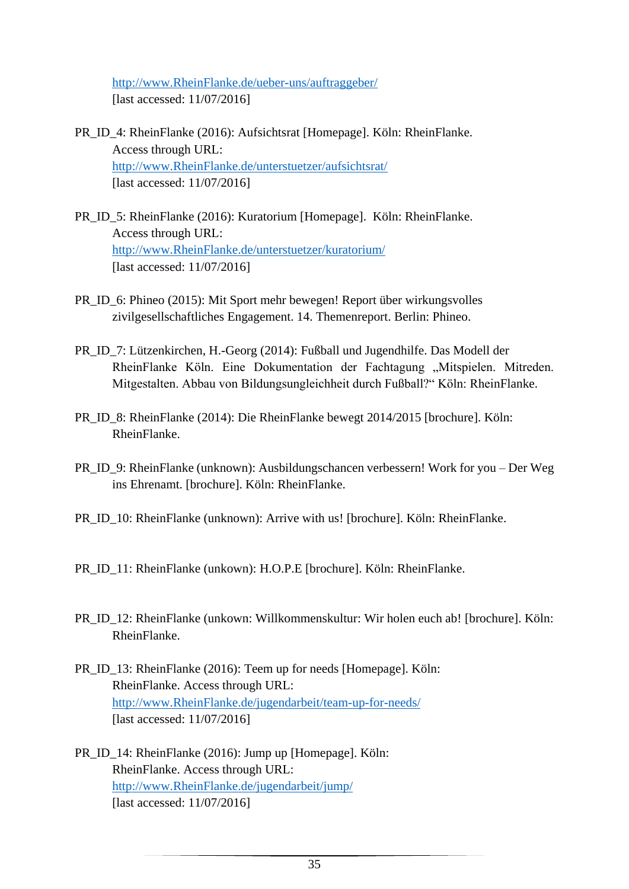http://www.RheinFlanke.de/ueber-uns/auftraggeber/
[last accessed: 11/07/2016]

PR_ID_4: RheinFlanke (2016): Aufsichtsrat [Homepage]. Köln: RheinFlanke. Access through URL: http://www.RheinFlanke.de/unterstuetzer/aufsichtsrat/ [last accessed: 11/07/2016]

PR_ID_5: RheinFlanke (2016): Kuratorium [Homepage]. Köln: RheinFlanke. Access through URL: http://www.RheinFlanke.de/unterstuetzer/kuratorium/ [last accessed: 11/07/2016]

PR_ID_6: Phineo (2015): Mit Sport mehr bewegen! Report über wirkungsvolles zivilgesellschaftliches Engagement. 14. Themenreport. Berlin: Phineo.

PR_ID_7: Lützenkirchen, H.-Georg (2014): Fußball und Jugendhilfe. Das Modell der RheinFlanke Köln. Eine Dokumentation der Fachtagung „Mitspielen. Mitreden. Mitgestalten. Abbau von Bildungsungleichheit durch Fußball?“ Köln: RheinFlanke.

PR_ID_8: RheinFlanke (2014): Die RheinFlanke bewegt 2014/2015 [brochure]. Köln: RheinFlanke.

PR_ID_9: RheinFlanke (unknown): Ausbildungschancen verbessern! Work for you – Der Weg ins Ehrenamt. [brochure]. Köln: RheinFlanke.

PR_ID_10: RheinFlanke (unknown): Arrive with us! [brochure]. Köln: RheinFlanke.

PR_ID_11: RheinFlanke (unkown): H.O.P.E [brochure]. Köln: RheinFlanke.

PR_ID_12: RheinFlanke (unkown: Willkommenskultur: Wir holen euch ab! [brochure]. Köln: RheinFlanke.

PR_ID_13: RheinFlanke (2016): Teem up for needs [Homepage]. Köln: RheinFlanke. Access through URL: http://www.RheinFlanke.de/jugendarbeit/team-up-for-needs/ [last accessed: 11/07/2016]

PR_ID_14: RheinFlanke (2016): Jump up [Homepage]. Köln: RheinFlanke. Access through URL: http://www.RheinFlanke.de/jugendarbeit/jump/ [last accessed: 11/07/2016]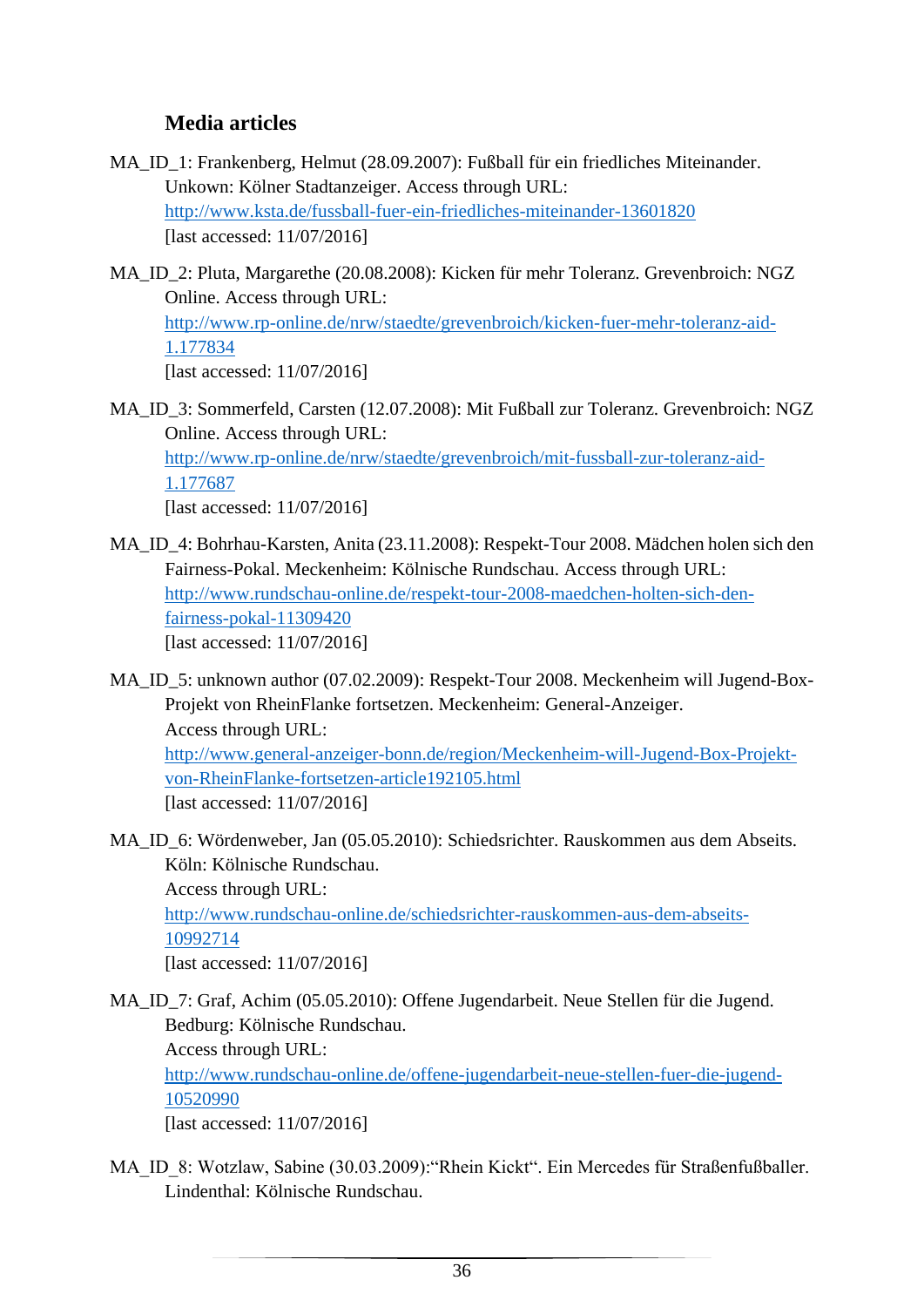### Media articles

MA_ID_1: Frankenberg, Helmut (28.09.2007): Fußball für ein friedliches Miteinander. Unkown: Kölner Stadtanzeiger. Access through URL: http://www.ksta.de/fussball-fuer-ein-friedliches-miteinander-13601820 [last accessed: 11/07/2016]

MA_ID_2: Pluta, Margarethe (20.08.2008): Kicken für mehr Toleranz. Grevenbroich: NGZ Online. Access through URL: http://www.rp-online.de/nrw/staedte/grevenbroich/kicken-fuer-mehr-toleranz-aid-1.177834 [last accessed: 11/07/2016]

MA_ID_3: Sommerfeld, Carsten (12.07.2008): Mit Fußball zur Toleranz. Grevenbroich: NGZ Online. Access through URL: http://www.rp-online.de/nrw/staedte/grevenbroich/mit-fussball-zur-toleranz-aid-1.177687 [last accessed: 11/07/2016]

MA_ID_4: Bohrhau-Karsten, Anita (23.11.2008): Respekt-Tour 2008. Mädchen holen sich den Fairness-Pokal. Meckenheim: Kölnische Rundschau. Access through URL: http://www.rundschau-online.de/respekt-tour-2008-maedchen-holten-sich-den-fairness-pokal-11309420 [last accessed: 11/07/2016]

MA_ID_5: unknown author (07.02.2009): Respekt-Tour 2008. Meckenheim will Jugend-Box-Projekt von RheinFlanke fortsetzen. Meckenheim: General-Anzeiger. Access through URL: http://www.general-anzeiger-bonn.de/region/Meckenheim-will-Jugend-Box-Projekt-von-RheinFlanke-fortsetzen-article192105.html [last accessed: 11/07/2016]

MA_ID_6: Wördenweber, Jan (05.05.2010): Schiedsrichter. Rauskommen aus dem Abseits. Köln: Kölnische Rundschau. Access through URL: http://www.rundschau-online.de/schiedsrichter-rauskommen-aus-dem-abseits-10992714 [last accessed: 11/07/2016]

MA_ID_7: Graf, Achim (05.05.2010): Offene Jugendarbeit. Neue Stellen für die Jugend. Bedburg: Kölnische Rundschau. Access through URL: http://www.rundschau-online.de/offene-jugendarbeit-neue-stellen-fuer-die-jugend-10520990 [last accessed: 11/07/2016]

MA_ID_8: Wotzlaw, Sabine (30.03.2009):“Rhein Kickt“. Ein Mercedes für Straßenfußballer. Lindenthal: Kölnische Rundschau.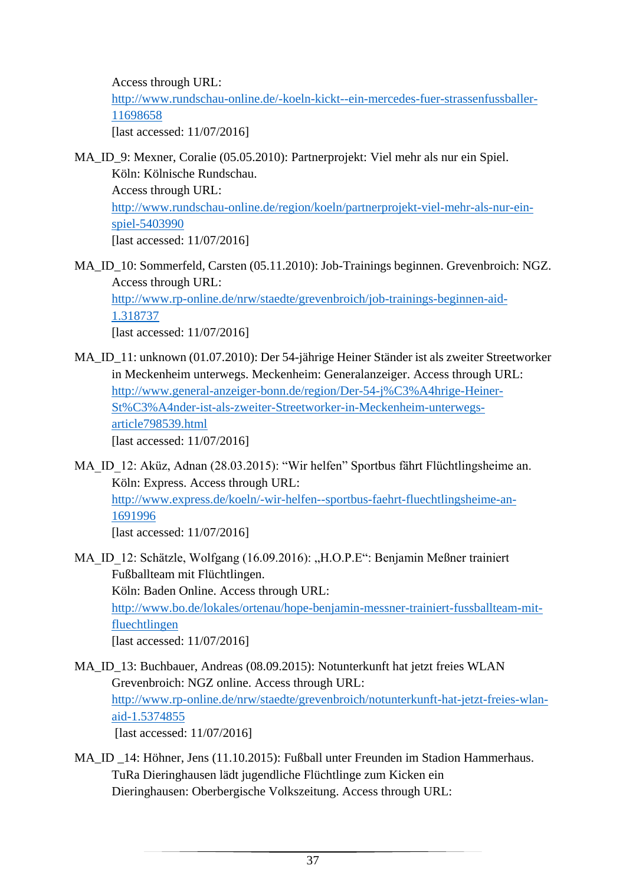Access through URL:
http://www.rundschau-online.de/-koeln-kickt--ein-mercedes-fuer-strassenfussballer-11698658
[last accessed: 11/07/2016]

MA_ID_9: Mexner, Coralie (05.05.2010): Partnerprojekt: Viel mehr als nur ein Spiel. Köln: Kölnische Rundschau.
Access through URL:
http://www.rundschau-online.de/region/koeln/partnerprojekt-viel-mehr-als-nur-ein-spiel-5403990
[last accessed: 11/07/2016]

MA_ID_10: Sommerfeld, Carsten (05.11.2010): Job-Trainings beginnen. Grevenbroich: NGZ.
Access through URL:
http://www.rp-online.de/nrw/staedte/grevenbroich/job-trainings-beginnen-aid-1.318737
[last accessed: 11/07/2016]

MA_ID_11: unknown (01.07.2010): Der 54-jährige Heiner Ständer ist als zweiter Streetworker in Meckenheim unterwegs. Meckenheim: Generalanzeiger. Access through URL:
http://www.general-anzeiger-bonn.de/region/Der-54-j%C3%A4hrige-Heiner-St%C3%A4nder-ist-als-zweiter-Streetworker-in-Meckenheim-unterwegs-article798539.html
[last accessed: 11/07/2016]

MA_ID_12: Aküz, Adnan (28.03.2015): "Wir helfen" Sportbus fährt Flüchtlingsheime an. Köln: Express. Access through URL:
http://www.express.de/koeln/-wir-helfen--sportbus-faehrt-fluechtlingsheime-an-1691996
[last accessed: 11/07/2016]

MA_ID_12: Schätzle, Wolfgang (16.09.2016): „H.O.P.E": Benjamin Meßner trainiert Fußballteam mit Flüchtlingen.
Köln: Baden Online. Access through URL:
http://www.bo.de/lokales/ortenau/hope-benjamin-messner-trainiert-fussballteam-mit-fluechtlingen
[last accessed: 11/07/2016]

MA_ID_13: Buchbauer, Andreas (08.09.2015): Notunterkunft hat jetzt freies WLAN Grevenbroich: NGZ online. Access through URL:
http://www.rp-online.de/nrw/staedte/grevenbroich/notunterkunft-hat-jetzt-freies-wlan-aid-1.5374855
[last accessed: 11/07/2016]

MA_ID _14: Höhner, Jens (11.10.2015): Fußball unter Freunden im Stadion Hammerhaus. TuRa Dieringhausen lädt jugendliche Flüchtlinge zum Kicken ein
Dieringhausen: Oberbergische Volkszeitung. Access through URL: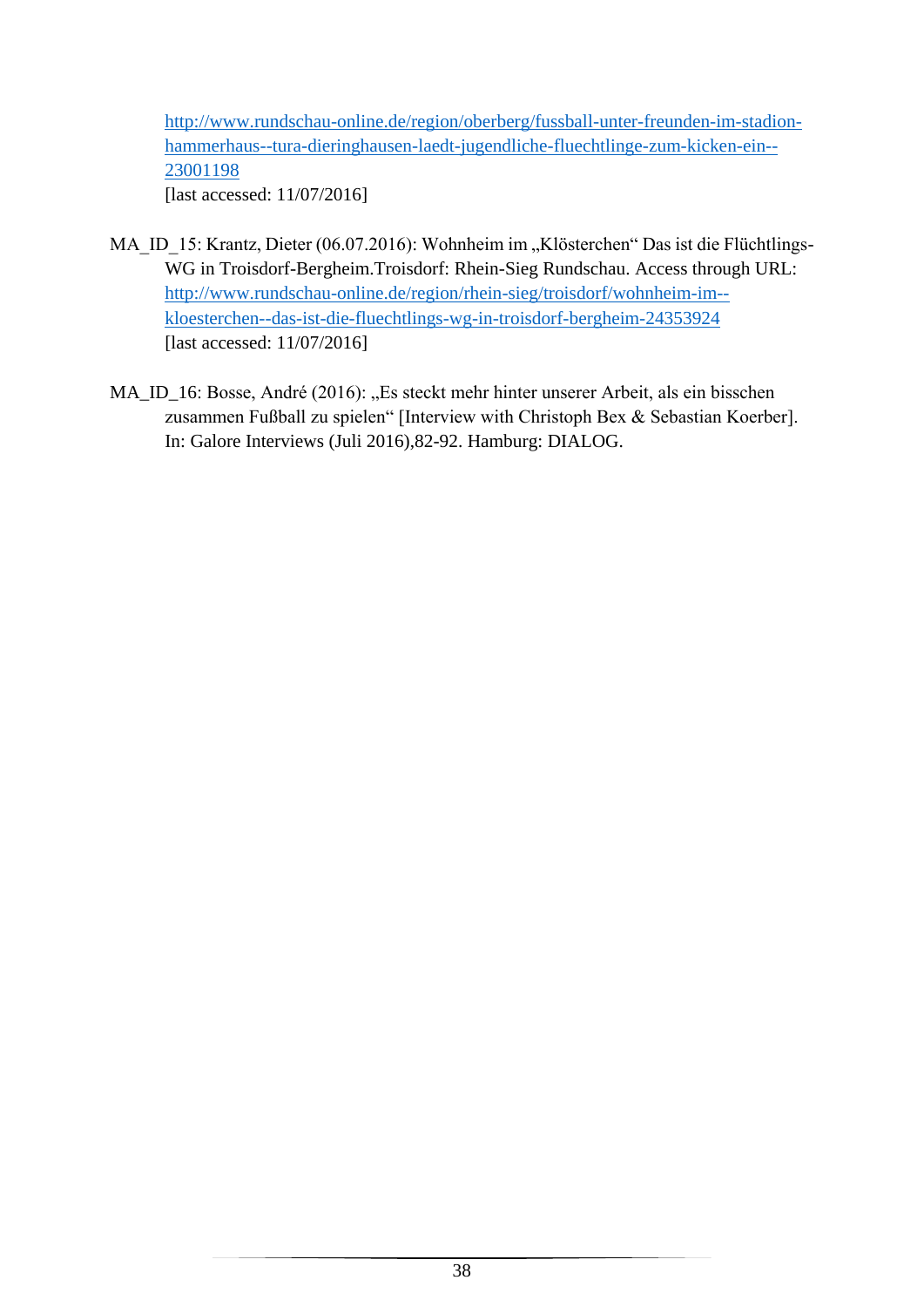http://www.rundschau-online.de/region/oberberg/fussball-unter-freunden-im-stadion-hammerhaus--tura-dieringhausen-laedt-jugendliche-fluechtlinge-zum-kicken-ein--23001198
[last accessed: 11/07/2016]

MA_ID_15: Krantz, Dieter (06.07.2016): Wohnheim im „Klösterchen“ Das ist die Flüchtlings-WG in Troisdorf-Bergheim.Troisdorf: Rhein-Sieg Rundschau. Access through URL: http://www.rundschau-online.de/region/rhein-sieg/troisdorf/wohnheim-im--kloesterchen--das-ist-die-fluechtlings-wg-in-troisdorf-bergheim-24353924
[last accessed: 11/07/2016]

MA_ID_16: Bosse, André (2016): „Es steckt mehr hinter unserer Arbeit, als ein bisschen zusammen Fußball zu spielen“ [Interview with Christoph Bex & Sebastian Koerber]. In: Galore Interviews (Juli 2016),82-92. Hamburg: DIALOG.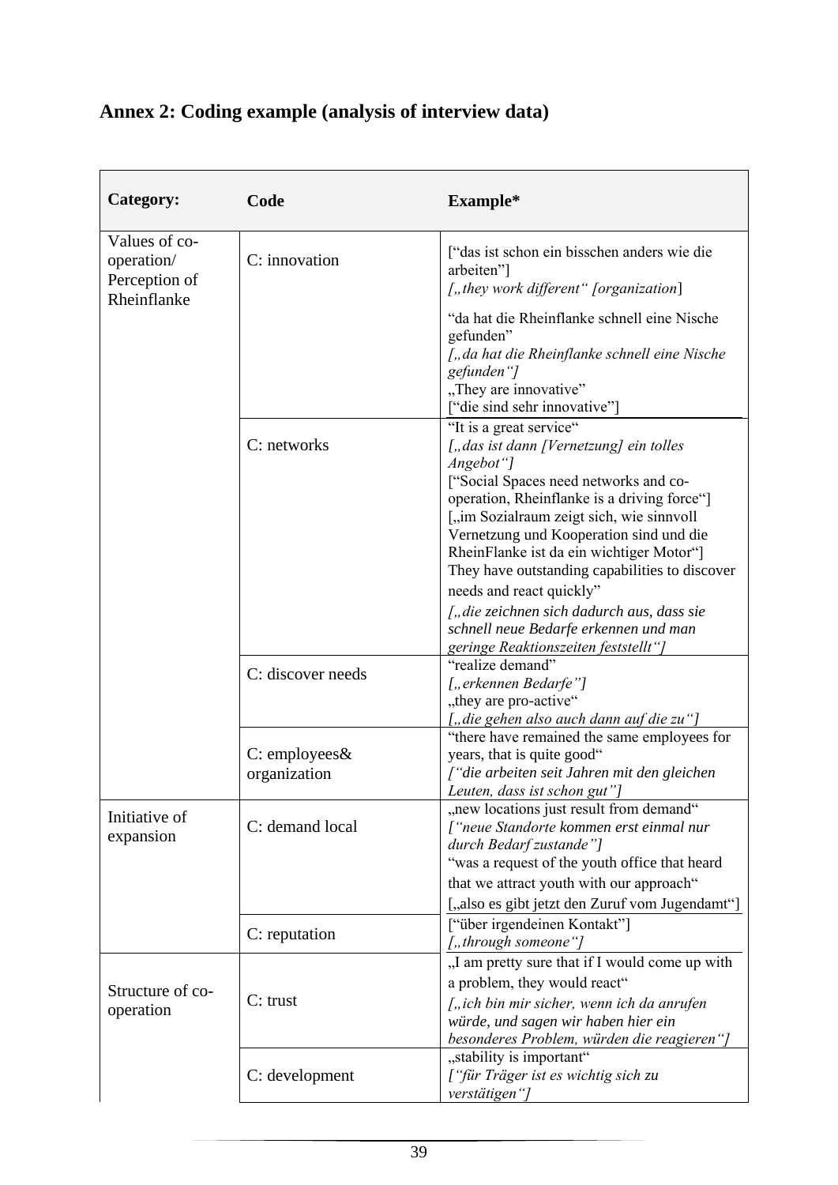## Annex 2: Coding example (analysis of interview data)

| Category: | Code | Example* |
|---|---|---|
| Values of co-operation/ Perception of Rheinflanke | C: innovation | ["das ist schon ein bisschen anders wie die arbeiten"] *[„they work different" [organization*] "da hat die Rheinflanke schnell eine Nische gefunden" *[„da hat die Rheinflanke schnell eine Nische gefunden"]* „They are innovative" ["die sind sehr innovative"] |
| | C: networks | "It is a great service" *[„das ist dann [Vernetzung] ein tolles Angebot"]* ["Social Spaces need networks and co-operation, Rheinflanke is a driving force"] [„im Sozialraum zeigt sich, wie sinnvoll Vernetzung und Kooperation sind und die RheinFlanke ist da ein wichtiger Motor"] They have outstanding capabilities to discover needs and react quickly" *[„die zeichnen sich dadurch aus, dass sie schnell neue Bedarfe erkennen und man geringe Reaktionszeiten feststellt"]* |
| | C: discover needs | "realize demand" *[„erkennen Bedarfe"]* „they are pro-active" *[„die gehen also auch dann auf die zu"]* |
| | C: employees& organization | "there have remained the same employees for years, that is quite good" *["die arbeiten seit Jahren mit den gleichen Leuten, dass ist schon gut"]* |
| Initiative of expansion | C: demand local | „new locations just result from demand" *["neue Standorte kommen erst einmal nur durch Bedarf zustande"]* "was a request of the youth office that heard that we attract youth with our approach" [„also es gibt jetzt den Zuruf vom Jugendamt"] |
| | C: reputation | ["über irgendeinen Kontakt"] *[„through someone"]* |
| Structure of co-operation | C: trust | „I am pretty sure that if I would come up with a problem, they would react" *[„ich bin mir sicher, wenn ich da anrufen würde, und sagen wir haben hier ein besonderes Problem, würden die reagieren"]* |
| | C: development | „stability is important" *["für Träger ist es wichtig sich zu verstätigen"]* |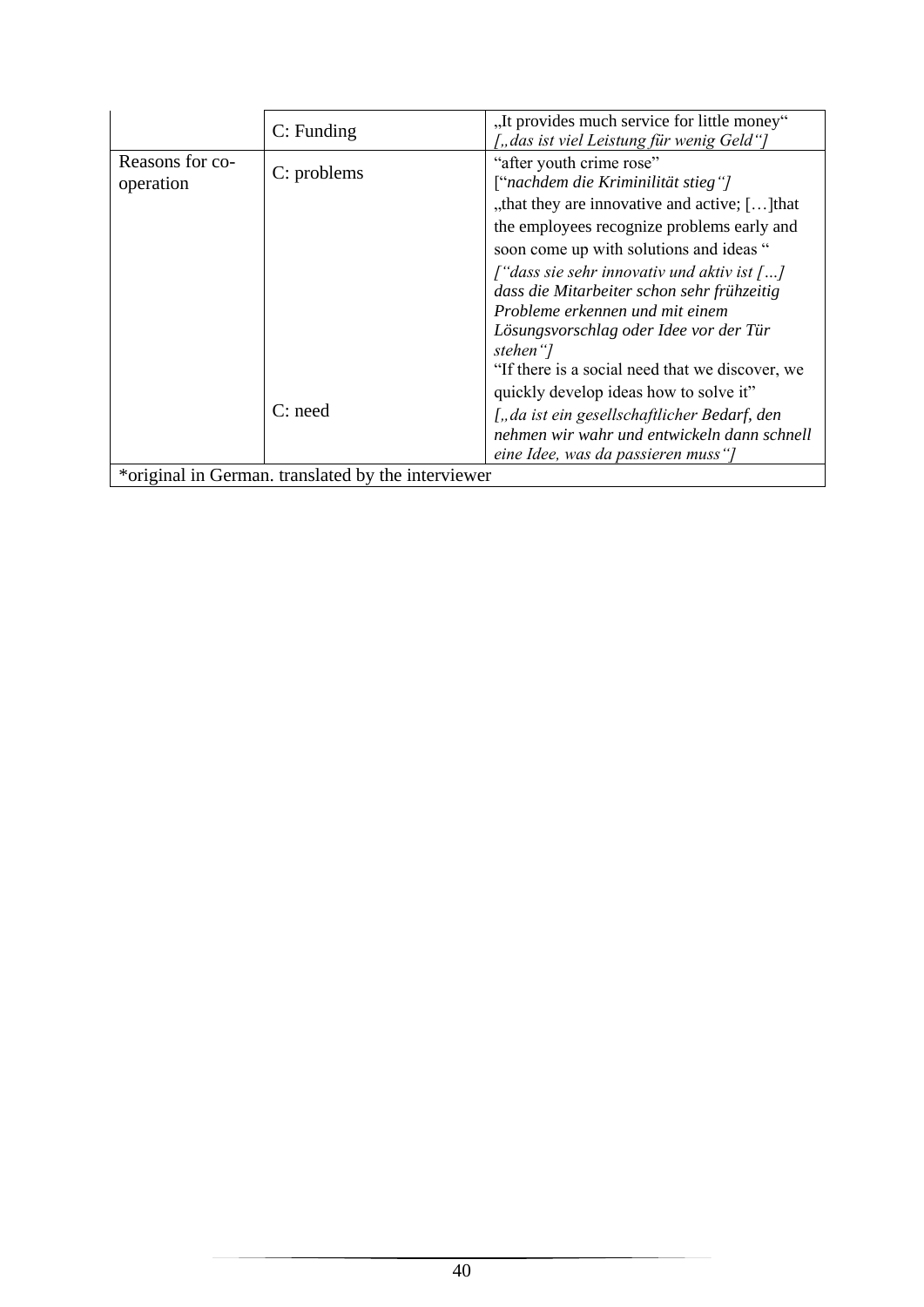| | | |
|---|---|---|
| | C: Funding | „It provides much service for little money“ *[„das ist viel Leistung für wenig Geld“]* |
| Reasons for co-operation | C: problems | “after youth crime rose” [“*nachdem die Kriminilität stieg“]* |
| | | „that they are innovative and active; […]that the employees recognize problems early and soon come up with solutions and ideas “ *[“dass sie sehr innovativ und aktiv ist […] dass die Mitarbeiter schon sehr frühzeitig Probleme erkennen und mit einem Lösungsvorschlag oder Idee vor der Tür stehen“]* |
| | C: need | “If there is a social need that we discover, we quickly develop ideas how to solve it” *[„da ist ein gesellschaftlicher Bedarf, den nehmen wir wahr und entwickeln dann schnell eine Idee, was da passieren muss“]* |
| *original in German. translated by the interviewer | | |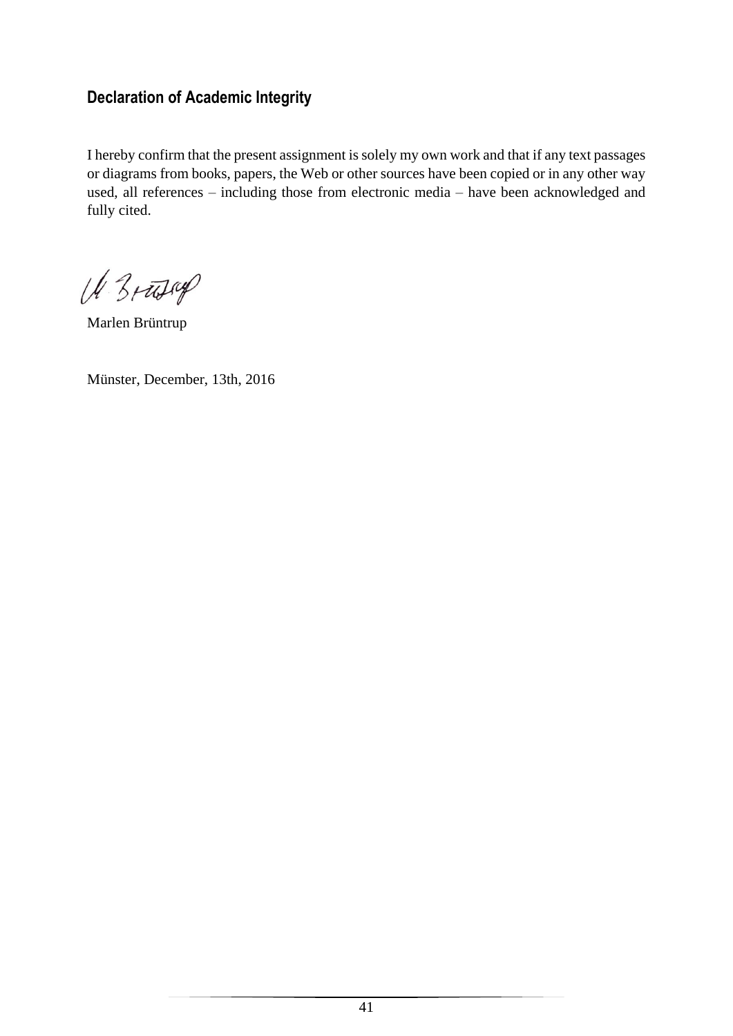## Declaration of Academic Integrity

I hereby confirm that the present assignment is solely my own work and that if any text passages or diagrams from books, papers, the Web or other sources have been copied or in any other way used, all references – including those from electronic media – have been acknowledged and fully cited.

Marlen Brüntrup

Münster, December, 13th, 2016